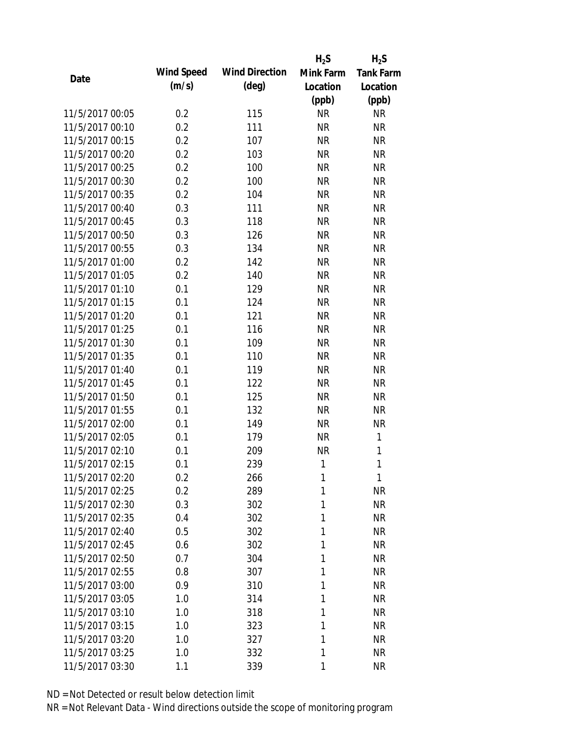| Date | Wind Speed (m/s) | Wind Direction (deg) | $H_2S$ Mink Farm Location (ppb) | $H_2S$ Tank Farm Location (ppb) |
|---|---|---|---|---|
| 11/5/2017 00:05 | 0.2 | 115 | NR | NR |
| 11/5/2017 00:10 | 0.2 | 111 | NR | NR |
| 11/5/2017 00:15 | 0.2 | 107 | NR | NR |
| 11/5/2017 00:20 | 0.2 | 103 | NR | NR |
| 11/5/2017 00:25 | 0.2 | 100 | NR | NR |
| 11/5/2017 00:30 | 0.2 | 100 | NR | NR |
| 11/5/2017 00:35 | 0.2 | 104 | NR | NR |
| 11/5/2017 00:40 | 0.3 | 111 | NR | NR |
| 11/5/2017 00:45 | 0.3 | 118 | NR | NR |
| 11/5/2017 00:50 | 0.3 | 126 | NR | NR |
| 11/5/2017 00:55 | 0.3 | 134 | NR | NR |
| 11/5/2017 01:00 | 0.2 | 142 | NR | NR |
| 11/5/2017 01:05 | 0.2 | 140 | NR | NR |
| 11/5/2017 01:10 | 0.1 | 129 | NR | NR |
| 11/5/2017 01:15 | 0.1 | 124 | NR | NR |
| 11/5/2017 01:20 | 0.1 | 121 | NR | NR |
| 11/5/2017 01:25 | 0.1 | 116 | NR | NR |
| 11/5/2017 01:30 | 0.1 | 109 | NR | NR |
| 11/5/2017 01:35 | 0.1 | 110 | NR | NR |
| 11/5/2017 01:40 | 0.1 | 119 | NR | NR |
| 11/5/2017 01:45 | 0.1 | 122 | NR | NR |
| 11/5/2017 01:50 | 0.1 | 125 | NR | NR |
| 11/5/2017 01:55 | 0.1 | 132 | NR | NR |
| 11/5/2017 02:00 | 0.1 | 149 | NR | NR |
| 11/5/2017 02:05 | 0.1 | 179 | NR | 1 |
| 11/5/2017 02:10 | 0.1 | 209 | NR | 1 |
| 11/5/2017 02:15 | 0.1 | 239 | 1 | 1 |
| 11/5/2017 02:20 | 0.2 | 266 | 1 | 1 |
| 11/5/2017 02:25 | 0.2 | 289 | 1 | NR |
| 11/5/2017 02:30 | 0.3 | 302 | 1 | NR |
| 11/5/2017 02:35 | 0.4 | 302 | 1 | NR |
| 11/5/2017 02:40 | 0.5 | 302 | 1 | NR |
| 11/5/2017 02:45 | 0.6 | 302 | 1 | NR |
| 11/5/2017 02:50 | 0.7 | 304 | 1 | NR |
| 11/5/2017 02:55 | 0.8 | 307 | 1 | NR |
| 11/5/2017 03:00 | 0.9 | 310 | 1 | NR |
| 11/5/2017 03:05 | 1.0 | 314 | 1 | NR |
| 11/5/2017 03:10 | 1.0 | 318 | 1 | NR |
| 11/5/2017 03:15 | 1.0 | 323 | 1 | NR |
| 11/5/2017 03:20 | 1.0 | 327 | 1 | NR |
| 11/5/2017 03:25 | 1.0 | 332 | 1 | NR |
| 11/5/2017 03:30 | 1.1 | 339 | 1 | NR |

ND = Not Detected or result below detection limit

NR = Not Relevant Data - Wind directions outside the scope of monitoring program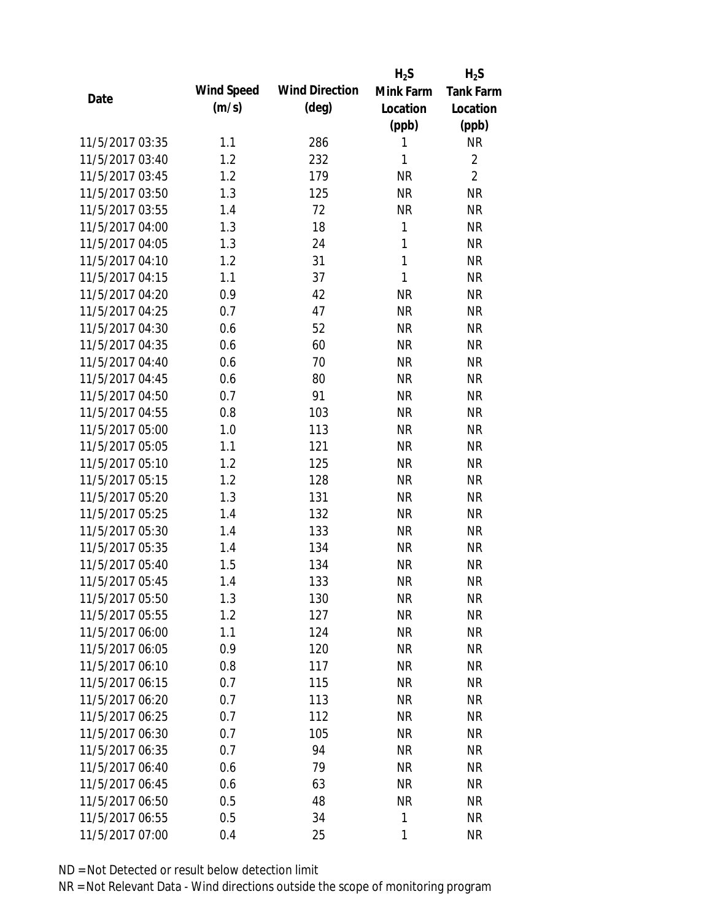| Date | Wind Speed (m/s) | Wind Direction (deg) | $H_2S$ Mink Farm Location (ppb) | $H_2S$ Tank Farm Location (ppb) |
|---|---|---|---|---|
| 11/5/2017 03:35 | 1.1 | 286 | 1 | NR |
| 11/5/2017 03:40 | 1.2 | 232 | 1 | 2 |
| 11/5/2017 03:45 | 1.2 | 179 | NR | 2 |
| 11/5/2017 03:50 | 1.3 | 125 | NR | NR |
| 11/5/2017 03:55 | 1.4 | 72 | NR | NR |
| 11/5/2017 04:00 | 1.3 | 18 | 1 | NR |
| 11/5/2017 04:05 | 1.3 | 24 | 1 | NR |
| 11/5/2017 04:10 | 1.2 | 31 | 1 | NR |
| 11/5/2017 04:15 | 1.1 | 37 | 1 | NR |
| 11/5/2017 04:20 | 0.9 | 42 | NR | NR |
| 11/5/2017 04:25 | 0.7 | 47 | NR | NR |
| 11/5/2017 04:30 | 0.6 | 52 | NR | NR |
| 11/5/2017 04:35 | 0.6 | 60 | NR | NR |
| 11/5/2017 04:40 | 0.6 | 70 | NR | NR |
| 11/5/2017 04:45 | 0.6 | 80 | NR | NR |
| 11/5/2017 04:50 | 0.7 | 91 | NR | NR |
| 11/5/2017 04:55 | 0.8 | 103 | NR | NR |
| 11/5/2017 05:00 | 1.0 | 113 | NR | NR |
| 11/5/2017 05:05 | 1.1 | 121 | NR | NR |
| 11/5/2017 05:10 | 1.2 | 125 | NR | NR |
| 11/5/2017 05:15 | 1.2 | 128 | NR | NR |
| 11/5/2017 05:20 | 1.3 | 131 | NR | NR |
| 11/5/2017 05:25 | 1.4 | 132 | NR | NR |
| 11/5/2017 05:30 | 1.4 | 133 | NR | NR |
| 11/5/2017 05:35 | 1.4 | 134 | NR | NR |
| 11/5/2017 05:40 | 1.5 | 134 | NR | NR |
| 11/5/2017 05:45 | 1.4 | 133 | NR | NR |
| 11/5/2017 05:50 | 1.3 | 130 | NR | NR |
| 11/5/2017 05:55 | 1.2 | 127 | NR | NR |
| 11/5/2017 06:00 | 1.1 | 124 | NR | NR |
| 11/5/2017 06:05 | 0.9 | 120 | NR | NR |
| 11/5/2017 06:10 | 0.8 | 117 | NR | NR |
| 11/5/2017 06:15 | 0.7 | 115 | NR | NR |
| 11/5/2017 06:20 | 0.7 | 113 | NR | NR |
| 11/5/2017 06:25 | 0.7 | 112 | NR | NR |
| 11/5/2017 06:30 | 0.7 | 105 | NR | NR |
| 11/5/2017 06:35 | 0.7 | 94 | NR | NR |
| 11/5/2017 06:40 | 0.6 | 79 | NR | NR |
| 11/5/2017 06:45 | 0.6 | 63 | NR | NR |
| 11/5/2017 06:50 | 0.5 | 48 | NR | NR |
| 11/5/2017 06:55 | 0.5 | 34 | 1 | NR |
| 11/5/2017 07:00 | 0.4 | 25 | 1 | NR |

ND = Not Detected or result below detection limit

NR = Not Relevant Data - Wind directions outside the scope of monitoring program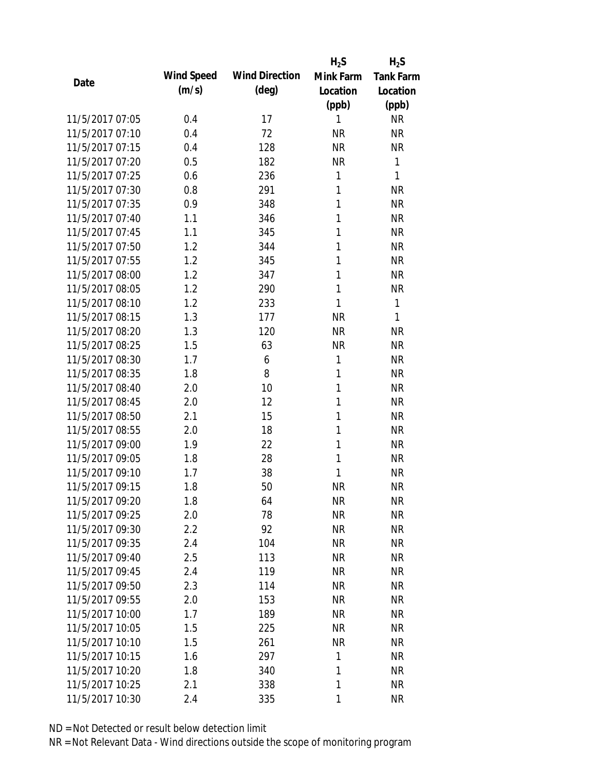| Date | Wind Speed (m/s) | Wind Direction (deg) | $H_2S$ Mink Farm Location (ppb) | $H_2S$ Tank Farm Location (ppb) |
| --- | --- | --- | --- | --- |
| 11/5/2017 07:05 | 0.4 | 17 | 1 | NR |
| 11/5/2017 07:10 | 0.4 | 72 | NR | NR |
| 11/5/2017 07:15 | 0.4 | 128 | NR | NR |
| 11/5/2017 07:20 | 0.5 | 182 | NR | 1 |
| 11/5/2017 07:25 | 0.6 | 236 | 1 | 1 |
| 11/5/2017 07:30 | 0.8 | 291 | 1 | NR |
| 11/5/2017 07:35 | 0.9 | 348 | 1 | NR |
| 11/5/2017 07:40 | 1.1 | 346 | 1 | NR |
| 11/5/2017 07:45 | 1.1 | 345 | 1 | NR |
| 11/5/2017 07:50 | 1.2 | 344 | 1 | NR |
| 11/5/2017 07:55 | 1.2 | 345 | 1 | NR |
| 11/5/2017 08:00 | 1.2 | 347 | 1 | NR |
| 11/5/2017 08:05 | 1.2 | 290 | 1 | NR |
| 11/5/2017 08:10 | 1.2 | 233 | 1 | 1 |
| 11/5/2017 08:15 | 1.3 | 177 | NR | 1 |
| 11/5/2017 08:20 | 1.3 | 120 | NR | NR |
| 11/5/2017 08:25 | 1.5 | 63 | NR | NR |
| 11/5/2017 08:30 | 1.7 | 6 | 1 | NR |
| 11/5/2017 08:35 | 1.8 | 8 | 1 | NR |
| 11/5/2017 08:40 | 2.0 | 10 | 1 | NR |
| 11/5/2017 08:45 | 2.0 | 12 | 1 | NR |
| 11/5/2017 08:50 | 2.1 | 15 | 1 | NR |
| 11/5/2017 08:55 | 2.0 | 18 | 1 | NR |
| 11/5/2017 09:00 | 1.9 | 22 | 1 | NR |
| 11/5/2017 09:05 | 1.8 | 28 | 1 | NR |
| 11/5/2017 09:10 | 1.7 | 38 | 1 | NR |
| 11/5/2017 09:15 | 1.8 | 50 | NR | NR |
| 11/5/2017 09:20 | 1.8 | 64 | NR | NR |
| 11/5/2017 09:25 | 2.0 | 78 | NR | NR |
| 11/5/2017 09:30 | 2.2 | 92 | NR | NR |
| 11/5/2017 09:35 | 2.4 | 104 | NR | NR |
| 11/5/2017 09:40 | 2.5 | 113 | NR | NR |
| 11/5/2017 09:45 | 2.4 | 119 | NR | NR |
| 11/5/2017 09:50 | 2.3 | 114 | NR | NR |
| 11/5/2017 09:55 | 2.0 | 153 | NR | NR |
| 11/5/2017 10:00 | 1.7 | 189 | NR | NR |
| 11/5/2017 10:05 | 1.5 | 225 | NR | NR |
| 11/5/2017 10:10 | 1.5 | 261 | NR | NR |
| 11/5/2017 10:15 | 1.6 | 297 | 1 | NR |
| 11/5/2017 10:20 | 1.8 | 340 | 1 | NR |
| 11/5/2017 10:25 | 2.1 | 338 | 1 | NR |
| 11/5/2017 10:30 | 2.4 | 335 | 1 | NR |

ND = Not Detected or result below detection limit

NR = Not Relevant Data - Wind directions outside the scope of monitoring program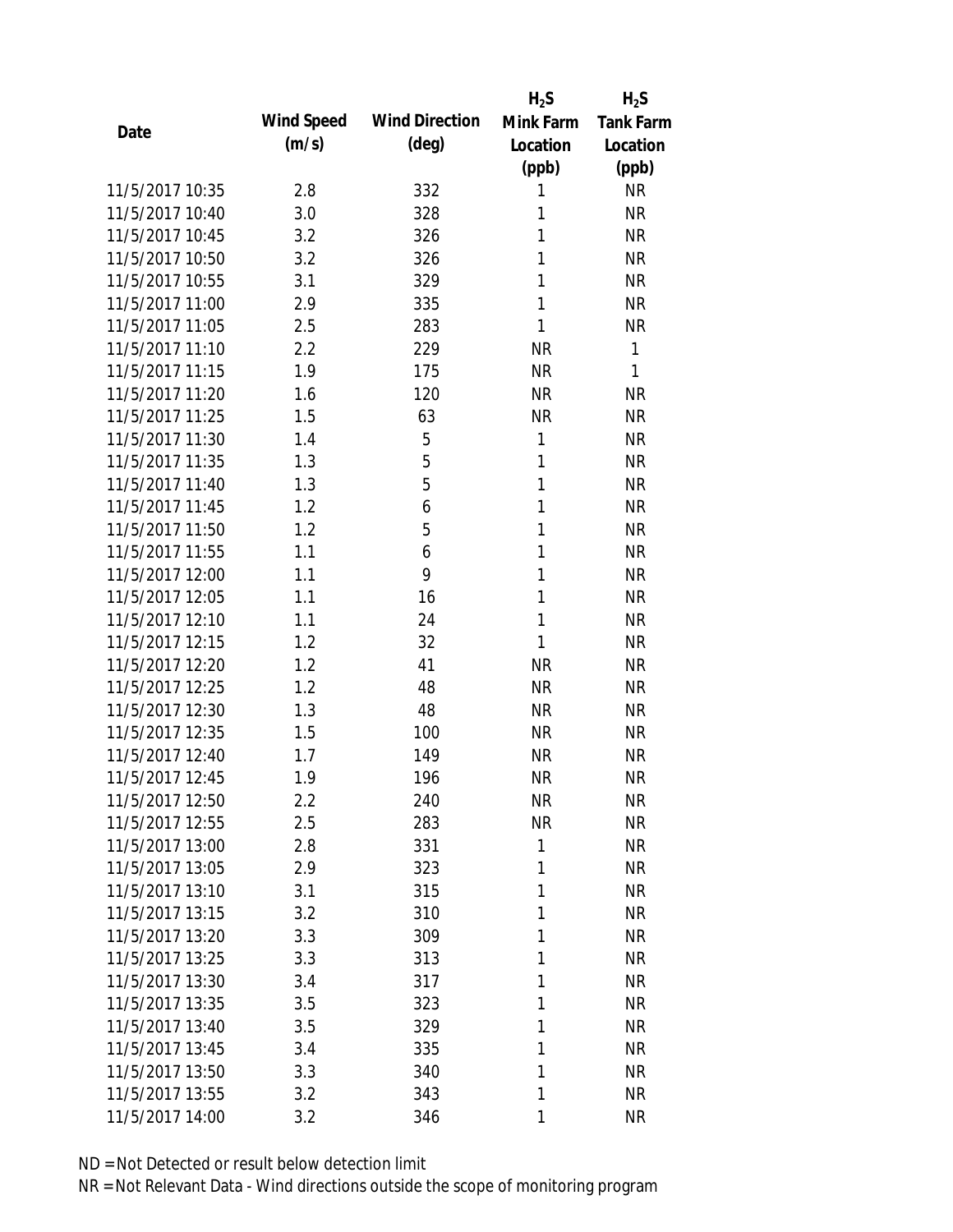| Date | Wind Speed (m/s) | Wind Direction (deg) | $H_2S$ Mink Farm Location (ppb) | $H_2S$ Tank Farm Location (ppb) |
|---|---|---|---|---|
| 11/5/2017 10:35 | 2.8 | 332 | 1 | NR |
| 11/5/2017 10:40 | 3.0 | 328 | 1 | NR |
| 11/5/2017 10:45 | 3.2 | 326 | 1 | NR |
| 11/5/2017 10:50 | 3.2 | 326 | 1 | NR |
| 11/5/2017 10:55 | 3.1 | 329 | 1 | NR |
| 11/5/2017 11:00 | 2.9 | 335 | 1 | NR |
| 11/5/2017 11:05 | 2.5 | 283 | 1 | NR |
| 11/5/2017 11:10 | 2.2 | 229 | NR | 1 |
| 11/5/2017 11:15 | 1.9 | 175 | NR | 1 |
| 11/5/2017 11:20 | 1.6 | 120 | NR | NR |
| 11/5/2017 11:25 | 1.5 | 63 | NR | NR |
| 11/5/2017 11:30 | 1.4 | 5 | 1 | NR |
| 11/5/2017 11:35 | 1.3 | 5 | 1 | NR |
| 11/5/2017 11:40 | 1.3 | 5 | 1 | NR |
| 11/5/2017 11:45 | 1.2 | 6 | 1 | NR |
| 11/5/2017 11:50 | 1.2 | 5 | 1 | NR |
| 11/5/2017 11:55 | 1.1 | 6 | 1 | NR |
| 11/5/2017 12:00 | 1.1 | 9 | 1 | NR |
| 11/5/2017 12:05 | 1.1 | 16 | 1 | NR |
| 11/5/2017 12:10 | 1.1 | 24 | 1 | NR |
| 11/5/2017 12:15 | 1.2 | 32 | 1 | NR |
| 11/5/2017 12:20 | 1.2 | 41 | NR | NR |
| 11/5/2017 12:25 | 1.2 | 48 | NR | NR |
| 11/5/2017 12:30 | 1.3 | 48 | NR | NR |
| 11/5/2017 12:35 | 1.5 | 100 | NR | NR |
| 11/5/2017 12:40 | 1.7 | 149 | NR | NR |
| 11/5/2017 12:45 | 1.9 | 196 | NR | NR |
| 11/5/2017 12:50 | 2.2 | 240 | NR | NR |
| 11/5/2017 12:55 | 2.5 | 283 | NR | NR |
| 11/5/2017 13:00 | 2.8 | 331 | 1 | NR |
| 11/5/2017 13:05 | 2.9 | 323 | 1 | NR |
| 11/5/2017 13:10 | 3.1 | 315 | 1 | NR |
| 11/5/2017 13:15 | 3.2 | 310 | 1 | NR |
| 11/5/2017 13:20 | 3.3 | 309 | 1 | NR |
| 11/5/2017 13:25 | 3.3 | 313 | 1 | NR |
| 11/5/2017 13:30 | 3.4 | 317 | 1 | NR |
| 11/5/2017 13:35 | 3.5 | 323 | 1 | NR |
| 11/5/2017 13:40 | 3.5 | 329 | 1 | NR |
| 11/5/2017 13:45 | 3.4 | 335 | 1 | NR |
| 11/5/2017 13:50 | 3.3 | 340 | 1 | NR |
| 11/5/2017 13:55 | 3.2 | 343 | 1 | NR |
| 11/5/2017 14:00 | 3.2 | 346 | 1 | NR |

ND = Not Detected or result below detection limit

NR = Not Relevant Data - Wind directions outside the scope of monitoring program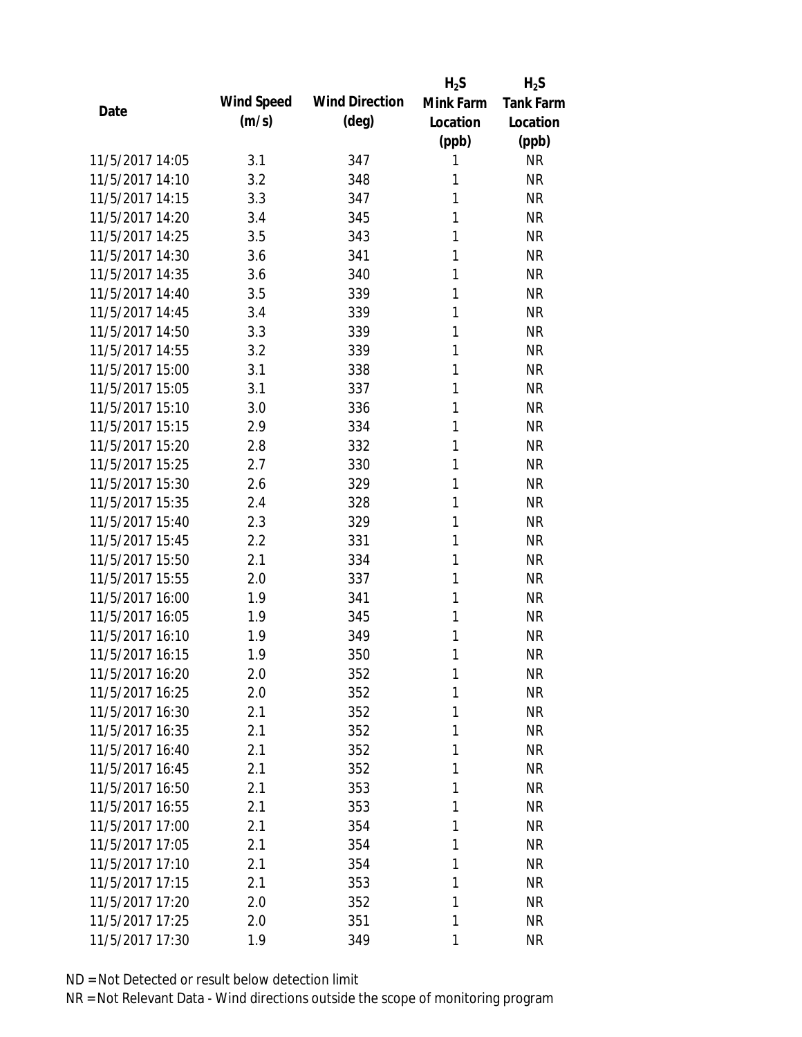| Date | Wind Speed (m/s) | Wind Direction (deg) | $H_2S$ Mink Farm Location (ppb) | $H_2S$ Tank Farm Location (ppb) |
|---|---|---|---|---|
| 11/5/2017 14:05 | 3.1 | 347 | 1 | NR |
| 11/5/2017 14:10 | 3.2 | 348 | 1 | NR |
| 11/5/2017 14:15 | 3.3 | 347 | 1 | NR |
| 11/5/2017 14:20 | 3.4 | 345 | 1 | NR |
| 11/5/2017 14:25 | 3.5 | 343 | 1 | NR |
| 11/5/2017 14:30 | 3.6 | 341 | 1 | NR |
| 11/5/2017 14:35 | 3.6 | 340 | 1 | NR |
| 11/5/2017 14:40 | 3.5 | 339 | 1 | NR |
| 11/5/2017 14:45 | 3.4 | 339 | 1 | NR |
| 11/5/2017 14:50 | 3.3 | 339 | 1 | NR |
| 11/5/2017 14:55 | 3.2 | 339 | 1 | NR |
| 11/5/2017 15:00 | 3.1 | 338 | 1 | NR |
| 11/5/2017 15:05 | 3.1 | 337 | 1 | NR |
| 11/5/2017 15:10 | 3.0 | 336 | 1 | NR |
| 11/5/2017 15:15 | 2.9 | 334 | 1 | NR |
| 11/5/2017 15:20 | 2.8 | 332 | 1 | NR |
| 11/5/2017 15:25 | 2.7 | 330 | 1 | NR |
| 11/5/2017 15:30 | 2.6 | 329 | 1 | NR |
| 11/5/2017 15:35 | 2.4 | 328 | 1 | NR |
| 11/5/2017 15:40 | 2.3 | 329 | 1 | NR |
| 11/5/2017 15:45 | 2.2 | 331 | 1 | NR |
| 11/5/2017 15:50 | 2.1 | 334 | 1 | NR |
| 11/5/2017 15:55 | 2.0 | 337 | 1 | NR |
| 11/5/2017 16:00 | 1.9 | 341 | 1 | NR |
| 11/5/2017 16:05 | 1.9 | 345 | 1 | NR |
| 11/5/2017 16:10 | 1.9 | 349 | 1 | NR |
| 11/5/2017 16:15 | 1.9 | 350 | 1 | NR |
| 11/5/2017 16:20 | 2.0 | 352 | 1 | NR |
| 11/5/2017 16:25 | 2.0 | 352 | 1 | NR |
| 11/5/2017 16:30 | 2.1 | 352 | 1 | NR |
| 11/5/2017 16:35 | 2.1 | 352 | 1 | NR |
| 11/5/2017 16:40 | 2.1 | 352 | 1 | NR |
| 11/5/2017 16:45 | 2.1 | 352 | 1 | NR |
| 11/5/2017 16:50 | 2.1 | 353 | 1 | NR |
| 11/5/2017 16:55 | 2.1 | 353 | 1 | NR |
| 11/5/2017 17:00 | 2.1 | 354 | 1 | NR |
| 11/5/2017 17:05 | 2.1 | 354 | 1 | NR |
| 11/5/2017 17:10 | 2.1 | 354 | 1 | NR |
| 11/5/2017 17:15 | 2.1 | 353 | 1 | NR |
| 11/5/2017 17:20 | 2.0 | 352 | 1 | NR |
| 11/5/2017 17:25 | 2.0 | 351 | 1 | NR |
| 11/5/2017 17:30 | 1.9 | 349 | 1 | NR |

ND = Not Detected or result below detection limit

NR = Not Relevant Data - Wind directions outside the scope of monitoring program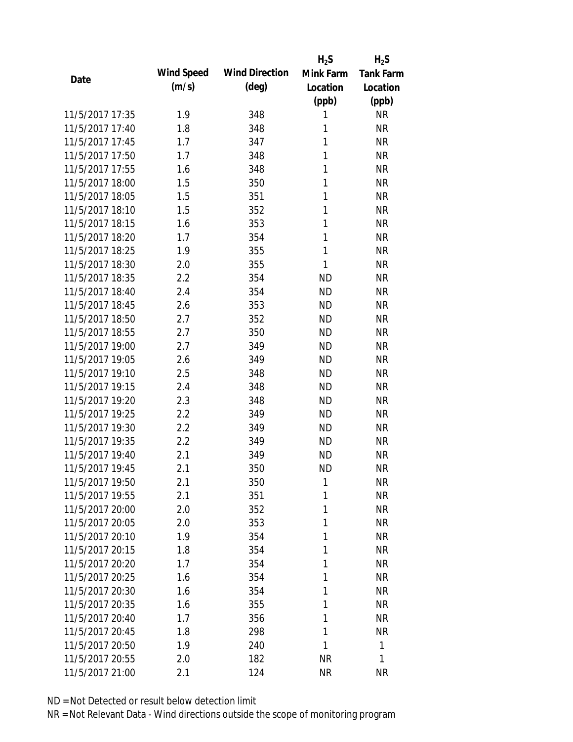| Date | Wind Speed (m/s) | Wind Direction (deg) | $H_2S$ Mink Farm Location (ppb) | $H_2S$ Tank Farm Location (ppb) |
|---|---|---|---|---|
| 11/5/2017 17:35 | 1.9 | 348 | 1 | NR |
| 11/5/2017 17:40 | 1.8 | 348 | 1 | NR |
| 11/5/2017 17:45 | 1.7 | 347 | 1 | NR |
| 11/5/2017 17:50 | 1.7 | 348 | 1 | NR |
| 11/5/2017 17:55 | 1.6 | 348 | 1 | NR |
| 11/5/2017 18:00 | 1.5 | 350 | 1 | NR |
| 11/5/2017 18:05 | 1.5 | 351 | 1 | NR |
| 11/5/2017 18:10 | 1.5 | 352 | 1 | NR |
| 11/5/2017 18:15 | 1.6 | 353 | 1 | NR |
| 11/5/2017 18:20 | 1.7 | 354 | 1 | NR |
| 11/5/2017 18:25 | 1.9 | 355 | 1 | NR |
| 11/5/2017 18:30 | 2.0 | 355 | 1 | NR |
| 11/5/2017 18:35 | 2.2 | 354 | ND | NR |
| 11/5/2017 18:40 | 2.4 | 354 | ND | NR |
| 11/5/2017 18:45 | 2.6 | 353 | ND | NR |
| 11/5/2017 18:50 | 2.7 | 352 | ND | NR |
| 11/5/2017 18:55 | 2.7 | 350 | ND | NR |
| 11/5/2017 19:00 | 2.7 | 349 | ND | NR |
| 11/5/2017 19:05 | 2.6 | 349 | ND | NR |
| 11/5/2017 19:10 | 2.5 | 348 | ND | NR |
| 11/5/2017 19:15 | 2.4 | 348 | ND | NR |
| 11/5/2017 19:20 | 2.3 | 348 | ND | NR |
| 11/5/2017 19:25 | 2.2 | 349 | ND | NR |
| 11/5/2017 19:30 | 2.2 | 349 | ND | NR |
| 11/5/2017 19:35 | 2.2 | 349 | ND | NR |
| 11/5/2017 19:40 | 2.1 | 349 | ND | NR |
| 11/5/2017 19:45 | 2.1 | 350 | ND | NR |
| 11/5/2017 19:50 | 2.1 | 350 | 1 | NR |
| 11/5/2017 19:55 | 2.1 | 351 | 1 | NR |
| 11/5/2017 20:00 | 2.0 | 352 | 1 | NR |
| 11/5/2017 20:05 | 2.0 | 353 | 1 | NR |
| 11/5/2017 20:10 | 1.9 | 354 | 1 | NR |
| 11/5/2017 20:15 | 1.8 | 354 | 1 | NR |
| 11/5/2017 20:20 | 1.7 | 354 | 1 | NR |
| 11/5/2017 20:25 | 1.6 | 354 | 1 | NR |
| 11/5/2017 20:30 | 1.6 | 354 | 1 | NR |
| 11/5/2017 20:35 | 1.6 | 355 | 1 | NR |
| 11/5/2017 20:40 | 1.7 | 356 | 1 | NR |
| 11/5/2017 20:45 | 1.8 | 298 | 1 | NR |
| 11/5/2017 20:50 | 1.9 | 240 | 1 | 1 |
| 11/5/2017 20:55 | 2.0 | 182 | NR | 1 |
| 11/5/2017 21:00 | 2.1 | 124 | NR | NR |

ND = Not Detected or result below detection limit

NR = Not Relevant Data - Wind directions outside the scope of monitoring program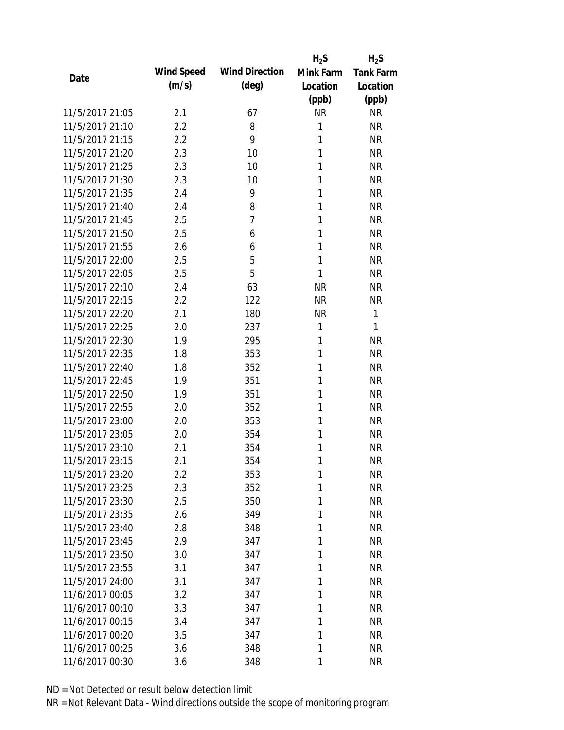| Date | Wind Speed (m/s) | Wind Direction (deg) | $H_2S$ Mink Farm Location (ppb) | $H_2S$ Tank Farm Location (ppb) |
|---|---|---|---|---|
| 11/5/2017 21:05 | 2.1 | 67 | NR | NR |
| 11/5/2017 21:10 | 2.2 | 8 | 1 | NR |
| 11/5/2017 21:15 | 2.2 | 9 | 1 | NR |
| 11/5/2017 21:20 | 2.3 | 10 | 1 | NR |
| 11/5/2017 21:25 | 2.3 | 10 | 1 | NR |
| 11/5/2017 21:30 | 2.3 | 10 | 1 | NR |
| 11/5/2017 21:35 | 2.4 | 9 | 1 | NR |
| 11/5/2017 21:40 | 2.4 | 8 | 1 | NR |
| 11/5/2017 21:45 | 2.5 | 7 | 1 | NR |
| 11/5/2017 21:50 | 2.5 | 6 | 1 | NR |
| 11/5/2017 21:55 | 2.6 | 6 | 1 | NR |
| 11/5/2017 22:00 | 2.5 | 5 | 1 | NR |
| 11/5/2017 22:05 | 2.5 | 5 | 1 | NR |
| 11/5/2017 22:10 | 2.4 | 63 | NR | NR |
| 11/5/2017 22:15 | 2.2 | 122 | NR | NR |
| 11/5/2017 22:20 | 2.1 | 180 | NR | 1 |
| 11/5/2017 22:25 | 2.0 | 237 | 1 | 1 |
| 11/5/2017 22:30 | 1.9 | 295 | 1 | NR |
| 11/5/2017 22:35 | 1.8 | 353 | 1 | NR |
| 11/5/2017 22:40 | 1.8 | 352 | 1 | NR |
| 11/5/2017 22:45 | 1.9 | 351 | 1 | NR |
| 11/5/2017 22:50 | 1.9 | 351 | 1 | NR |
| 11/5/2017 22:55 | 2.0 | 352 | 1 | NR |
| 11/5/2017 23:00 | 2.0 | 353 | 1 | NR |
| 11/5/2017 23:05 | 2.0 | 354 | 1 | NR |
| 11/5/2017 23:10 | 2.1 | 354 | 1 | NR |
| 11/5/2017 23:15 | 2.1 | 354 | 1 | NR |
| 11/5/2017 23:20 | 2.2 | 353 | 1 | NR |
| 11/5/2017 23:25 | 2.3 | 352 | 1 | NR |
| 11/5/2017 23:30 | 2.5 | 350 | 1 | NR |
| 11/5/2017 23:35 | 2.6 | 349 | 1 | NR |
| 11/5/2017 23:40 | 2.8 | 348 | 1 | NR |
| 11/5/2017 23:45 | 2.9 | 347 | 1 | NR |
| 11/5/2017 23:50 | 3.0 | 347 | 1 | NR |
| 11/5/2017 23:55 | 3.1 | 347 | 1 | NR |
| 11/5/2017 24:00 | 3.1 | 347 | 1 | NR |
| 11/6/2017 00:05 | 3.2 | 347 | 1 | NR |
| 11/6/2017 00:10 | 3.3 | 347 | 1 | NR |
| 11/6/2017 00:15 | 3.4 | 347 | 1 | NR |
| 11/6/2017 00:20 | 3.5 | 347 | 1 | NR |
| 11/6/2017 00:25 | 3.6 | 348 | 1 | NR |
| 11/6/2017 00:30 | 3.6 | 348 | 1 | NR |

ND = Not Detected or result below detection limit
NR = Not Relevant Data - Wind directions outside the scope of monitoring program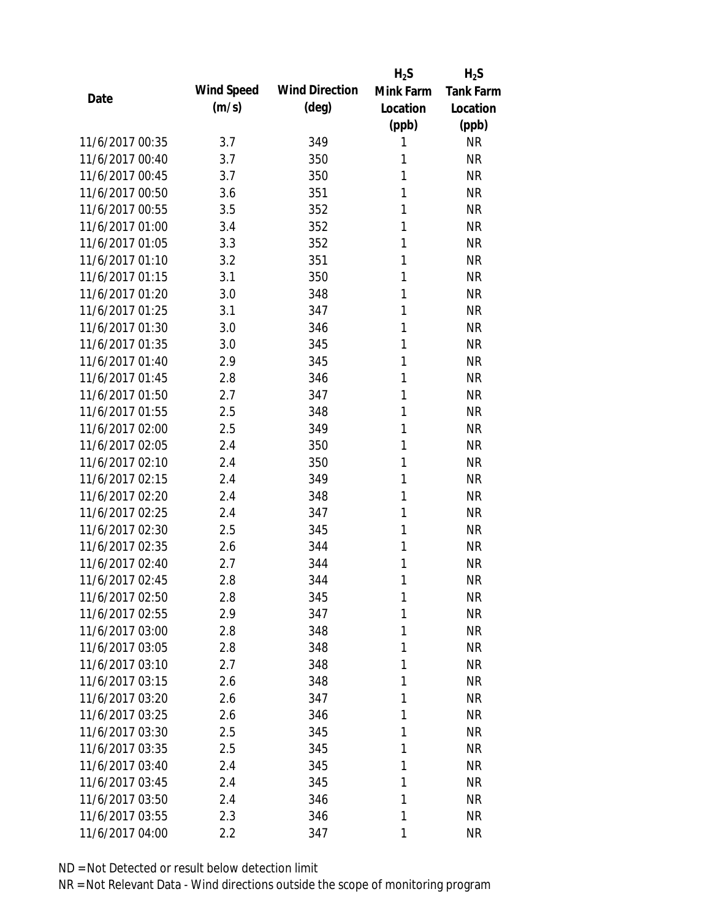| Date | Wind Speed (m/s) | Wind Direction (deg) | $H_2S$ Mink Farm Location (ppb) | $H_2S$ Tank Farm Location (ppb) |
|---|---|---|---|---|
| 11/6/2017 00:35 | 3.7 | 349 | 1 | NR |
| 11/6/2017 00:40 | 3.7 | 350 | 1 | NR |
| 11/6/2017 00:45 | 3.7 | 350 | 1 | NR |
| 11/6/2017 00:50 | 3.6 | 351 | 1 | NR |
| 11/6/2017 00:55 | 3.5 | 352 | 1 | NR |
| 11/6/2017 01:00 | 3.4 | 352 | 1 | NR |
| 11/6/2017 01:05 | 3.3 | 352 | 1 | NR |
| 11/6/2017 01:10 | 3.2 | 351 | 1 | NR |
| 11/6/2017 01:15 | 3.1 | 350 | 1 | NR |
| 11/6/2017 01:20 | 3.0 | 348 | 1 | NR |
| 11/6/2017 01:25 | 3.1 | 347 | 1 | NR |
| 11/6/2017 01:30 | 3.0 | 346 | 1 | NR |
| 11/6/2017 01:35 | 3.0 | 345 | 1 | NR |
| 11/6/2017 01:40 | 2.9 | 345 | 1 | NR |
| 11/6/2017 01:45 | 2.8 | 346 | 1 | NR |
| 11/6/2017 01:50 | 2.7 | 347 | 1 | NR |
| 11/6/2017 01:55 | 2.5 | 348 | 1 | NR |
| 11/6/2017 02:00 | 2.5 | 349 | 1 | NR |
| 11/6/2017 02:05 | 2.4 | 350 | 1 | NR |
| 11/6/2017 02:10 | 2.4 | 350 | 1 | NR |
| 11/6/2017 02:15 | 2.4 | 349 | 1 | NR |
| 11/6/2017 02:20 | 2.4 | 348 | 1 | NR |
| 11/6/2017 02:25 | 2.4 | 347 | 1 | NR |
| 11/6/2017 02:30 | 2.5 | 345 | 1 | NR |
| 11/6/2017 02:35 | 2.6 | 344 | 1 | NR |
| 11/6/2017 02:40 | 2.7 | 344 | 1 | NR |
| 11/6/2017 02:45 | 2.8 | 344 | 1 | NR |
| 11/6/2017 02:50 | 2.8 | 345 | 1 | NR |
| 11/6/2017 02:55 | 2.9 | 347 | 1 | NR |
| 11/6/2017 03:00 | 2.8 | 348 | 1 | NR |
| 11/6/2017 03:05 | 2.8 | 348 | 1 | NR |
| 11/6/2017 03:10 | 2.7 | 348 | 1 | NR |
| 11/6/2017 03:15 | 2.6 | 348 | 1 | NR |
| 11/6/2017 03:20 | 2.6 | 347 | 1 | NR |
| 11/6/2017 03:25 | 2.6 | 346 | 1 | NR |
| 11/6/2017 03:30 | 2.5 | 345 | 1 | NR |
| 11/6/2017 03:35 | 2.5 | 345 | 1 | NR |
| 11/6/2017 03:40 | 2.4 | 345 | 1 | NR |
| 11/6/2017 03:45 | 2.4 | 345 | 1 | NR |
| 11/6/2017 03:50 | 2.4 | 346 | 1 | NR |
| 11/6/2017 03:55 | 2.3 | 346 | 1 | NR |
| 11/6/2017 04:00 | 2.2 | 347 | 1 | NR |

ND = Not Detected or result below detection limit

NR = Not Relevant Data - Wind directions outside the scope of monitoring program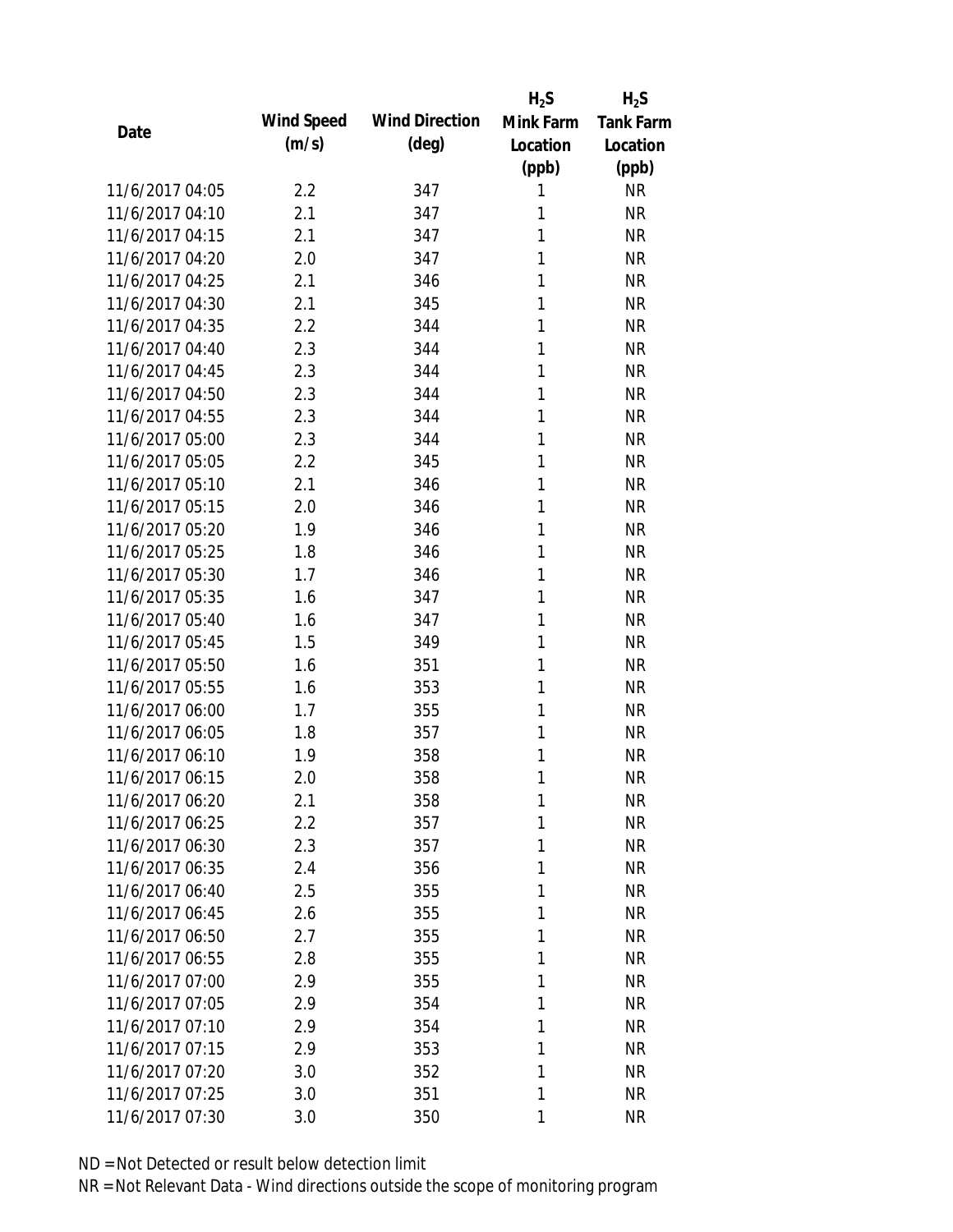| Date | Wind Speed (m/s) | Wind Direction (deg) | $H_2S$ Mink Farm Location (ppb) | $H_2S$ Tank Farm Location (ppb) |
|---|---|---|---|---|
| 11/6/2017 04:05 | 2.2 | 347 | 1 | NR |
| 11/6/2017 04:10 | 2.1 | 347 | 1 | NR |
| 11/6/2017 04:15 | 2.1 | 347 | 1 | NR |
| 11/6/2017 04:20 | 2.0 | 347 | 1 | NR |
| 11/6/2017 04:25 | 2.1 | 346 | 1 | NR |
| 11/6/2017 04:30 | 2.1 | 345 | 1 | NR |
| 11/6/2017 04:35 | 2.2 | 344 | 1 | NR |
| 11/6/2017 04:40 | 2.3 | 344 | 1 | NR |
| 11/6/2017 04:45 | 2.3 | 344 | 1 | NR |
| 11/6/2017 04:50 | 2.3 | 344 | 1 | NR |
| 11/6/2017 04:55 | 2.3 | 344 | 1 | NR |
| 11/6/2017 05:00 | 2.3 | 344 | 1 | NR |
| 11/6/2017 05:05 | 2.2 | 345 | 1 | NR |
| 11/6/2017 05:10 | 2.1 | 346 | 1 | NR |
| 11/6/2017 05:15 | 2.0 | 346 | 1 | NR |
| 11/6/2017 05:20 | 1.9 | 346 | 1 | NR |
| 11/6/2017 05:25 | 1.8 | 346 | 1 | NR |
| 11/6/2017 05:30 | 1.7 | 346 | 1 | NR |
| 11/6/2017 05:35 | 1.6 | 347 | 1 | NR |
| 11/6/2017 05:40 | 1.6 | 347 | 1 | NR |
| 11/6/2017 05:45 | 1.5 | 349 | 1 | NR |
| 11/6/2017 05:50 | 1.6 | 351 | 1 | NR |
| 11/6/2017 05:55 | 1.6 | 353 | 1 | NR |
| 11/6/2017 06:00 | 1.7 | 355 | 1 | NR |
| 11/6/2017 06:05 | 1.8 | 357 | 1 | NR |
| 11/6/2017 06:10 | 1.9 | 358 | 1 | NR |
| 11/6/2017 06:15 | 2.0 | 358 | 1 | NR |
| 11/6/2017 06:20 | 2.1 | 358 | 1 | NR |
| 11/6/2017 06:25 | 2.2 | 357 | 1 | NR |
| 11/6/2017 06:30 | 2.3 | 357 | 1 | NR |
| 11/6/2017 06:35 | 2.4 | 356 | 1 | NR |
| 11/6/2017 06:40 | 2.5 | 355 | 1 | NR |
| 11/6/2017 06:45 | 2.6 | 355 | 1 | NR |
| 11/6/2017 06:50 | 2.7 | 355 | 1 | NR |
| 11/6/2017 06:55 | 2.8 | 355 | 1 | NR |
| 11/6/2017 07:00 | 2.9 | 355 | 1 | NR |
| 11/6/2017 07:05 | 2.9 | 354 | 1 | NR |
| 11/6/2017 07:10 | 2.9 | 354 | 1 | NR |
| 11/6/2017 07:15 | 2.9 | 353 | 1 | NR |
| 11/6/2017 07:20 | 3.0 | 352 | 1 | NR |
| 11/6/2017 07:25 | 3.0 | 351 | 1 | NR |
| 11/6/2017 07:30 | 3.0 | 350 | 1 | NR |

ND = Not Detected or result below detection limit

NR = Not Relevant Data - Wind directions outside the scope of monitoring program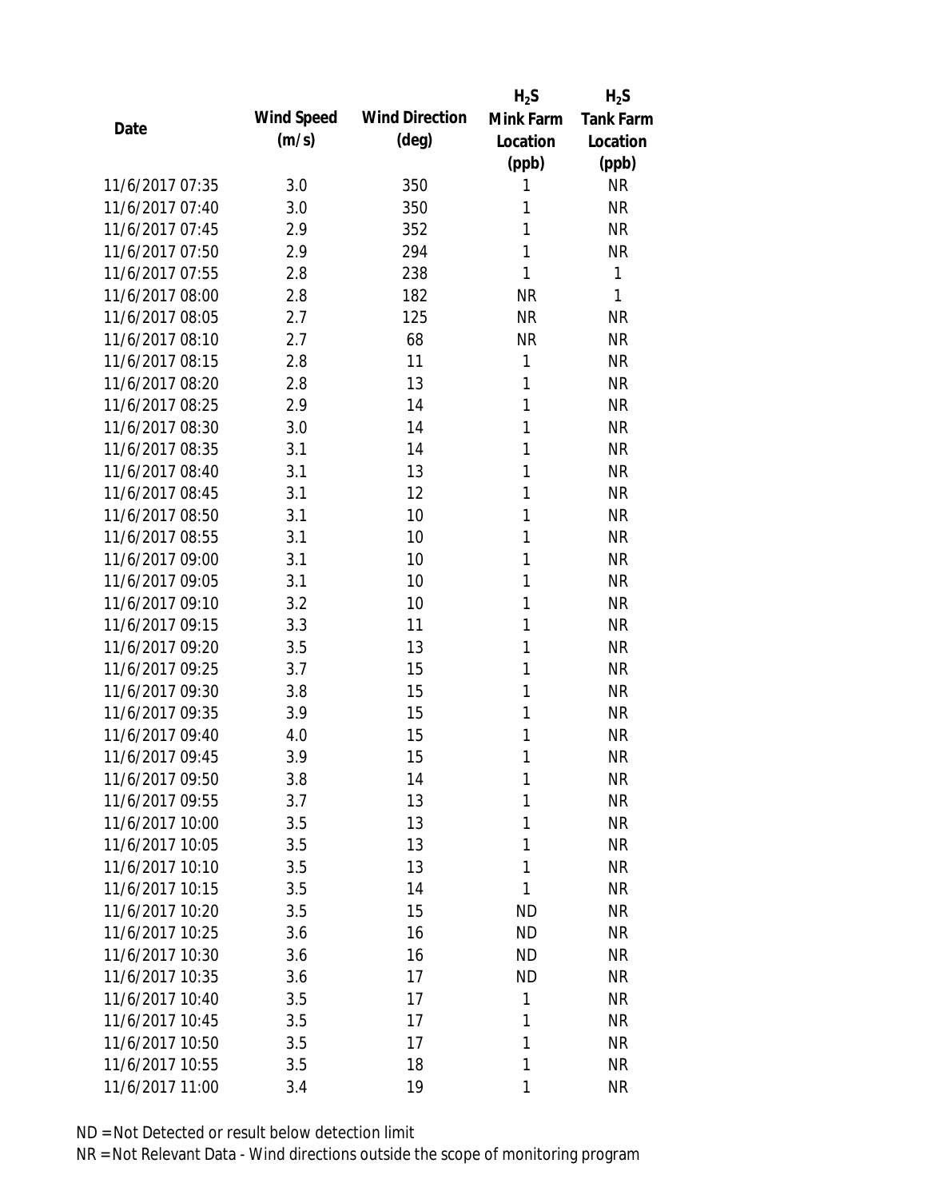| Date | Wind Speed (m/s) | Wind Direction (deg) | $H_2S$ Mink Farm Location (ppb) | $H_2S$ Tank Farm Location (ppb) |
|---|---|---|---|---|
| 11/6/2017 07:35 | 3.0 | 350 | 1 | NR |
| 11/6/2017 07:40 | 3.0 | 350 | 1 | NR |
| 11/6/2017 07:45 | 2.9 | 352 | 1 | NR |
| 11/6/2017 07:50 | 2.9 | 294 | 1 | NR |
| 11/6/2017 07:55 | 2.8 | 238 | 1 | 1 |
| 11/6/2017 08:00 | 2.8 | 182 | NR | 1 |
| 11/6/2017 08:05 | 2.7 | 125 | NR | NR |
| 11/6/2017 08:10 | 2.7 | 68 | NR | NR |
| 11/6/2017 08:15 | 2.8 | 11 | 1 | NR |
| 11/6/2017 08:20 | 2.8 | 13 | 1 | NR |
| 11/6/2017 08:25 | 2.9 | 14 | 1 | NR |
| 11/6/2017 08:30 | 3.0 | 14 | 1 | NR |
| 11/6/2017 08:35 | 3.1 | 14 | 1 | NR |
| 11/6/2017 08:40 | 3.1 | 13 | 1 | NR |
| 11/6/2017 08:45 | 3.1 | 12 | 1 | NR |
| 11/6/2017 08:50 | 3.1 | 10 | 1 | NR |
| 11/6/2017 08:55 | 3.1 | 10 | 1 | NR |
| 11/6/2017 09:00 | 3.1 | 10 | 1 | NR |
| 11/6/2017 09:05 | 3.1 | 10 | 1 | NR |
| 11/6/2017 09:10 | 3.2 | 10 | 1 | NR |
| 11/6/2017 09:15 | 3.3 | 11 | 1 | NR |
| 11/6/2017 09:20 | 3.5 | 13 | 1 | NR |
| 11/6/2017 09:25 | 3.7 | 15 | 1 | NR |
| 11/6/2017 09:30 | 3.8 | 15 | 1 | NR |
| 11/6/2017 09:35 | 3.9 | 15 | 1 | NR |
| 11/6/2017 09:40 | 4.0 | 15 | 1 | NR |
| 11/6/2017 09:45 | 3.9 | 15 | 1 | NR |
| 11/6/2017 09:50 | 3.8 | 14 | 1 | NR |
| 11/6/2017 09:55 | 3.7 | 13 | 1 | NR |
| 11/6/2017 10:00 | 3.5 | 13 | 1 | NR |
| 11/6/2017 10:05 | 3.5 | 13 | 1 | NR |
| 11/6/2017 10:10 | 3.5 | 13 | 1 | NR |
| 11/6/2017 10:15 | 3.5 | 14 | 1 | NR |
| 11/6/2017 10:20 | 3.5 | 15 | ND | NR |
| 11/6/2017 10:25 | 3.6 | 16 | ND | NR |
| 11/6/2017 10:30 | 3.6 | 16 | ND | NR |
| 11/6/2017 10:35 | 3.6 | 17 | ND | NR |
| 11/6/2017 10:40 | 3.5 | 17 | 1 | NR |
| 11/6/2017 10:45 | 3.5 | 17 | 1 | NR |
| 11/6/2017 10:50 | 3.5 | 17 | 1 | NR |
| 11/6/2017 10:55 | 3.5 | 18 | 1 | NR |
| 11/6/2017 11:00 | 3.4 | 19 | 1 | NR |

ND = Not Detected or result below detection limit

NR = Not Relevant Data - Wind directions outside the scope of monitoring program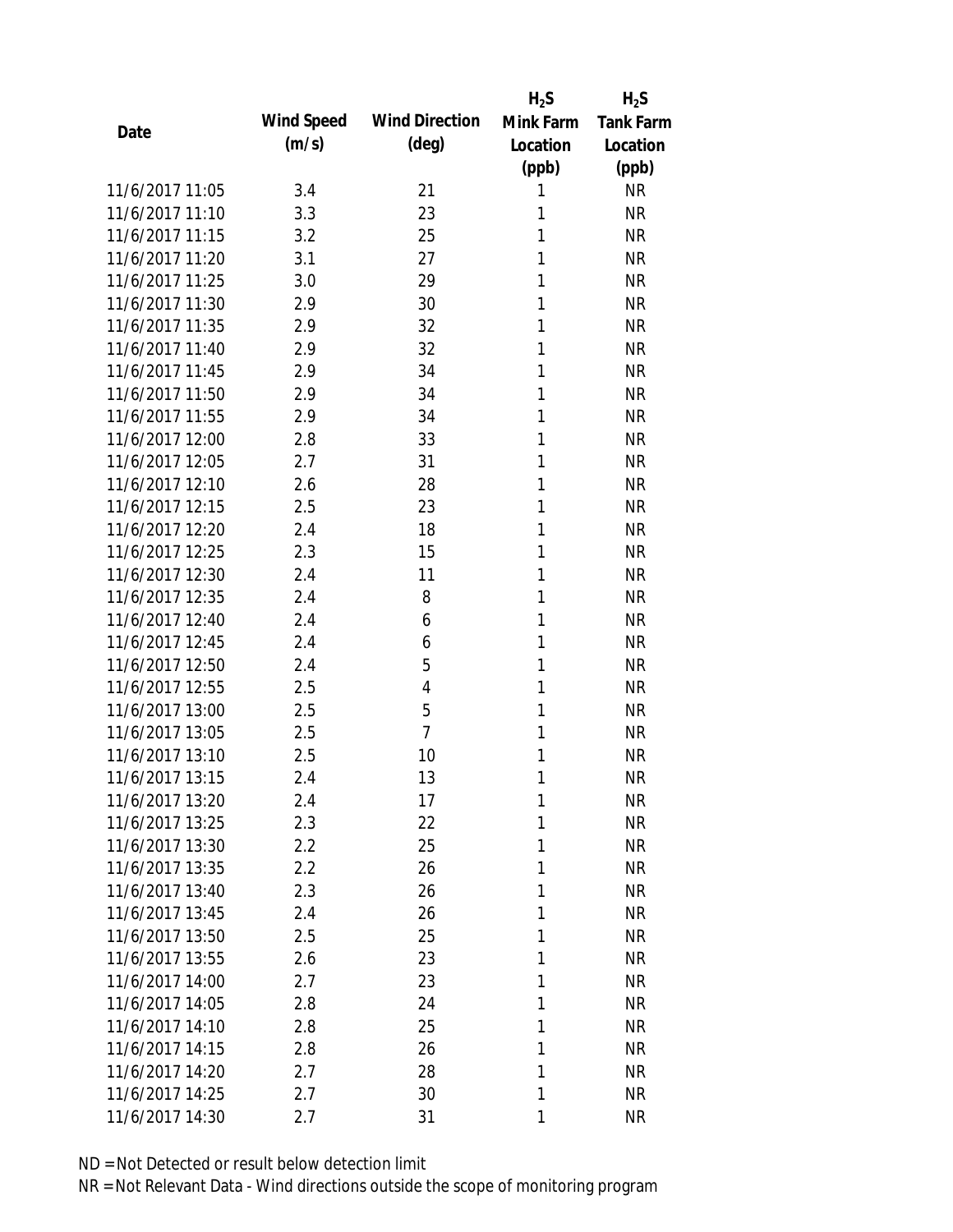| Date | Wind Speed (m/s) | Wind Direction (deg) | $H_2S$ Mink Farm Location (ppb) | $H_2S$ Tank Farm Location (ppb) |
|---|---|---|---|---|
| 11/6/2017 11:05 | 3.4 | 21 | 1 | NR |
| 11/6/2017 11:10 | 3.3 | 23 | 1 | NR |
| 11/6/2017 11:15 | 3.2 | 25 | 1 | NR |
| 11/6/2017 11:20 | 3.1 | 27 | 1 | NR |
| 11/6/2017 11:25 | 3.0 | 29 | 1 | NR |
| 11/6/2017 11:30 | 2.9 | 30 | 1 | NR |
| 11/6/2017 11:35 | 2.9 | 32 | 1 | NR |
| 11/6/2017 11:40 | 2.9 | 32 | 1 | NR |
| 11/6/2017 11:45 | 2.9 | 34 | 1 | NR |
| 11/6/2017 11:50 | 2.9 | 34 | 1 | NR |
| 11/6/2017 11:55 | 2.9 | 34 | 1 | NR |
| 11/6/2017 12:00 | 2.8 | 33 | 1 | NR |
| 11/6/2017 12:05 | 2.7 | 31 | 1 | NR |
| 11/6/2017 12:10 | 2.6 | 28 | 1 | NR |
| 11/6/2017 12:15 | 2.5 | 23 | 1 | NR |
| 11/6/2017 12:20 | 2.4 | 18 | 1 | NR |
| 11/6/2017 12:25 | 2.3 | 15 | 1 | NR |
| 11/6/2017 12:30 | 2.4 | 11 | 1 | NR |
| 11/6/2017 12:35 | 2.4 | 8 | 1 | NR |
| 11/6/2017 12:40 | 2.4 | 6 | 1 | NR |
| 11/6/2017 12:45 | 2.4 | 6 | 1 | NR |
| 11/6/2017 12:50 | 2.4 | 5 | 1 | NR |
| 11/6/2017 12:55 | 2.5 | 4 | 1 | NR |
| 11/6/2017 13:00 | 2.5 | 5 | 1 | NR |
| 11/6/2017 13:05 | 2.5 | 7 | 1 | NR |
| 11/6/2017 13:10 | 2.5 | 10 | 1 | NR |
| 11/6/2017 13:15 | 2.4 | 13 | 1 | NR |
| 11/6/2017 13:20 | 2.4 | 17 | 1 | NR |
| 11/6/2017 13:25 | 2.3 | 22 | 1 | NR |
| 11/6/2017 13:30 | 2.2 | 25 | 1 | NR |
| 11/6/2017 13:35 | 2.2 | 26 | 1 | NR |
| 11/6/2017 13:40 | 2.3 | 26 | 1 | NR |
| 11/6/2017 13:45 | 2.4 | 26 | 1 | NR |
| 11/6/2017 13:50 | 2.5 | 25 | 1 | NR |
| 11/6/2017 13:55 | 2.6 | 23 | 1 | NR |
| 11/6/2017 14:00 | 2.7 | 23 | 1 | NR |
| 11/6/2017 14:05 | 2.8 | 24 | 1 | NR |
| 11/6/2017 14:10 | 2.8 | 25 | 1 | NR |
| 11/6/2017 14:15 | 2.8 | 26 | 1 | NR |
| 11/6/2017 14:20 | 2.7 | 28 | 1 | NR |
| 11/6/2017 14:25 | 2.7 | 30 | 1 | NR |
| 11/6/2017 14:30 | 2.7 | 31 | 1 | NR |

ND = Not Detected or result below detection limit

NR = Not Relevant Data - Wind directions outside the scope of monitoring program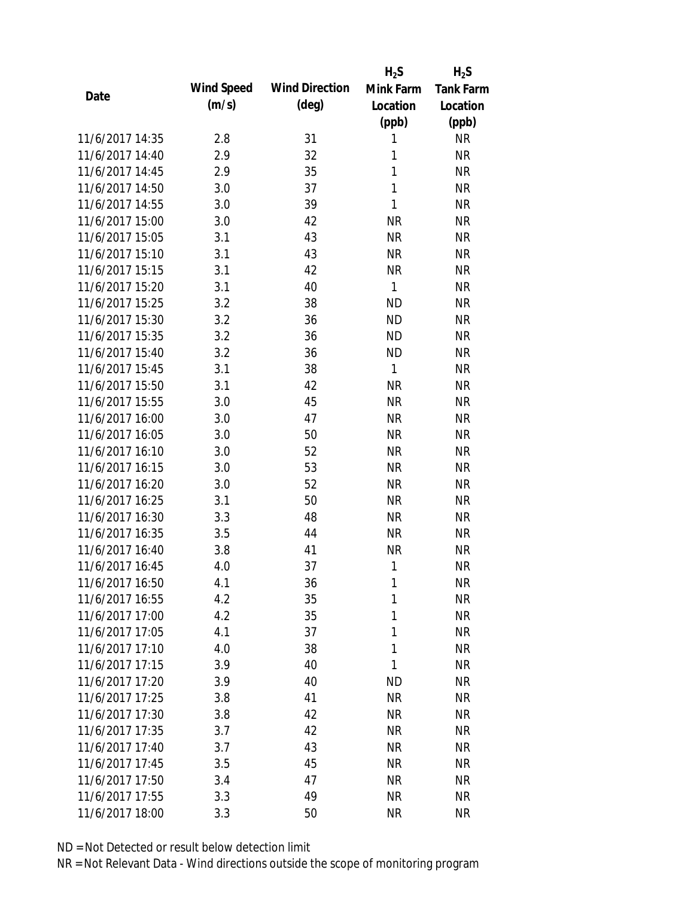| Date | Wind Speed (m/s) | Wind Direction (deg) | $H_2S$ Mink Farm Location (ppb) | $H_2S$ Tank Farm Location (ppb) |
|---|---|---|---|---|
| 11/6/2017 14:35 | 2.8 | 31 | 1 | NR |
| 11/6/2017 14:40 | 2.9 | 32 | 1 | NR |
| 11/6/2017 14:45 | 2.9 | 35 | 1 | NR |
| 11/6/2017 14:50 | 3.0 | 37 | 1 | NR |
| 11/6/2017 14:55 | 3.0 | 39 | 1 | NR |
| 11/6/2017 15:00 | 3.0 | 42 | NR | NR |
| 11/6/2017 15:05 | 3.1 | 43 | NR | NR |
| 11/6/2017 15:10 | 3.1 | 43 | NR | NR |
| 11/6/2017 15:15 | 3.1 | 42 | NR | NR |
| 11/6/2017 15:20 | 3.1 | 40 | 1 | NR |
| 11/6/2017 15:25 | 3.2 | 38 | ND | NR |
| 11/6/2017 15:30 | 3.2 | 36 | ND | NR |
| 11/6/2017 15:35 | 3.2 | 36 | ND | NR |
| 11/6/2017 15:40 | 3.2 | 36 | ND | NR |
| 11/6/2017 15:45 | 3.1 | 38 | 1 | NR |
| 11/6/2017 15:50 | 3.1 | 42 | NR | NR |
| 11/6/2017 15:55 | 3.0 | 45 | NR | NR |
| 11/6/2017 16:00 | 3.0 | 47 | NR | NR |
| 11/6/2017 16:05 | 3.0 | 50 | NR | NR |
| 11/6/2017 16:10 | 3.0 | 52 | NR | NR |
| 11/6/2017 16:15 | 3.0 | 53 | NR | NR |
| 11/6/2017 16:20 | 3.0 | 52 | NR | NR |
| 11/6/2017 16:25 | 3.1 | 50 | NR | NR |
| 11/6/2017 16:30 | 3.3 | 48 | NR | NR |
| 11/6/2017 16:35 | 3.5 | 44 | NR | NR |
| 11/6/2017 16:40 | 3.8 | 41 | NR | NR |
| 11/6/2017 16:45 | 4.0 | 37 | 1 | NR |
| 11/6/2017 16:50 | 4.1 | 36 | 1 | NR |
| 11/6/2017 16:55 | 4.2 | 35 | 1 | NR |
| 11/6/2017 17:00 | 4.2 | 35 | 1 | NR |
| 11/6/2017 17:05 | 4.1 | 37 | 1 | NR |
| 11/6/2017 17:10 | 4.0 | 38 | 1 | NR |
| 11/6/2017 17:15 | 3.9 | 40 | 1 | NR |
| 11/6/2017 17:20 | 3.9 | 40 | ND | NR |
| 11/6/2017 17:25 | 3.8 | 41 | NR | NR |
| 11/6/2017 17:30 | 3.8 | 42 | NR | NR |
| 11/6/2017 17:35 | 3.7 | 42 | NR | NR |
| 11/6/2017 17:40 | 3.7 | 43 | NR | NR |
| 11/6/2017 17:45 | 3.5 | 45 | NR | NR |
| 11/6/2017 17:50 | 3.4 | 47 | NR | NR |
| 11/6/2017 17:55 | 3.3 | 49 | NR | NR |
| 11/6/2017 18:00 | 3.3 | 50 | NR | NR |

ND = Not Detected or result below detection limit

NR = Not Relevant Data - Wind directions outside the scope of monitoring program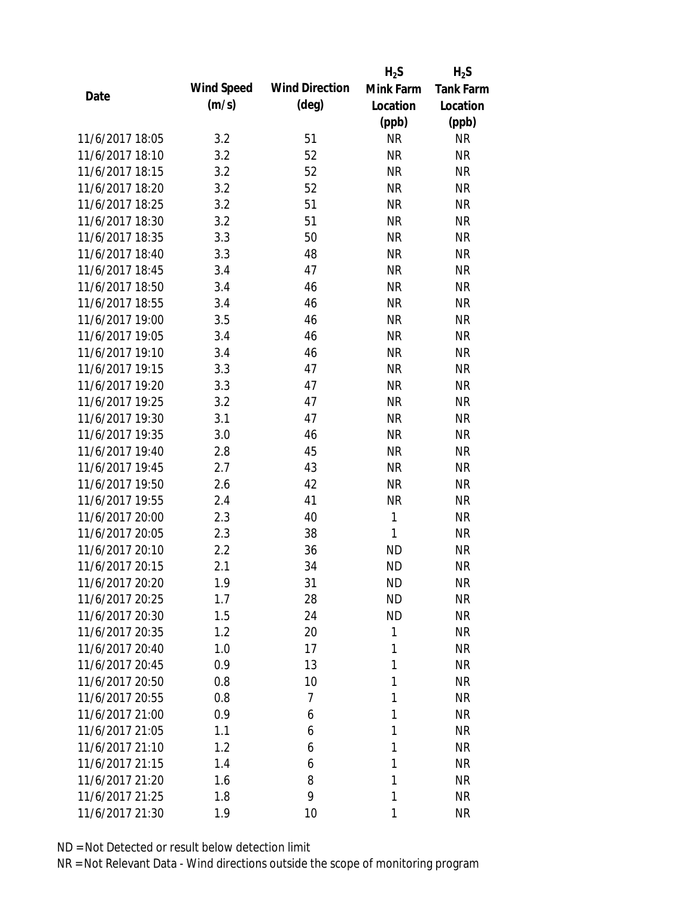| Date | Wind Speed (m/s) | Wind Direction (deg) | $H_2S$ Mink Farm Location (ppb) | $H_2S$ Tank Farm Location (ppb) |
|---|---|---|---|---|
| 11/6/2017 18:05 | 3.2 | 51 | NR | NR |
| 11/6/2017 18:10 | 3.2 | 52 | NR | NR |
| 11/6/2017 18:15 | 3.2 | 52 | NR | NR |
| 11/6/2017 18:20 | 3.2 | 52 | NR | NR |
| 11/6/2017 18:25 | 3.2 | 51 | NR | NR |
| 11/6/2017 18:30 | 3.2 | 51 | NR | NR |
| 11/6/2017 18:35 | 3.3 | 50 | NR | NR |
| 11/6/2017 18:40 | 3.3 | 48 | NR | NR |
| 11/6/2017 18:45 | 3.4 | 47 | NR | NR |
| 11/6/2017 18:50 | 3.4 | 46 | NR | NR |
| 11/6/2017 18:55 | 3.4 | 46 | NR | NR |
| 11/6/2017 19:00 | 3.5 | 46 | NR | NR |
| 11/6/2017 19:05 | 3.4 | 46 | NR | NR |
| 11/6/2017 19:10 | 3.4 | 46 | NR | NR |
| 11/6/2017 19:15 | 3.3 | 47 | NR | NR |
| 11/6/2017 19:20 | 3.3 | 47 | NR | NR |
| 11/6/2017 19:25 | 3.2 | 47 | NR | NR |
| 11/6/2017 19:30 | 3.1 | 47 | NR | NR |
| 11/6/2017 19:35 | 3.0 | 46 | NR | NR |
| 11/6/2017 19:40 | 2.8 | 45 | NR | NR |
| 11/6/2017 19:45 | 2.7 | 43 | NR | NR |
| 11/6/2017 19:50 | 2.6 | 42 | NR | NR |
| 11/6/2017 19:55 | 2.4 | 41 | NR | NR |
| 11/6/2017 20:00 | 2.3 | 40 | 1 | NR |
| 11/6/2017 20:05 | 2.3 | 38 | 1 | NR |
| 11/6/2017 20:10 | 2.2 | 36 | ND | NR |
| 11/6/2017 20:15 | 2.1 | 34 | ND | NR |
| 11/6/2017 20:20 | 1.9 | 31 | ND | NR |
| 11/6/2017 20:25 | 1.7 | 28 | ND | NR |
| 11/6/2017 20:30 | 1.5 | 24 | ND | NR |
| 11/6/2017 20:35 | 1.2 | 20 | 1 | NR |
| 11/6/2017 20:40 | 1.0 | 17 | 1 | NR |
| 11/6/2017 20:45 | 0.9 | 13 | 1 | NR |
| 11/6/2017 20:50 | 0.8 | 10 | 1 | NR |
| 11/6/2017 20:55 | 0.8 | 7 | 1 | NR |
| 11/6/2017 21:00 | 0.9 | 6 | 1 | NR |
| 11/6/2017 21:05 | 1.1 | 6 | 1 | NR |
| 11/6/2017 21:10 | 1.2 | 6 | 1 | NR |
| 11/6/2017 21:15 | 1.4 | 6 | 1 | NR |
| 11/6/2017 21:20 | 1.6 | 8 | 1 | NR |
| 11/6/2017 21:25 | 1.8 | 9 | 1 | NR |
| 11/6/2017 21:30 | 1.9 | 10 | 1 | NR |

ND = Not Detected or result below detection limit

NR = Not Relevant Data - Wind directions outside the scope of monitoring program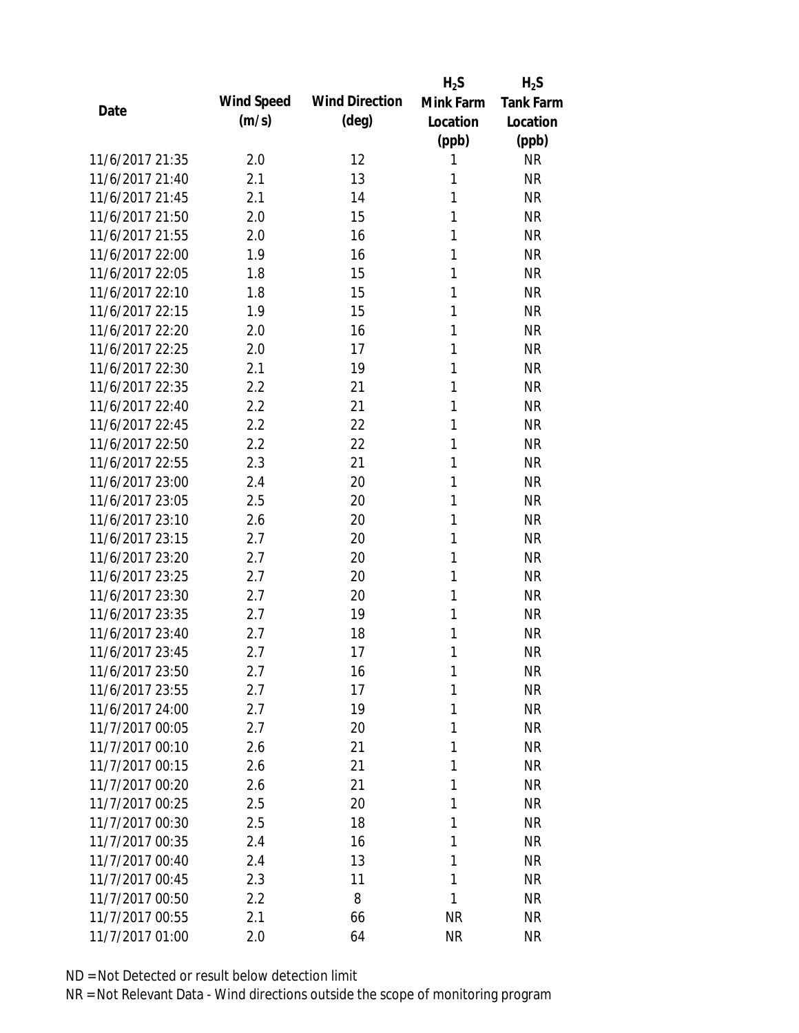| Date | Wind Speed (m/s) | Wind Direction (deg) | $H_2S$ Mink Farm Location (ppb) | $H_2S$ Tank Farm Location (ppb) |
|---|---|---|---|---|
| 11/6/2017 21:35 | 2.0 | 12 | 1 | NR |
| 11/6/2017 21:40 | 2.1 | 13 | 1 | NR |
| 11/6/2017 21:45 | 2.1 | 14 | 1 | NR |
| 11/6/2017 21:50 | 2.0 | 15 | 1 | NR |
| 11/6/2017 21:55 | 2.0 | 16 | 1 | NR |
| 11/6/2017 22:00 | 1.9 | 16 | 1 | NR |
| 11/6/2017 22:05 | 1.8 | 15 | 1 | NR |
| 11/6/2017 22:10 | 1.8 | 15 | 1 | NR |
| 11/6/2017 22:15 | 1.9 | 15 | 1 | NR |
| 11/6/2017 22:20 | 2.0 | 16 | 1 | NR |
| 11/6/2017 22:25 | 2.0 | 17 | 1 | NR |
| 11/6/2017 22:30 | 2.1 | 19 | 1 | NR |
| 11/6/2017 22:35 | 2.2 | 21 | 1 | NR |
| 11/6/2017 22:40 | 2.2 | 21 | 1 | NR |
| 11/6/2017 22:45 | 2.2 | 22 | 1 | NR |
| 11/6/2017 22:50 | 2.2 | 22 | 1 | NR |
| 11/6/2017 22:55 | 2.3 | 21 | 1 | NR |
| 11/6/2017 23:00 | 2.4 | 20 | 1 | NR |
| 11/6/2017 23:05 | 2.5 | 20 | 1 | NR |
| 11/6/2017 23:10 | 2.6 | 20 | 1 | NR |
| 11/6/2017 23:15 | 2.7 | 20 | 1 | NR |
| 11/6/2017 23:20 | 2.7 | 20 | 1 | NR |
| 11/6/2017 23:25 | 2.7 | 20 | 1 | NR |
| 11/6/2017 23:30 | 2.7 | 20 | 1 | NR |
| 11/6/2017 23:35 | 2.7 | 19 | 1 | NR |
| 11/6/2017 23:40 | 2.7 | 18 | 1 | NR |
| 11/6/2017 23:45 | 2.7 | 17 | 1 | NR |
| 11/6/2017 23:50 | 2.7 | 16 | 1 | NR |
| 11/6/2017 23:55 | 2.7 | 17 | 1 | NR |
| 11/6/2017 24:00 | 2.7 | 19 | 1 | NR |
| 11/7/2017 00:05 | 2.7 | 20 | 1 | NR |
| 11/7/2017 00:10 | 2.6 | 21 | 1 | NR |
| 11/7/2017 00:15 | 2.6 | 21 | 1 | NR |
| 11/7/2017 00:20 | 2.6 | 21 | 1 | NR |
| 11/7/2017 00:25 | 2.5 | 20 | 1 | NR |
| 11/7/2017 00:30 | 2.5 | 18 | 1 | NR |
| 11/7/2017 00:35 | 2.4 | 16 | 1 | NR |
| 11/7/2017 00:40 | 2.4 | 13 | 1 | NR |
| 11/7/2017 00:45 | 2.3 | 11 | 1 | NR |
| 11/7/2017 00:50 | 2.2 | 8 | 1 | NR |
| 11/7/2017 00:55 | 2.1 | 66 | NR | NR |
| 11/7/2017 01:00 | 2.0 | 64 | NR | NR |

ND = Not Detected or result below detection limit
NR = Not Relevant Data - Wind directions outside the scope of monitoring program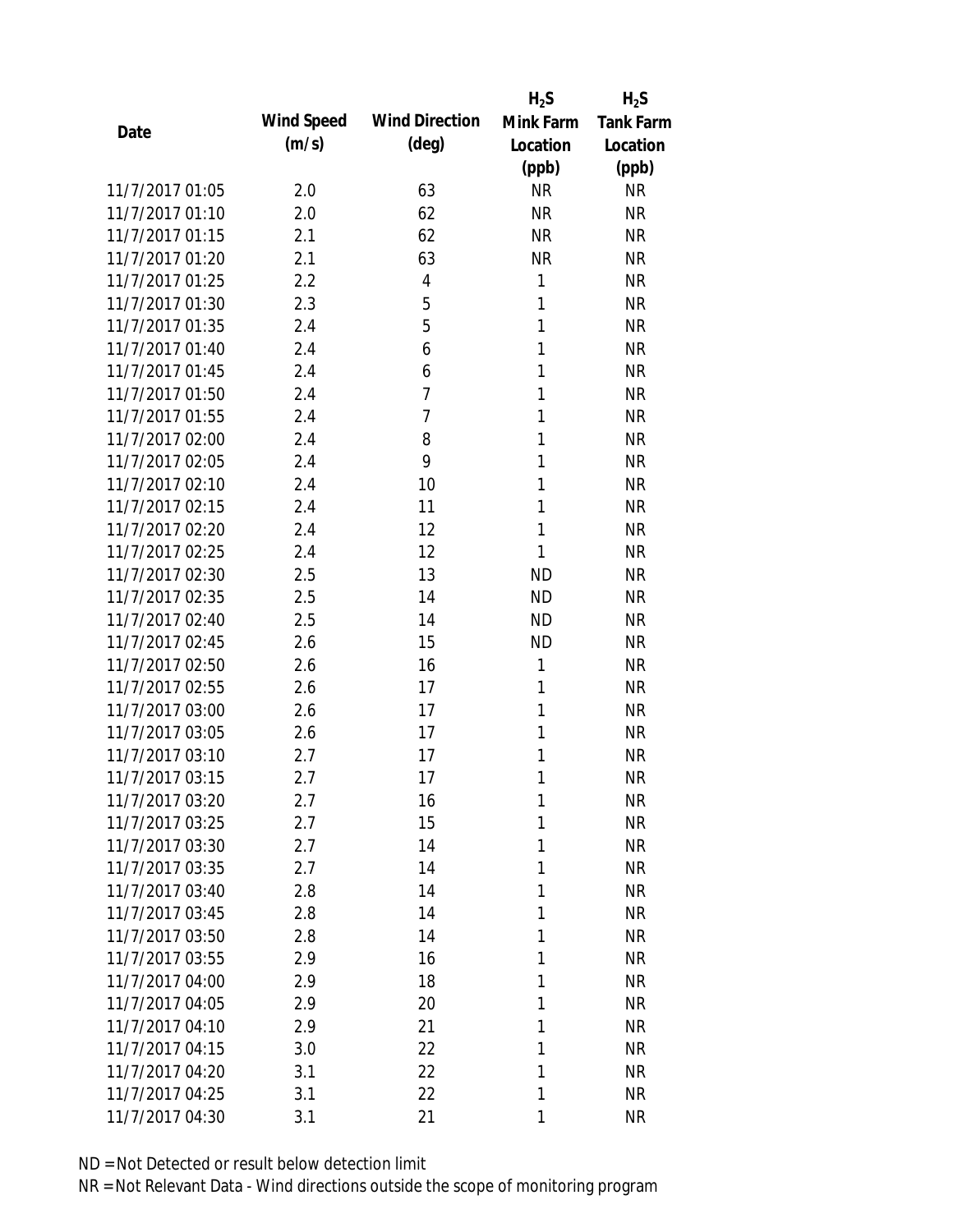| Date | Wind Speed (m/s) | Wind Direction (deg) | $H_2S$ Mink Farm Location (ppb) | $H_2S$ Tank Farm Location (ppb) |
|---|---|---|---|---|
| 11/7/2017 01:05 | 2.0 | 63 | NR | NR |
| 11/7/2017 01:10 | 2.0 | 62 | NR | NR |
| 11/7/2017 01:15 | 2.1 | 62 | NR | NR |
| 11/7/2017 01:20 | 2.1 | 63 | NR | NR |
| 11/7/2017 01:25 | 2.2 | 4 | 1 | NR |
| 11/7/2017 01:30 | 2.3 | 5 | 1 | NR |
| 11/7/2017 01:35 | 2.4 | 5 | 1 | NR |
| 11/7/2017 01:40 | 2.4 | 6 | 1 | NR |
| 11/7/2017 01:45 | 2.4 | 6 | 1 | NR |
| 11/7/2017 01:50 | 2.4 | 7 | 1 | NR |
| 11/7/2017 01:55 | 2.4 | 7 | 1 | NR |
| 11/7/2017 02:00 | 2.4 | 8 | 1 | NR |
| 11/7/2017 02:05 | 2.4 | 9 | 1 | NR |
| 11/7/2017 02:10 | 2.4 | 10 | 1 | NR |
| 11/7/2017 02:15 | 2.4 | 11 | 1 | NR |
| 11/7/2017 02:20 | 2.4 | 12 | 1 | NR |
| 11/7/2017 02:25 | 2.4 | 12 | 1 | NR |
| 11/7/2017 02:30 | 2.5 | 13 | ND | NR |
| 11/7/2017 02:35 | 2.5 | 14 | ND | NR |
| 11/7/2017 02:40 | 2.5 | 14 | ND | NR |
| 11/7/2017 02:45 | 2.6 | 15 | ND | NR |
| 11/7/2017 02:50 | 2.6 | 16 | 1 | NR |
| 11/7/2017 02:55 | 2.6 | 17 | 1 | NR |
| 11/7/2017 03:00 | 2.6 | 17 | 1 | NR |
| 11/7/2017 03:05 | 2.6 | 17 | 1 | NR |
| 11/7/2017 03:10 | 2.7 | 17 | 1 | NR |
| 11/7/2017 03:15 | 2.7 | 17 | 1 | NR |
| 11/7/2017 03:20 | 2.7 | 16 | 1 | NR |
| 11/7/2017 03:25 | 2.7 | 15 | 1 | NR |
| 11/7/2017 03:30 | 2.7 | 14 | 1 | NR |
| 11/7/2017 03:35 | 2.7 | 14 | 1 | NR |
| 11/7/2017 03:40 | 2.8 | 14 | 1 | NR |
| 11/7/2017 03:45 | 2.8 | 14 | 1 | NR |
| 11/7/2017 03:50 | 2.8 | 14 | 1 | NR |
| 11/7/2017 03:55 | 2.9 | 16 | 1 | NR |
| 11/7/2017 04:00 | 2.9 | 18 | 1 | NR |
| 11/7/2017 04:05 | 2.9 | 20 | 1 | NR |
| 11/7/2017 04:10 | 2.9 | 21 | 1 | NR |
| 11/7/2017 04:15 | 3.0 | 22 | 1 | NR |
| 11/7/2017 04:20 | 3.1 | 22 | 1 | NR |
| 11/7/2017 04:25 | 3.1 | 22 | 1 | NR |
| 11/7/2017 04:30 | 3.1 | 21 | 1 | NR |

ND = Not Detected or result below detection limit

NR = Not Relevant Data - Wind directions outside the scope of monitoring program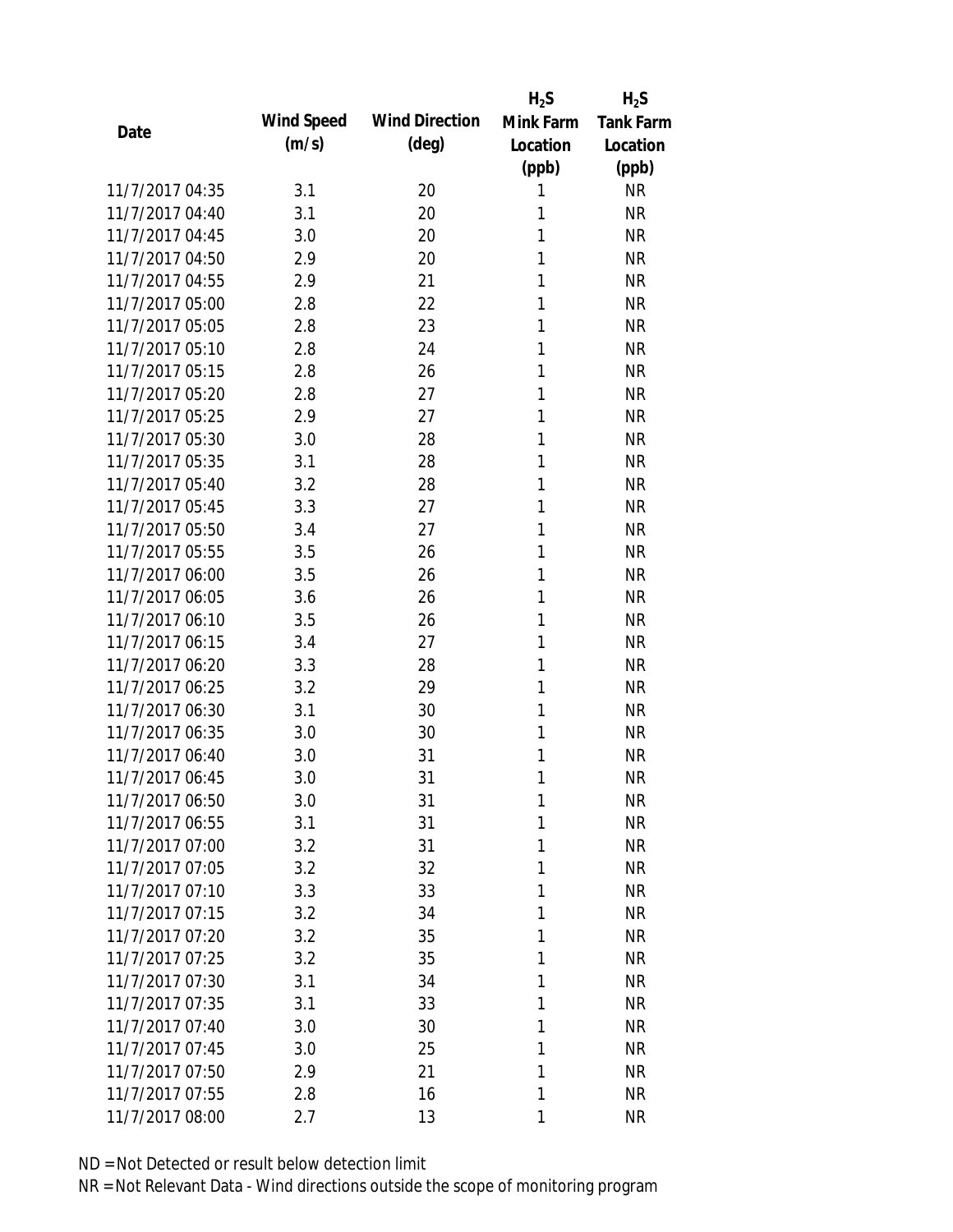| Date | Wind Speed (m/s) | Wind Direction (deg) | $H_2S$ Mink Farm Location (ppb) | $H_2S$ Tank Farm Location (ppb) |
|---|---|---|---|---|
| 11/7/2017 04:35 | 3.1 | 20 | 1 | NR |
| 11/7/2017 04:40 | 3.1 | 20 | 1 | NR |
| 11/7/2017 04:45 | 3.0 | 20 | 1 | NR |
| 11/7/2017 04:50 | 2.9 | 20 | 1 | NR |
| 11/7/2017 04:55 | 2.9 | 21 | 1 | NR |
| 11/7/2017 05:00 | 2.8 | 22 | 1 | NR |
| 11/7/2017 05:05 | 2.8 | 23 | 1 | NR |
| 11/7/2017 05:10 | 2.8 | 24 | 1 | NR |
| 11/7/2017 05:15 | 2.8 | 26 | 1 | NR |
| 11/7/2017 05:20 | 2.8 | 27 | 1 | NR |
| 11/7/2017 05:25 | 2.9 | 27 | 1 | NR |
| 11/7/2017 05:30 | 3.0 | 28 | 1 | NR |
| 11/7/2017 05:35 | 3.1 | 28 | 1 | NR |
| 11/7/2017 05:40 | 3.2 | 28 | 1 | NR |
| 11/7/2017 05:45 | 3.3 | 27 | 1 | NR |
| 11/7/2017 05:50 | 3.4 | 27 | 1 | NR |
| 11/7/2017 05:55 | 3.5 | 26 | 1 | NR |
| 11/7/2017 06:00 | 3.5 | 26 | 1 | NR |
| 11/7/2017 06:05 | 3.6 | 26 | 1 | NR |
| 11/7/2017 06:10 | 3.5 | 26 | 1 | NR |
| 11/7/2017 06:15 | 3.4 | 27 | 1 | NR |
| 11/7/2017 06:20 | 3.3 | 28 | 1 | NR |
| 11/7/2017 06:25 | 3.2 | 29 | 1 | NR |
| 11/7/2017 06:30 | 3.1 | 30 | 1 | NR |
| 11/7/2017 06:35 | 3.0 | 30 | 1 | NR |
| 11/7/2017 06:40 | 3.0 | 31 | 1 | NR |
| 11/7/2017 06:45 | 3.0 | 31 | 1 | NR |
| 11/7/2017 06:50 | 3.0 | 31 | 1 | NR |
| 11/7/2017 06:55 | 3.1 | 31 | 1 | NR |
| 11/7/2017 07:00 | 3.2 | 31 | 1 | NR |
| 11/7/2017 07:05 | 3.2 | 32 | 1 | NR |
| 11/7/2017 07:10 | 3.3 | 33 | 1 | NR |
| 11/7/2017 07:15 | 3.2 | 34 | 1 | NR |
| 11/7/2017 07:20 | 3.2 | 35 | 1 | NR |
| 11/7/2017 07:25 | 3.2 | 35 | 1 | NR |
| 11/7/2017 07:30 | 3.1 | 34 | 1 | NR |
| 11/7/2017 07:35 | 3.1 | 33 | 1 | NR |
| 11/7/2017 07:40 | 3.0 | 30 | 1 | NR |
| 11/7/2017 07:45 | 3.0 | 25 | 1 | NR |
| 11/7/2017 07:50 | 2.9 | 21 | 1 | NR |
| 11/7/2017 07:55 | 2.8 | 16 | 1 | NR |
| 11/7/2017 08:00 | 2.7 | 13 | 1 | NR |

ND = Not Detected or result below detection limit

NR = Not Relevant Data - Wind directions outside the scope of monitoring program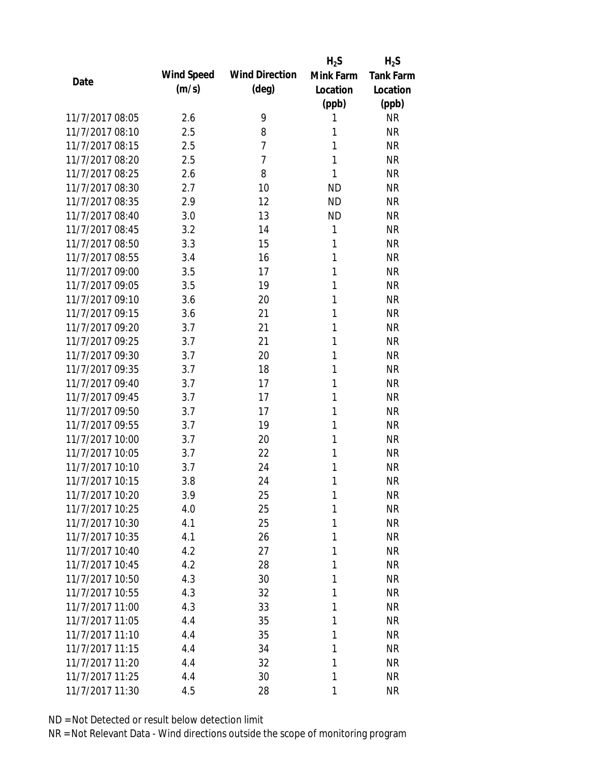| Date | Wind Speed (m/s) | Wind Direction (deg) | $H_2S$ Mink Farm Location (ppb) | $H_2S$ Tank Farm Location (ppb) |
|---|---|---|---|---|
| 11/7/2017 08:05 | 2.6 | 9 | 1 | NR |
| 11/7/2017 08:10 | 2.5 | 8 | 1 | NR |
| 11/7/2017 08:15 | 2.5 | 7 | 1 | NR |
| 11/7/2017 08:20 | 2.5 | 7 | 1 | NR |
| 11/7/2017 08:25 | 2.6 | 8 | 1 | NR |
| 11/7/2017 08:30 | 2.7 | 10 | ND | NR |
| 11/7/2017 08:35 | 2.9 | 12 | ND | NR |
| 11/7/2017 08:40 | 3.0 | 13 | ND | NR |
| 11/7/2017 08:45 | 3.2 | 14 | 1 | NR |
| 11/7/2017 08:50 | 3.3 | 15 | 1 | NR |
| 11/7/2017 08:55 | 3.4 | 16 | 1 | NR |
| 11/7/2017 09:00 | 3.5 | 17 | 1 | NR |
| 11/7/2017 09:05 | 3.5 | 19 | 1 | NR |
| 11/7/2017 09:10 | 3.6 | 20 | 1 | NR |
| 11/7/2017 09:15 | 3.6 | 21 | 1 | NR |
| 11/7/2017 09:20 | 3.7 | 21 | 1 | NR |
| 11/7/2017 09:25 | 3.7 | 21 | 1 | NR |
| 11/7/2017 09:30 | 3.7 | 20 | 1 | NR |
| 11/7/2017 09:35 | 3.7 | 18 | 1 | NR |
| 11/7/2017 09:40 | 3.7 | 17 | 1 | NR |
| 11/7/2017 09:45 | 3.7 | 17 | 1 | NR |
| 11/7/2017 09:50 | 3.7 | 17 | 1 | NR |
| 11/7/2017 09:55 | 3.7 | 19 | 1 | NR |
| 11/7/2017 10:00 | 3.7 | 20 | 1 | NR |
| 11/7/2017 10:05 | 3.7 | 22 | 1 | NR |
| 11/7/2017 10:10 | 3.7 | 24 | 1 | NR |
| 11/7/2017 10:15 | 3.8 | 24 | 1 | NR |
| 11/7/2017 10:20 | 3.9 | 25 | 1 | NR |
| 11/7/2017 10:25 | 4.0 | 25 | 1 | NR |
| 11/7/2017 10:30 | 4.1 | 25 | 1 | NR |
| 11/7/2017 10:35 | 4.1 | 26 | 1 | NR |
| 11/7/2017 10:40 | 4.2 | 27 | 1 | NR |
| 11/7/2017 10:45 | 4.2 | 28 | 1 | NR |
| 11/7/2017 10:50 | 4.3 | 30 | 1 | NR |
| 11/7/2017 10:55 | 4.3 | 32 | 1 | NR |
| 11/7/2017 11:00 | 4.3 | 33 | 1 | NR |
| 11/7/2017 11:05 | 4.4 | 35 | 1 | NR |
| 11/7/2017 11:10 | 4.4 | 35 | 1 | NR |
| 11/7/2017 11:15 | 4.4 | 34 | 1 | NR |
| 11/7/2017 11:20 | 4.4 | 32 | 1 | NR |
| 11/7/2017 11:25 | 4.4 | 30 | 1 | NR |
| 11/7/2017 11:30 | 4.5 | 28 | 1 | NR |

ND = Not Detected or result below detection limit

NR = Not Relevant Data - Wind directions outside the scope of monitoring program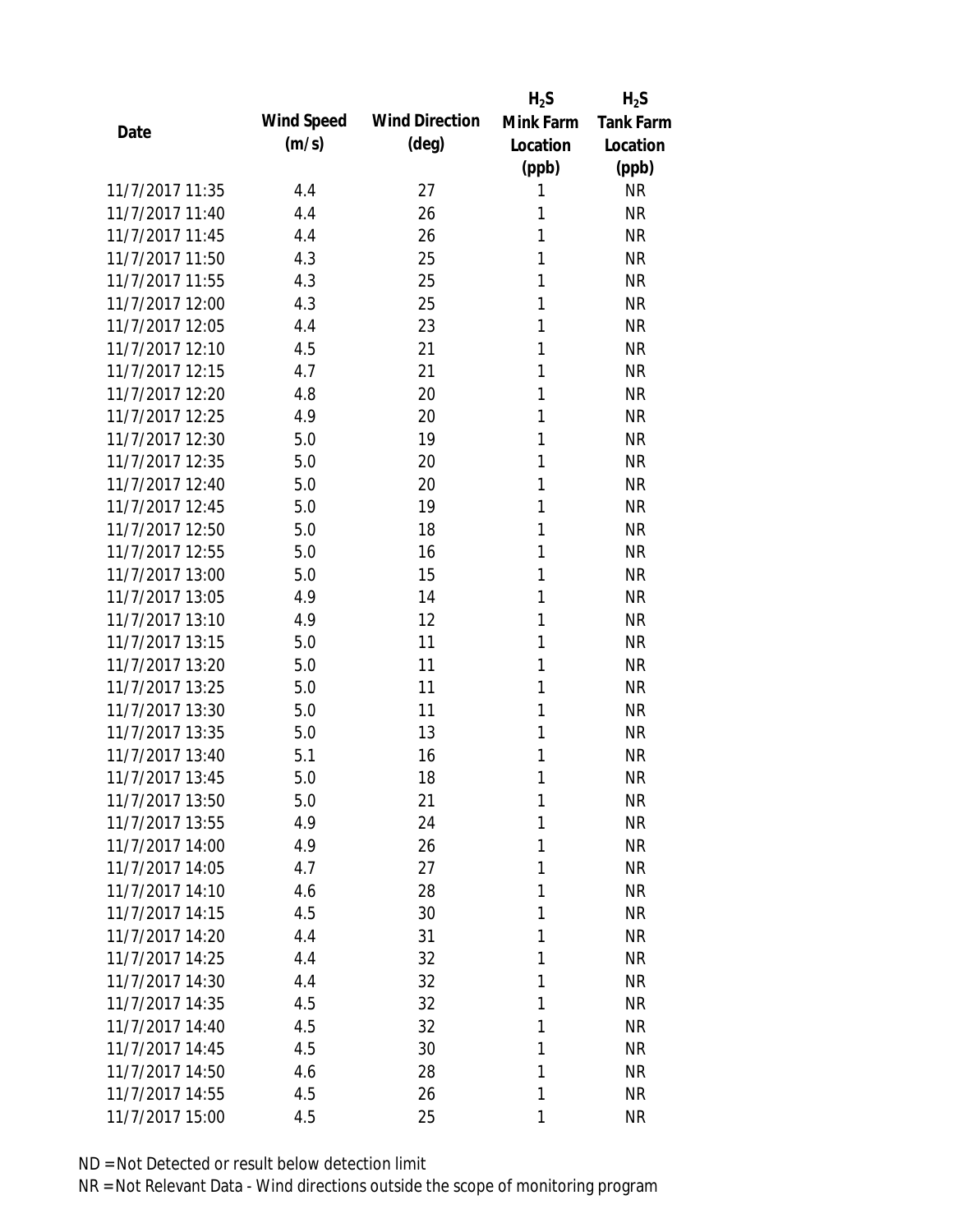| Date | Wind Speed (m/s) | Wind Direction (deg) | $H_2S$ Mink Farm Location (ppb) | $H_2S$ Tank Farm Location (ppb) |
|---|---|---|---|---|
| 11/7/2017 11:35 | 4.4 | 27 | 1 | NR |
| 11/7/2017 11:40 | 4.4 | 26 | 1 | NR |
| 11/7/2017 11:45 | 4.4 | 26 | 1 | NR |
| 11/7/2017 11:50 | 4.3 | 25 | 1 | NR |
| 11/7/2017 11:55 | 4.3 | 25 | 1 | NR |
| 11/7/2017 12:00 | 4.3 | 25 | 1 | NR |
| 11/7/2017 12:05 | 4.4 | 23 | 1 | NR |
| 11/7/2017 12:10 | 4.5 | 21 | 1 | NR |
| 11/7/2017 12:15 | 4.7 | 21 | 1 | NR |
| 11/7/2017 12:20 | 4.8 | 20 | 1 | NR |
| 11/7/2017 12:25 | 4.9 | 20 | 1 | NR |
| 11/7/2017 12:30 | 5.0 | 19 | 1 | NR |
| 11/7/2017 12:35 | 5.0 | 20 | 1 | NR |
| 11/7/2017 12:40 | 5.0 | 20 | 1 | NR |
| 11/7/2017 12:45 | 5.0 | 19 | 1 | NR |
| 11/7/2017 12:50 | 5.0 | 18 | 1 | NR |
| 11/7/2017 12:55 | 5.0 | 16 | 1 | NR |
| 11/7/2017 13:00 | 5.0 | 15 | 1 | NR |
| 11/7/2017 13:05 | 4.9 | 14 | 1 | NR |
| 11/7/2017 13:10 | 4.9 | 12 | 1 | NR |
| 11/7/2017 13:15 | 5.0 | 11 | 1 | NR |
| 11/7/2017 13:20 | 5.0 | 11 | 1 | NR |
| 11/7/2017 13:25 | 5.0 | 11 | 1 | NR |
| 11/7/2017 13:30 | 5.0 | 11 | 1 | NR |
| 11/7/2017 13:35 | 5.0 | 13 | 1 | NR |
| 11/7/2017 13:40 | 5.1 | 16 | 1 | NR |
| 11/7/2017 13:45 | 5.0 | 18 | 1 | NR |
| 11/7/2017 13:50 | 5.0 | 21 | 1 | NR |
| 11/7/2017 13:55 | 4.9 | 24 | 1 | NR |
| 11/7/2017 14:00 | 4.9 | 26 | 1 | NR |
| 11/7/2017 14:05 | 4.7 | 27 | 1 | NR |
| 11/7/2017 14:10 | 4.6 | 28 | 1 | NR |
| 11/7/2017 14:15 | 4.5 | 30 | 1 | NR |
| 11/7/2017 14:20 | 4.4 | 31 | 1 | NR |
| 11/7/2017 14:25 | 4.4 | 32 | 1 | NR |
| 11/7/2017 14:30 | 4.4 | 32 | 1 | NR |
| 11/7/2017 14:35 | 4.5 | 32 | 1 | NR |
| 11/7/2017 14:40 | 4.5 | 32 | 1 | NR |
| 11/7/2017 14:45 | 4.5 | 30 | 1 | NR |
| 11/7/2017 14:50 | 4.6 | 28 | 1 | NR |
| 11/7/2017 14:55 | 4.5 | 26 | 1 | NR |
| 11/7/2017 15:00 | 4.5 | 25 | 1 | NR |

ND = Not Detected or result below detection limit

NR = Not Relevant Data - Wind directions outside the scope of monitoring program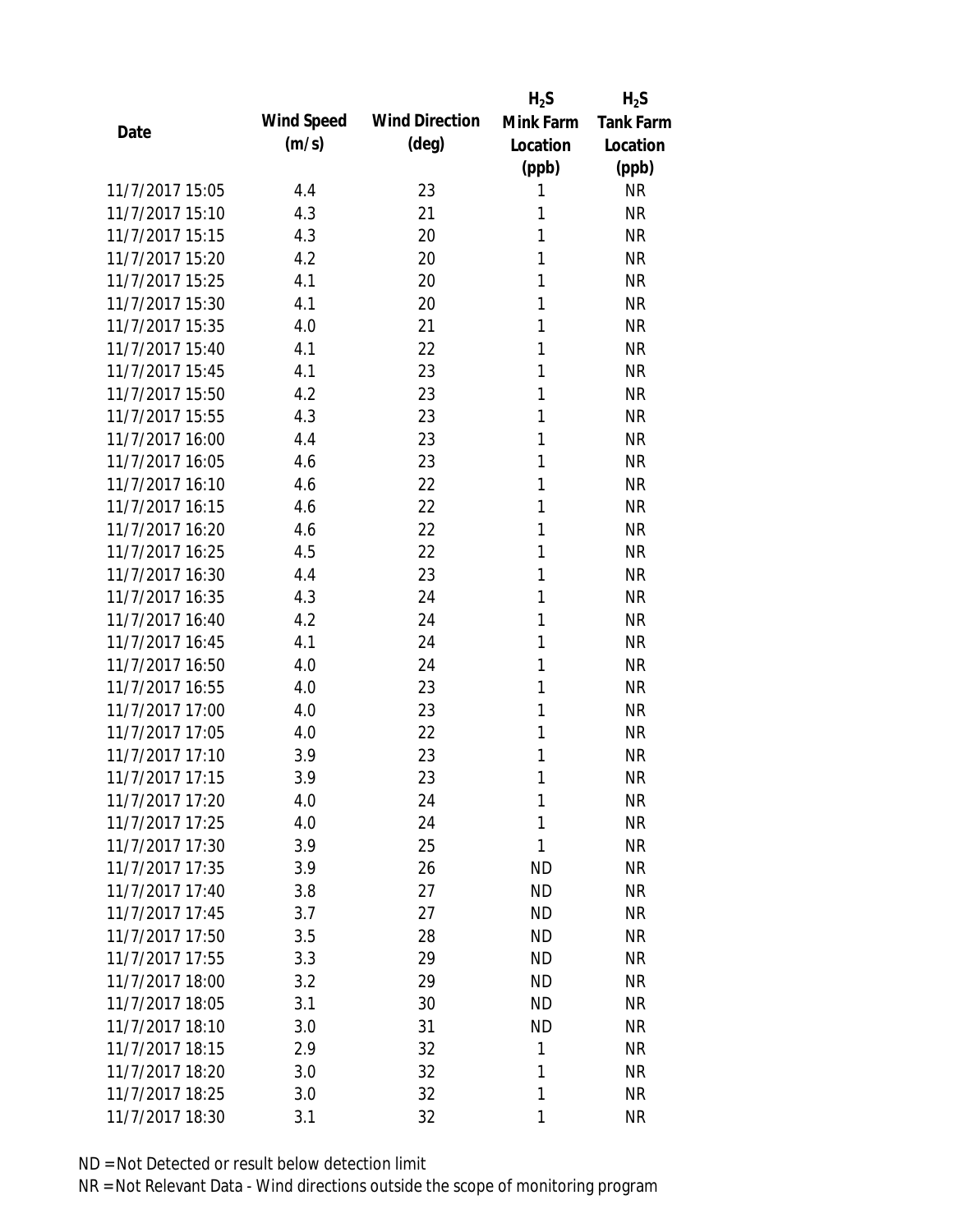| Date | Wind Speed (m/s) | Wind Direction (deg) | $H_2S$ Mink Farm Location (ppb) | $H_2S$ Tank Farm Location (ppb) |
|---|---|---|---|---|
| 11/7/2017 15:05 | 4.4 | 23 | 1 | NR |
| 11/7/2017 15:10 | 4.3 | 21 | 1 | NR |
| 11/7/2017 15:15 | 4.3 | 20 | 1 | NR |
| 11/7/2017 15:20 | 4.2 | 20 | 1 | NR |
| 11/7/2017 15:25 | 4.1 | 20 | 1 | NR |
| 11/7/2017 15:30 | 4.1 | 20 | 1 | NR |
| 11/7/2017 15:35 | 4.0 | 21 | 1 | NR |
| 11/7/2017 15:40 | 4.1 | 22 | 1 | NR |
| 11/7/2017 15:45 | 4.1 | 23 | 1 | NR |
| 11/7/2017 15:50 | 4.2 | 23 | 1 | NR |
| 11/7/2017 15:55 | 4.3 | 23 | 1 | NR |
| 11/7/2017 16:00 | 4.4 | 23 | 1 | NR |
| 11/7/2017 16:05 | 4.6 | 23 | 1 | NR |
| 11/7/2017 16:10 | 4.6 | 22 | 1 | NR |
| 11/7/2017 16:15 | 4.6 | 22 | 1 | NR |
| 11/7/2017 16:20 | 4.6 | 22 | 1 | NR |
| 11/7/2017 16:25 | 4.5 | 22 | 1 | NR |
| 11/7/2017 16:30 | 4.4 | 23 | 1 | NR |
| 11/7/2017 16:35 | 4.3 | 24 | 1 | NR |
| 11/7/2017 16:40 | 4.2 | 24 | 1 | NR |
| 11/7/2017 16:45 | 4.1 | 24 | 1 | NR |
| 11/7/2017 16:50 | 4.0 | 24 | 1 | NR |
| 11/7/2017 16:55 | 4.0 | 23 | 1 | NR |
| 11/7/2017 17:00 | 4.0 | 23 | 1 | NR |
| 11/7/2017 17:05 | 4.0 | 22 | 1 | NR |
| 11/7/2017 17:10 | 3.9 | 23 | 1 | NR |
| 11/7/2017 17:15 | 3.9 | 23 | 1 | NR |
| 11/7/2017 17:20 | 4.0 | 24 | 1 | NR |
| 11/7/2017 17:25 | 4.0 | 24 | 1 | NR |
| 11/7/2017 17:30 | 3.9 | 25 | 1 | NR |
| 11/7/2017 17:35 | 3.9 | 26 | ND | NR |
| 11/7/2017 17:40 | 3.8 | 27 | ND | NR |
| 11/7/2017 17:45 | 3.7 | 27 | ND | NR |
| 11/7/2017 17:50 | 3.5 | 28 | ND | NR |
| 11/7/2017 17:55 | 3.3 | 29 | ND | NR |
| 11/7/2017 18:00 | 3.2 | 29 | ND | NR |
| 11/7/2017 18:05 | 3.1 | 30 | ND | NR |
| 11/7/2017 18:10 | 3.0 | 31 | ND | NR |
| 11/7/2017 18:15 | 2.9 | 32 | 1 | NR |
| 11/7/2017 18:20 | 3.0 | 32 | 1 | NR |
| 11/7/2017 18:25 | 3.0 | 32 | 1 | NR |
| 11/7/2017 18:30 | 3.1 | 32 | 1 | NR |

ND = Not Detected or result below detection limit

NR = Not Relevant Data - Wind directions outside the scope of monitoring program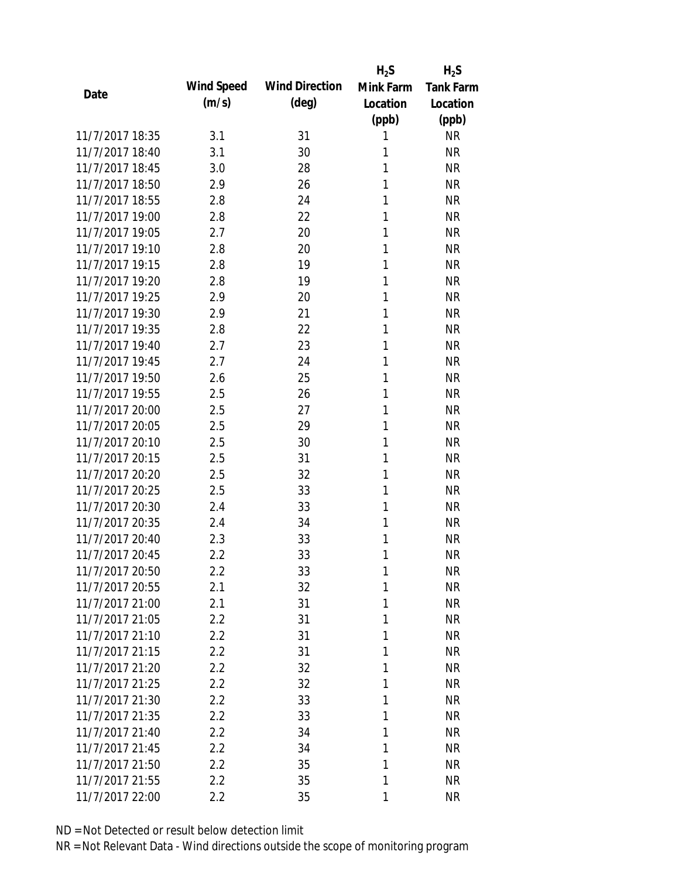| Date | Wind Speed (m/s) | Wind Direction (deg) | $H_2S$ Mink Farm Location (ppb) | $H_2S$ Tank Farm Location (ppb) |
|---|---|---|---|---|
| 11/7/2017 18:35 | 3.1 | 31 | 1 | NR |
| 11/7/2017 18:40 | 3.1 | 30 | 1 | NR |
| 11/7/2017 18:45 | 3.0 | 28 | 1 | NR |
| 11/7/2017 18:50 | 2.9 | 26 | 1 | NR |
| 11/7/2017 18:55 | 2.8 | 24 | 1 | NR |
| 11/7/2017 19:00 | 2.8 | 22 | 1 | NR |
| 11/7/2017 19:05 | 2.7 | 20 | 1 | NR |
| 11/7/2017 19:10 | 2.8 | 20 | 1 | NR |
| 11/7/2017 19:15 | 2.8 | 19 | 1 | NR |
| 11/7/2017 19:20 | 2.8 | 19 | 1 | NR |
| 11/7/2017 19:25 | 2.9 | 20 | 1 | NR |
| 11/7/2017 19:30 | 2.9 | 21 | 1 | NR |
| 11/7/2017 19:35 | 2.8 | 22 | 1 | NR |
| 11/7/2017 19:40 | 2.7 | 23 | 1 | NR |
| 11/7/2017 19:45 | 2.7 | 24 | 1 | NR |
| 11/7/2017 19:50 | 2.6 | 25 | 1 | NR |
| 11/7/2017 19:55 | 2.5 | 26 | 1 | NR |
| 11/7/2017 20:00 | 2.5 | 27 | 1 | NR |
| 11/7/2017 20:05 | 2.5 | 29 | 1 | NR |
| 11/7/2017 20:10 | 2.5 | 30 | 1 | NR |
| 11/7/2017 20:15 | 2.5 | 31 | 1 | NR |
| 11/7/2017 20:20 | 2.5 | 32 | 1 | NR |
| 11/7/2017 20:25 | 2.5 | 33 | 1 | NR |
| 11/7/2017 20:30 | 2.4 | 33 | 1 | NR |
| 11/7/2017 20:35 | 2.4 | 34 | 1 | NR |
| 11/7/2017 20:40 | 2.3 | 33 | 1 | NR |
| 11/7/2017 20:45 | 2.2 | 33 | 1 | NR |
| 11/7/2017 20:50 | 2.2 | 33 | 1 | NR |
| 11/7/2017 20:55 | 2.1 | 32 | 1 | NR |
| 11/7/2017 21:00 | 2.1 | 31 | 1 | NR |
| 11/7/2017 21:05 | 2.2 | 31 | 1 | NR |
| 11/7/2017 21:10 | 2.2 | 31 | 1 | NR |
| 11/7/2017 21:15 | 2.2 | 31 | 1 | NR |
| 11/7/2017 21:20 | 2.2 | 32 | 1 | NR |
| 11/7/2017 21:25 | 2.2 | 32 | 1 | NR |
| 11/7/2017 21:30 | 2.2 | 33 | 1 | NR |
| 11/7/2017 21:35 | 2.2 | 33 | 1 | NR |
| 11/7/2017 21:40 | 2.2 | 34 | 1 | NR |
| 11/7/2017 21:45 | 2.2 | 34 | 1 | NR |
| 11/7/2017 21:50 | 2.2 | 35 | 1 | NR |
| 11/7/2017 21:55 | 2.2 | 35 | 1 | NR |
| 11/7/2017 22:00 | 2.2 | 35 | 1 | NR |

ND = Not Detected or result below detection limit

NR = Not Relevant Data - Wind directions outside the scope of monitoring program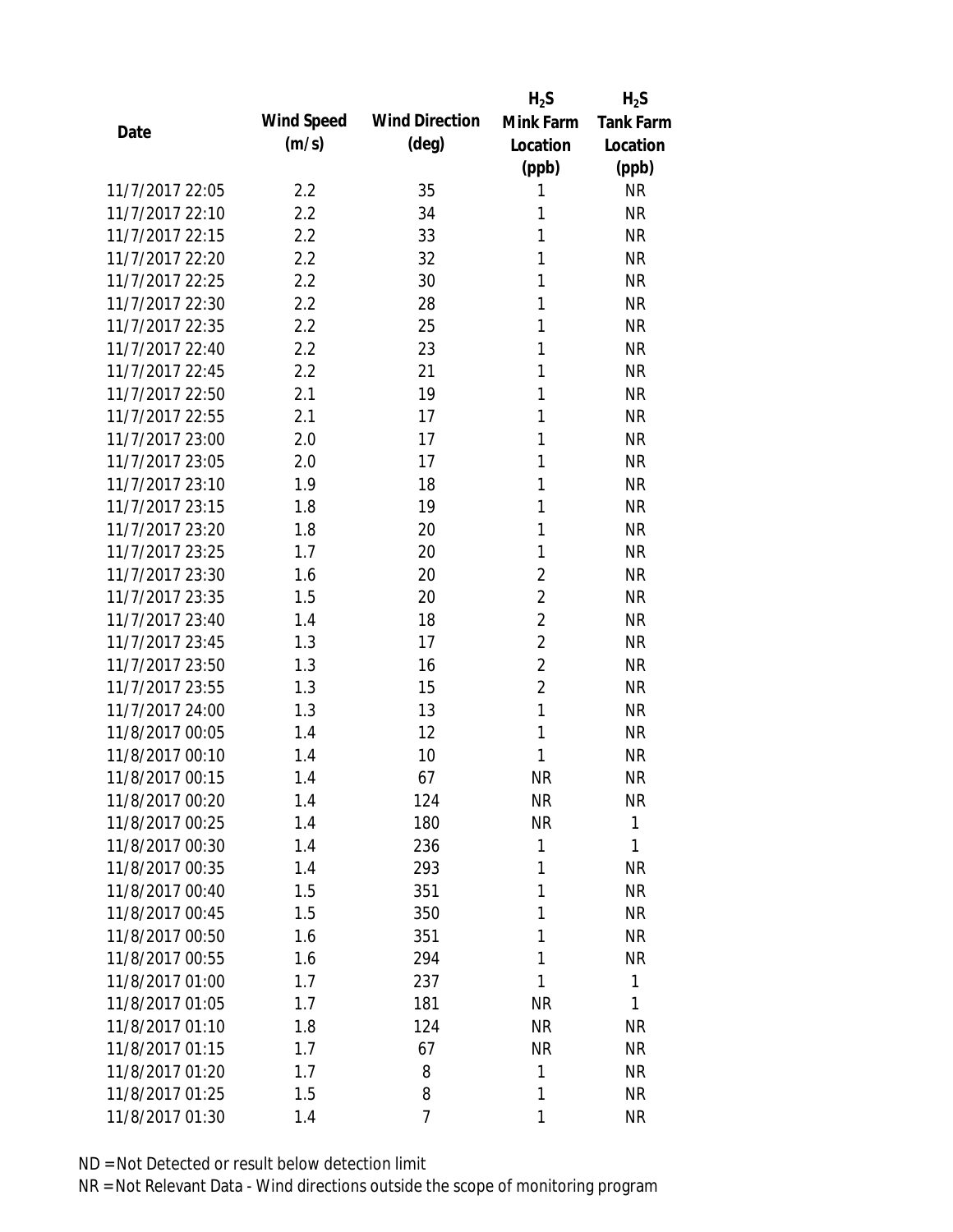| Date | Wind Speed (m/s) | Wind Direction (deg) | $H_2S$ Mink Farm Location (ppb) | $H_2S$ Tank Farm Location (ppb) |
|---|---|---|---|---|
| 11/7/2017 22:05 | 2.2 | 35 | 1 | NR |
| 11/7/2017 22:10 | 2.2 | 34 | 1 | NR |
| 11/7/2017 22:15 | 2.2 | 33 | 1 | NR |
| 11/7/2017 22:20 | 2.2 | 32 | 1 | NR |
| 11/7/2017 22:25 | 2.2 | 30 | 1 | NR |
| 11/7/2017 22:30 | 2.2 | 28 | 1 | NR |
| 11/7/2017 22:35 | 2.2 | 25 | 1 | NR |
| 11/7/2017 22:40 | 2.2 | 23 | 1 | NR |
| 11/7/2017 22:45 | 2.2 | 21 | 1 | NR |
| 11/7/2017 22:50 | 2.1 | 19 | 1 | NR |
| 11/7/2017 22:55 | 2.1 | 17 | 1 | NR |
| 11/7/2017 23:00 | 2.0 | 17 | 1 | NR |
| 11/7/2017 23:05 | 2.0 | 17 | 1 | NR |
| 11/7/2017 23:10 | 1.9 | 18 | 1 | NR |
| 11/7/2017 23:15 | 1.8 | 19 | 1 | NR |
| 11/7/2017 23:20 | 1.8 | 20 | 1 | NR |
| 11/7/2017 23:25 | 1.7 | 20 | 1 | NR |
| 11/7/2017 23:30 | 1.6 | 20 | 2 | NR |
| 11/7/2017 23:35 | 1.5 | 20 | 2 | NR |
| 11/7/2017 23:40 | 1.4 | 18 | 2 | NR |
| 11/7/2017 23:45 | 1.3 | 17 | 2 | NR |
| 11/7/2017 23:50 | 1.3 | 16 | 2 | NR |
| 11/7/2017 23:55 | 1.3 | 15 | 2 | NR |
| 11/7/2017 24:00 | 1.3 | 13 | 1 | NR |
| 11/8/2017 00:05 | 1.4 | 12 | 1 | NR |
| 11/8/2017 00:10 | 1.4 | 10 | 1 | NR |
| 11/8/2017 00:15 | 1.4 | 67 | NR | NR |
| 11/8/2017 00:20 | 1.4 | 124 | NR | NR |
| 11/8/2017 00:25 | 1.4 | 180 | NR | 1 |
| 11/8/2017 00:30 | 1.4 | 236 | 1 | 1 |
| 11/8/2017 00:35 | 1.4 | 293 | 1 | NR |
| 11/8/2017 00:40 | 1.5 | 351 | 1 | NR |
| 11/8/2017 00:45 | 1.5 | 350 | 1 | NR |
| 11/8/2017 00:50 | 1.6 | 351 | 1 | NR |
| 11/8/2017 00:55 | 1.6 | 294 | 1 | NR |
| 11/8/2017 01:00 | 1.7 | 237 | 1 | 1 |
| 11/8/2017 01:05 | 1.7 | 181 | NR | 1 |
| 11/8/2017 01:10 | 1.8 | 124 | NR | NR |
| 11/8/2017 01:15 | 1.7 | 67 | NR | NR |
| 11/8/2017 01:20 | 1.7 | 8 | 1 | NR |
| 11/8/2017 01:25 | 1.5 | 8 | 1 | NR |
| 11/8/2017 01:30 | 1.4 | 7 | 1 | NR |

ND = Not Detected or result below detection limit

NR = Not Relevant Data - Wind directions outside the scope of monitoring program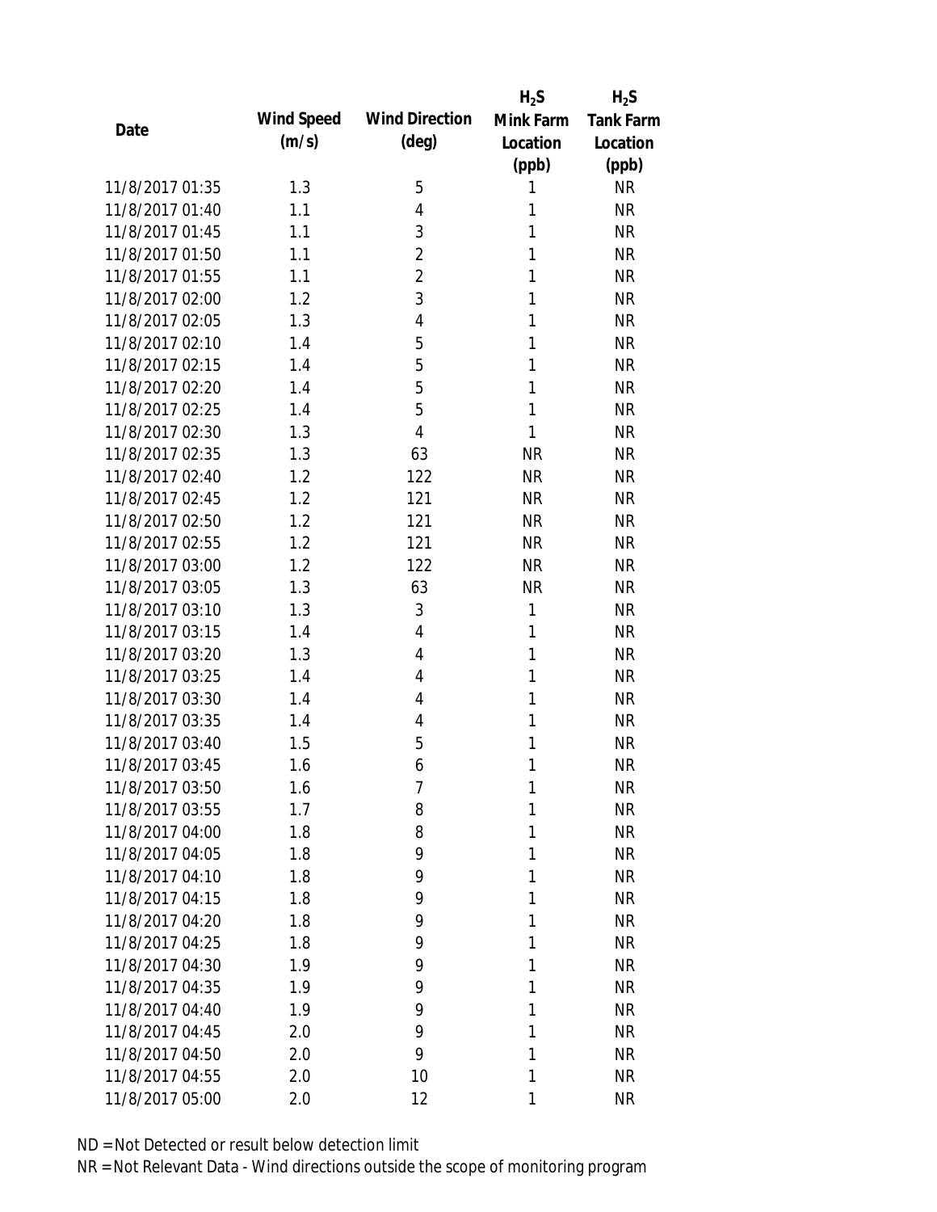| Date | Wind Speed (m/s) | Wind Direction (deg) | $H_2S$ Mink Farm Location (ppb) | $H_2S$ Tank Farm Location (ppb) |
|---|---|---|---|---|
| 11/8/2017 01:35 | 1.3 | 5 | 1 | NR |
| 11/8/2017 01:40 | 1.1 | 4 | 1 | NR |
| 11/8/2017 01:45 | 1.1 | 3 | 1 | NR |
| 11/8/2017 01:50 | 1.1 | 2 | 1 | NR |
| 11/8/2017 01:55 | 1.1 | 2 | 1 | NR |
| 11/8/2017 02:00 | 1.2 | 3 | 1 | NR |
| 11/8/2017 02:05 | 1.3 | 4 | 1 | NR |
| 11/8/2017 02:10 | 1.4 | 5 | 1 | NR |
| 11/8/2017 02:15 | 1.4 | 5 | 1 | NR |
| 11/8/2017 02:20 | 1.4 | 5 | 1 | NR |
| 11/8/2017 02:25 | 1.4 | 5 | 1 | NR |
| 11/8/2017 02:30 | 1.3 | 4 | 1 | NR |
| 11/8/2017 02:35 | 1.3 | 63 | NR | NR |
| 11/8/2017 02:40 | 1.2 | 122 | NR | NR |
| 11/8/2017 02:45 | 1.2 | 121 | NR | NR |
| 11/8/2017 02:50 | 1.2 | 121 | NR | NR |
| 11/8/2017 02:55 | 1.2 | 121 | NR | NR |
| 11/8/2017 03:00 | 1.2 | 122 | NR | NR |
| 11/8/2017 03:05 | 1.3 | 63 | NR | NR |
| 11/8/2017 03:10 | 1.3 | 3 | 1 | NR |
| 11/8/2017 03:15 | 1.4 | 4 | 1 | NR |
| 11/8/2017 03:20 | 1.3 | 4 | 1 | NR |
| 11/8/2017 03:25 | 1.4 | 4 | 1 | NR |
| 11/8/2017 03:30 | 1.4 | 4 | 1 | NR |
| 11/8/2017 03:35 | 1.4 | 4 | 1 | NR |
| 11/8/2017 03:40 | 1.5 | 5 | 1 | NR |
| 11/8/2017 03:45 | 1.6 | 6 | 1 | NR |
| 11/8/2017 03:50 | 1.6 | 7 | 1 | NR |
| 11/8/2017 03:55 | 1.7 | 8 | 1 | NR |
| 11/8/2017 04:00 | 1.8 | 8 | 1 | NR |
| 11/8/2017 04:05 | 1.8 | 9 | 1 | NR |
| 11/8/2017 04:10 | 1.8 | 9 | 1 | NR |
| 11/8/2017 04:15 | 1.8 | 9 | 1 | NR |
| 11/8/2017 04:20 | 1.8 | 9 | 1 | NR |
| 11/8/2017 04:25 | 1.8 | 9 | 1 | NR |
| 11/8/2017 04:30 | 1.9 | 9 | 1 | NR |
| 11/8/2017 04:35 | 1.9 | 9 | 1 | NR |
| 11/8/2017 04:40 | 1.9 | 9 | 1 | NR |
| 11/8/2017 04:45 | 2.0 | 9 | 1 | NR |
| 11/8/2017 04:50 | 2.0 | 9 | 1 | NR |
| 11/8/2017 04:55 | 2.0 | 10 | 1 | NR |
| 11/8/2017 05:00 | 2.0 | 12 | 1 | NR |

ND = Not Detected or result below detection limit

NR = Not Relevant Data - Wind directions outside the scope of monitoring program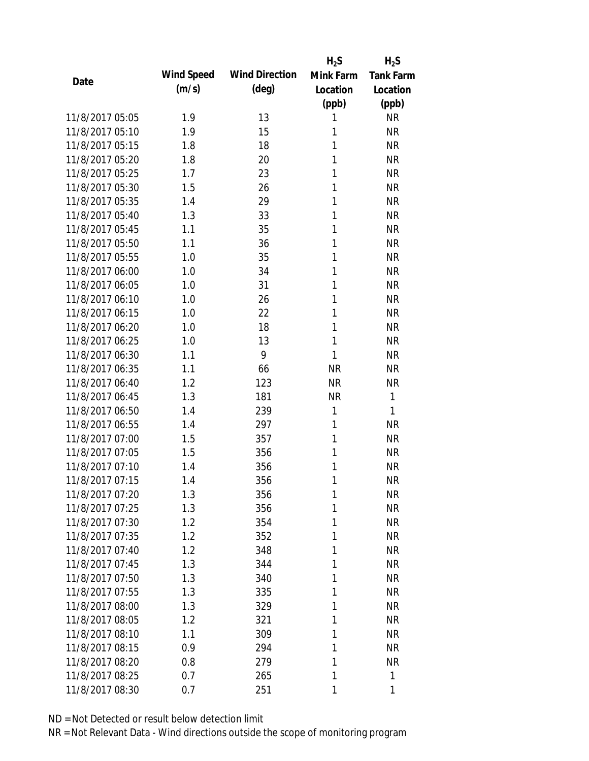| Date | Wind Speed (m/s) | Wind Direction (deg) | $H_2S$ Mink Farm Location (ppb) | $H_2S$ Tank Farm Location (ppb) |
|---|---|---|---|---|
| 11/8/2017 05:05 | 1.9 | 13 | 1 | NR |
| 11/8/2017 05:10 | 1.9 | 15 | 1 | NR |
| 11/8/2017 05:15 | 1.8 | 18 | 1 | NR |
| 11/8/2017 05:20 | 1.8 | 20 | 1 | NR |
| 11/8/2017 05:25 | 1.7 | 23 | 1 | NR |
| 11/8/2017 05:30 | 1.5 | 26 | 1 | NR |
| 11/8/2017 05:35 | 1.4 | 29 | 1 | NR |
| 11/8/2017 05:40 | 1.3 | 33 | 1 | NR |
| 11/8/2017 05:45 | 1.1 | 35 | 1 | NR |
| 11/8/2017 05:50 | 1.1 | 36 | 1 | NR |
| 11/8/2017 05:55 | 1.0 | 35 | 1 | NR |
| 11/8/2017 06:00 | 1.0 | 34 | 1 | NR |
| 11/8/2017 06:05 | 1.0 | 31 | 1 | NR |
| 11/8/2017 06:10 | 1.0 | 26 | 1 | NR |
| 11/8/2017 06:15 | 1.0 | 22 | 1 | NR |
| 11/8/2017 06:20 | 1.0 | 18 | 1 | NR |
| 11/8/2017 06:25 | 1.0 | 13 | 1 | NR |
| 11/8/2017 06:30 | 1.1 | 9 | 1 | NR |
| 11/8/2017 06:35 | 1.1 | 66 | NR | NR |
| 11/8/2017 06:40 | 1.2 | 123 | NR | NR |
| 11/8/2017 06:45 | 1.3 | 181 | NR | 1 |
| 11/8/2017 06:50 | 1.4 | 239 | 1 | 1 |
| 11/8/2017 06:55 | 1.4 | 297 | 1 | NR |
| 11/8/2017 07:00 | 1.5 | 357 | 1 | NR |
| 11/8/2017 07:05 | 1.5 | 356 | 1 | NR |
| 11/8/2017 07:10 | 1.4 | 356 | 1 | NR |
| 11/8/2017 07:15 | 1.4 | 356 | 1 | NR |
| 11/8/2017 07:20 | 1.3 | 356 | 1 | NR |
| 11/8/2017 07:25 | 1.3 | 356 | 1 | NR |
| 11/8/2017 07:30 | 1.2 | 354 | 1 | NR |
| 11/8/2017 07:35 | 1.2 | 352 | 1 | NR |
| 11/8/2017 07:40 | 1.2 | 348 | 1 | NR |
| 11/8/2017 07:45 | 1.3 | 344 | 1 | NR |
| 11/8/2017 07:50 | 1.3 | 340 | 1 | NR |
| 11/8/2017 07:55 | 1.3 | 335 | 1 | NR |
| 11/8/2017 08:00 | 1.3 | 329 | 1 | NR |
| 11/8/2017 08:05 | 1.2 | 321 | 1 | NR |
| 11/8/2017 08:10 | 1.1 | 309 | 1 | NR |
| 11/8/2017 08:15 | 0.9 | 294 | 1 | NR |
| 11/8/2017 08:20 | 0.8 | 279 | 1 | NR |
| 11/8/2017 08:25 | 0.7 | 265 | 1 | 1 |
| 11/8/2017 08:30 | 0.7 | 251 | 1 | 1 |

ND = Not Detected or result below detection limit

NR = Not Relevant Data - Wind directions outside the scope of monitoring program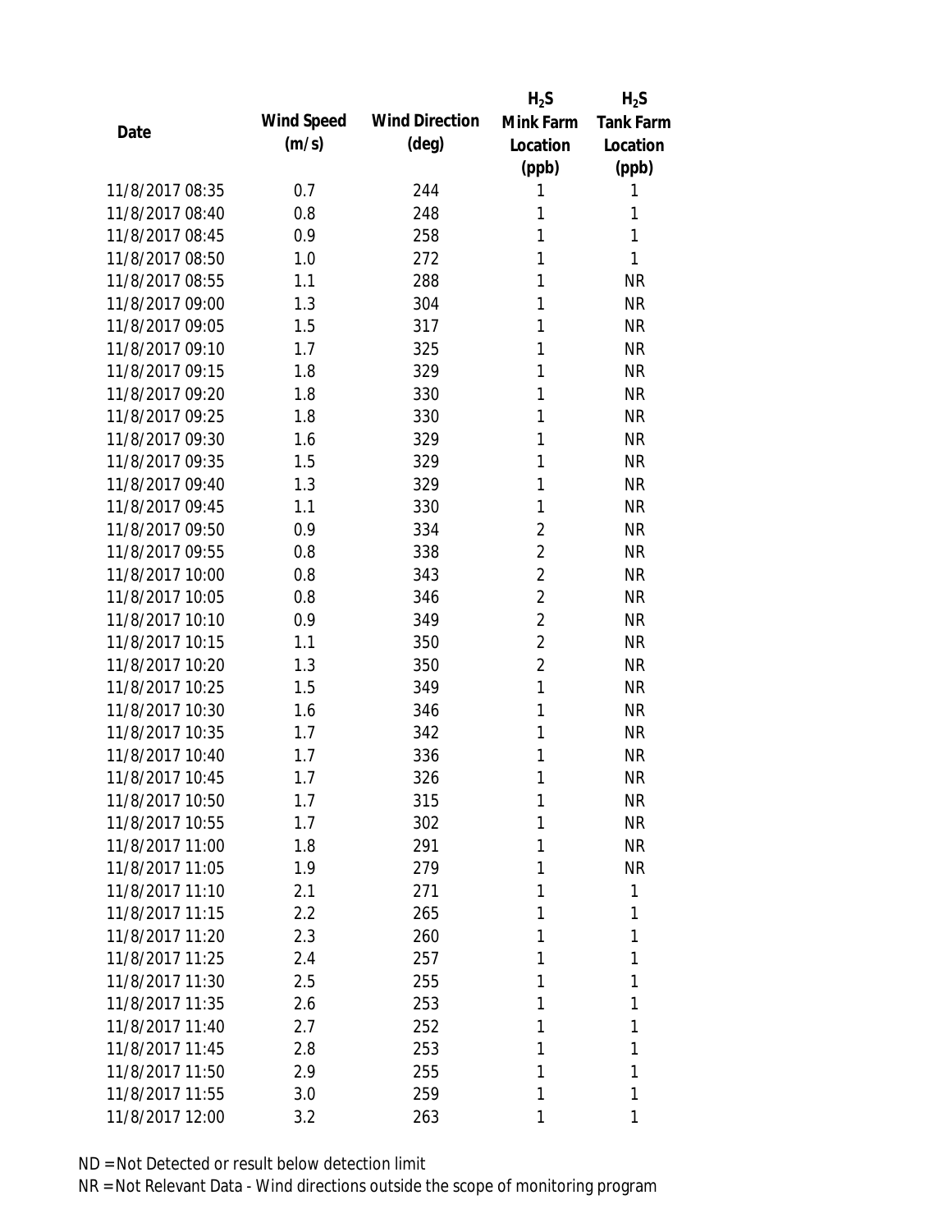| Date | Wind Speed (m/s) | Wind Direction (deg) | $H_2S$ Mink Farm Location (ppb) | $H_2S$ Tank Farm Location (ppb) |
|---|---|---|---|---|
| 11/8/2017 08:35 | 0.7 | 244 | 1 | 1 |
| 11/8/2017 08:40 | 0.8 | 248 | 1 | 1 |
| 11/8/2017 08:45 | 0.9 | 258 | 1 | 1 |
| 11/8/2017 08:50 | 1.0 | 272 | 1 | 1 |
| 11/8/2017 08:55 | 1.1 | 288 | 1 | NR |
| 11/8/2017 09:00 | 1.3 | 304 | 1 | NR |
| 11/8/2017 09:05 | 1.5 | 317 | 1 | NR |
| 11/8/2017 09:10 | 1.7 | 325 | 1 | NR |
| 11/8/2017 09:15 | 1.8 | 329 | 1 | NR |
| 11/8/2017 09:20 | 1.8 | 330 | 1 | NR |
| 11/8/2017 09:25 | 1.8 | 330 | 1 | NR |
| 11/8/2017 09:30 | 1.6 | 329 | 1 | NR |
| 11/8/2017 09:35 | 1.5 | 329 | 1 | NR |
| 11/8/2017 09:40 | 1.3 | 329 | 1 | NR |
| 11/8/2017 09:45 | 1.1 | 330 | 1 | NR |
| 11/8/2017 09:50 | 0.9 | 334 | 2 | NR |
| 11/8/2017 09:55 | 0.8 | 338 | 2 | NR |
| 11/8/2017 10:00 | 0.8 | 343 | 2 | NR |
| 11/8/2017 10:05 | 0.8 | 346 | 2 | NR |
| 11/8/2017 10:10 | 0.9 | 349 | 2 | NR |
| 11/8/2017 10:15 | 1.1 | 350 | 2 | NR |
| 11/8/2017 10:20 | 1.3 | 350 | 2 | NR |
| 11/8/2017 10:25 | 1.5 | 349 | 1 | NR |
| 11/8/2017 10:30 | 1.6 | 346 | 1 | NR |
| 11/8/2017 10:35 | 1.7 | 342 | 1 | NR |
| 11/8/2017 10:40 | 1.7 | 336 | 1 | NR |
| 11/8/2017 10:45 | 1.7 | 326 | 1 | NR |
| 11/8/2017 10:50 | 1.7 | 315 | 1 | NR |
| 11/8/2017 10:55 | 1.7 | 302 | 1 | NR |
| 11/8/2017 11:00 | 1.8 | 291 | 1 | NR |
| 11/8/2017 11:05 | 1.9 | 279 | 1 | NR |
| 11/8/2017 11:10 | 2.1 | 271 | 1 | 1 |
| 11/8/2017 11:15 | 2.2 | 265 | 1 | 1 |
| 11/8/2017 11:20 | 2.3 | 260 | 1 | 1 |
| 11/8/2017 11:25 | 2.4 | 257 | 1 | 1 |
| 11/8/2017 11:30 | 2.5 | 255 | 1 | 1 |
| 11/8/2017 11:35 | 2.6 | 253 | 1 | 1 |
| 11/8/2017 11:40 | 2.7 | 252 | 1 | 1 |
| 11/8/2017 11:45 | 2.8 | 253 | 1 | 1 |
| 11/8/2017 11:50 | 2.9 | 255 | 1 | 1 |
| 11/8/2017 11:55 | 3.0 | 259 | 1 | 1 |
| 11/8/2017 12:00 | 3.2 | 263 | 1 | 1 |

ND = Not Detected or result below detection limit

NR = Not Relevant Data - Wind directions outside the scope of monitoring program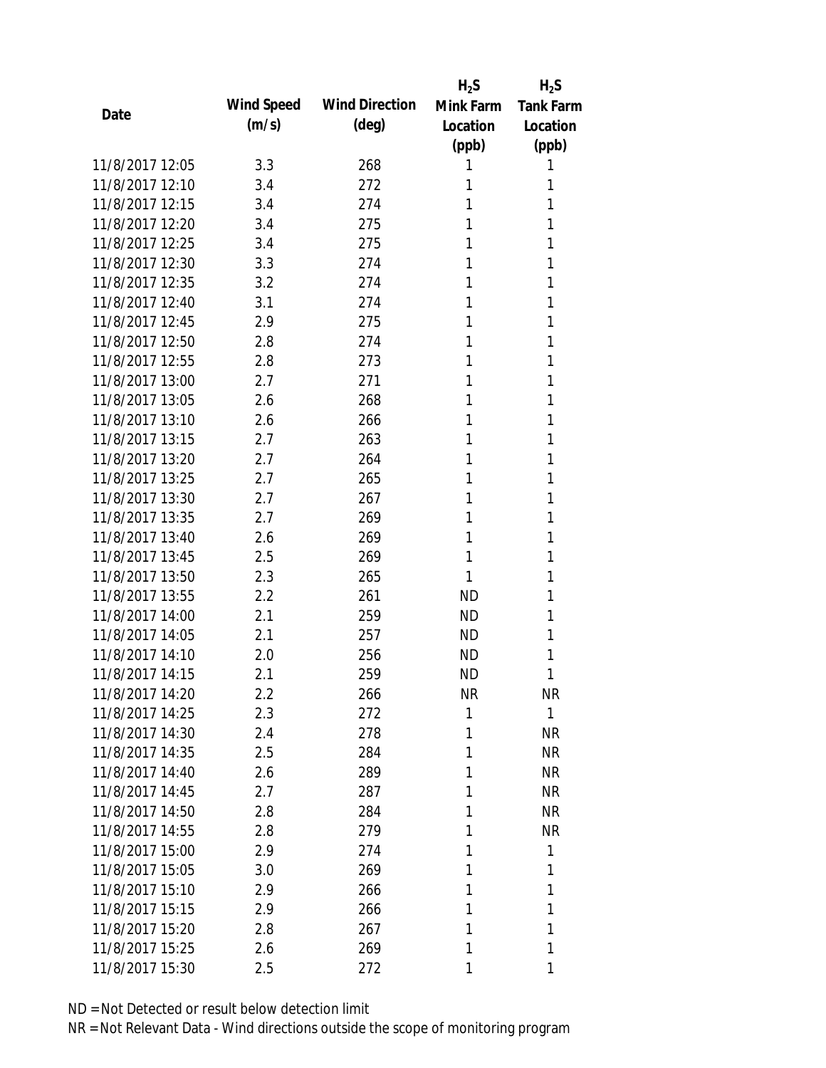| Date | Wind Speed (m/s) | Wind Direction (deg) | $H_2S$ Mink Farm Location (ppb) | $H_2S$ Tank Farm Location (ppb) |
|---|---|---|---|---|
| 11/8/2017 12:05 | 3.3 | 268 | 1 | 1 |
| 11/8/2017 12:10 | 3.4 | 272 | 1 | 1 |
| 11/8/2017 12:15 | 3.4 | 274 | 1 | 1 |
| 11/8/2017 12:20 | 3.4 | 275 | 1 | 1 |
| 11/8/2017 12:25 | 3.4 | 275 | 1 | 1 |
| 11/8/2017 12:30 | 3.3 | 274 | 1 | 1 |
| 11/8/2017 12:35 | 3.2 | 274 | 1 | 1 |
| 11/8/2017 12:40 | 3.1 | 274 | 1 | 1 |
| 11/8/2017 12:45 | 2.9 | 275 | 1 | 1 |
| 11/8/2017 12:50 | 2.8 | 274 | 1 | 1 |
| 11/8/2017 12:55 | 2.8 | 273 | 1 | 1 |
| 11/8/2017 13:00 | 2.7 | 271 | 1 | 1 |
| 11/8/2017 13:05 | 2.6 | 268 | 1 | 1 |
| 11/8/2017 13:10 | 2.6 | 266 | 1 | 1 |
| 11/8/2017 13:15 | 2.7 | 263 | 1 | 1 |
| 11/8/2017 13:20 | 2.7 | 264 | 1 | 1 |
| 11/8/2017 13:25 | 2.7 | 265 | 1 | 1 |
| 11/8/2017 13:30 | 2.7 | 267 | 1 | 1 |
| 11/8/2017 13:35 | 2.7 | 269 | 1 | 1 |
| 11/8/2017 13:40 | 2.6 | 269 | 1 | 1 |
| 11/8/2017 13:45 | 2.5 | 269 | 1 | 1 |
| 11/8/2017 13:50 | 2.3 | 265 | 1 | 1 |
| 11/8/2017 13:55 | 2.2 | 261 | ND | 1 |
| 11/8/2017 14:00 | 2.1 | 259 | ND | 1 |
| 11/8/2017 14:05 | 2.1 | 257 | ND | 1 |
| 11/8/2017 14:10 | 2.0 | 256 | ND | 1 |
| 11/8/2017 14:15 | 2.1 | 259 | ND | 1 |
| 11/8/2017 14:20 | 2.2 | 266 | NR | NR |
| 11/8/2017 14:25 | 2.3 | 272 | 1 | 1 |
| 11/8/2017 14:30 | 2.4 | 278 | 1 | NR |
| 11/8/2017 14:35 | 2.5 | 284 | 1 | NR |
| 11/8/2017 14:40 | 2.6 | 289 | 1 | NR |
| 11/8/2017 14:45 | 2.7 | 287 | 1 | NR |
| 11/8/2017 14:50 | 2.8 | 284 | 1 | NR |
| 11/8/2017 14:55 | 2.8 | 279 | 1 | NR |
| 11/8/2017 15:00 | 2.9 | 274 | 1 | 1 |
| 11/8/2017 15:05 | 3.0 | 269 | 1 | 1 |
| 11/8/2017 15:10 | 2.9 | 266 | 1 | 1 |
| 11/8/2017 15:15 | 2.9 | 266 | 1 | 1 |
| 11/8/2017 15:20 | 2.8 | 267 | 1 | 1 |
| 11/8/2017 15:25 | 2.6 | 269 | 1 | 1 |
| 11/8/2017 15:30 | 2.5 | 272 | 1 | 1 |

ND = Not Detected or result below detection limit

NR = Not Relevant Data - Wind directions outside the scope of monitoring program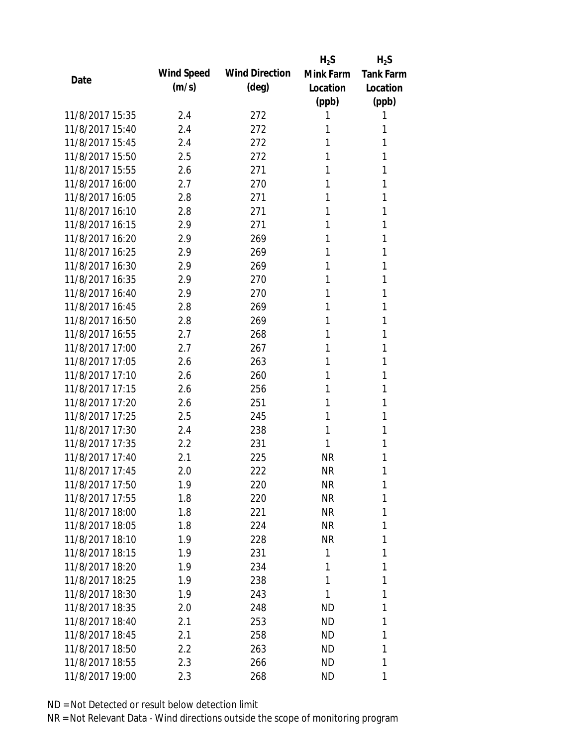| Date | Wind Speed (m/s) | Wind Direction (deg) | $H_2S$ Mink Farm Location (ppb) | $H_2S$ Tank Farm Location (ppb) |
|---|---|---|---|---|
| 11/8/2017 15:35 | 2.4 | 272 | 1 | 1 |
| 11/8/2017 15:40 | 2.4 | 272 | 1 | 1 |
| 11/8/2017 15:45 | 2.4 | 272 | 1 | 1 |
| 11/8/2017 15:50 | 2.5 | 272 | 1 | 1 |
| 11/8/2017 15:55 | 2.6 | 271 | 1 | 1 |
| 11/8/2017 16:00 | 2.7 | 270 | 1 | 1 |
| 11/8/2017 16:05 | 2.8 | 271 | 1 | 1 |
| 11/8/2017 16:10 | 2.8 | 271 | 1 | 1 |
| 11/8/2017 16:15 | 2.9 | 271 | 1 | 1 |
| 11/8/2017 16:20 | 2.9 | 269 | 1 | 1 |
| 11/8/2017 16:25 | 2.9 | 269 | 1 | 1 |
| 11/8/2017 16:30 | 2.9 | 269 | 1 | 1 |
| 11/8/2017 16:35 | 2.9 | 270 | 1 | 1 |
| 11/8/2017 16:40 | 2.9 | 270 | 1 | 1 |
| 11/8/2017 16:45 | 2.8 | 269 | 1 | 1 |
| 11/8/2017 16:50 | 2.8 | 269 | 1 | 1 |
| 11/8/2017 16:55 | 2.7 | 268 | 1 | 1 |
| 11/8/2017 17:00 | 2.7 | 267 | 1 | 1 |
| 11/8/2017 17:05 | 2.6 | 263 | 1 | 1 |
| 11/8/2017 17:10 | 2.6 | 260 | 1 | 1 |
| 11/8/2017 17:15 | 2.6 | 256 | 1 | 1 |
| 11/8/2017 17:20 | 2.6 | 251 | 1 | 1 |
| 11/8/2017 17:25 | 2.5 | 245 | 1 | 1 |
| 11/8/2017 17:30 | 2.4 | 238 | 1 | 1 |
| 11/8/2017 17:35 | 2.2 | 231 | 1 | 1 |
| 11/8/2017 17:40 | 2.1 | 225 | NR | 1 |
| 11/8/2017 17:45 | 2.0 | 222 | NR | 1 |
| 11/8/2017 17:50 | 1.9 | 220 | NR | 1 |
| 11/8/2017 17:55 | 1.8 | 220 | NR | 1 |
| 11/8/2017 18:00 | 1.8 | 221 | NR | 1 |
| 11/8/2017 18:05 | 1.8 | 224 | NR | 1 |
| 11/8/2017 18:10 | 1.9 | 228 | NR | 1 |
| 11/8/2017 18:15 | 1.9 | 231 | 1 | 1 |
| 11/8/2017 18:20 | 1.9 | 234 | 1 | 1 |
| 11/8/2017 18:25 | 1.9 | 238 | 1 | 1 |
| 11/8/2017 18:30 | 1.9 | 243 | 1 | 1 |
| 11/8/2017 18:35 | 2.0 | 248 | ND | 1 |
| 11/8/2017 18:40 | 2.1 | 253 | ND | 1 |
| 11/8/2017 18:45 | 2.1 | 258 | ND | 1 |
| 11/8/2017 18:50 | 2.2 | 263 | ND | 1 |
| 11/8/2017 18:55 | 2.3 | 266 | ND | 1 |
| 11/8/2017 19:00 | 2.3 | 268 | ND | 1 |

ND = Not Detected or result below detection limit

NR = Not Relevant Data - Wind directions outside the scope of monitoring program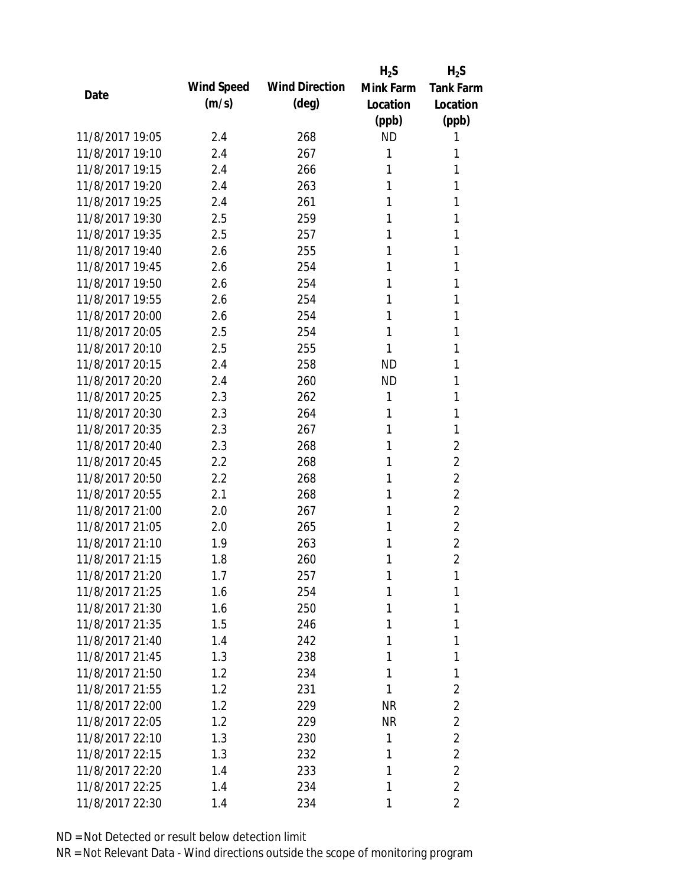| Date | Wind Speed (m/s) | Wind Direction (deg) | $H_2S$ Mink Farm Location (ppb) | $H_2S$ Tank Farm Location (ppb) |
|---|---|---|---|---|
| 11/8/2017 19:05 | 2.4 | 268 | ND | 1 |
| 11/8/2017 19:10 | 2.4 | 267 | 1 | 1 |
| 11/8/2017 19:15 | 2.4 | 266 | 1 | 1 |
| 11/8/2017 19:20 | 2.4 | 263 | 1 | 1 |
| 11/8/2017 19:25 | 2.4 | 261 | 1 | 1 |
| 11/8/2017 19:30 | 2.5 | 259 | 1 | 1 |
| 11/8/2017 19:35 | 2.5 | 257 | 1 | 1 |
| 11/8/2017 19:40 | 2.6 | 255 | 1 | 1 |
| 11/8/2017 19:45 | 2.6 | 254 | 1 | 1 |
| 11/8/2017 19:50 | 2.6 | 254 | 1 | 1 |
| 11/8/2017 19:55 | 2.6 | 254 | 1 | 1 |
| 11/8/2017 20:00 | 2.6 | 254 | 1 | 1 |
| 11/8/2017 20:05 | 2.5 | 254 | 1 | 1 |
| 11/8/2017 20:10 | 2.5 | 255 | 1 | 1 |
| 11/8/2017 20:15 | 2.4 | 258 | ND | 1 |
| 11/8/2017 20:20 | 2.4 | 260 | ND | 1 |
| 11/8/2017 20:25 | 2.3 | 262 | 1 | 1 |
| 11/8/2017 20:30 | 2.3 | 264 | 1 | 1 |
| 11/8/2017 20:35 | 2.3 | 267 | 1 | 1 |
| 11/8/2017 20:40 | 2.3 | 268 | 1 | 2 |
| 11/8/2017 20:45 | 2.2 | 268 | 1 | 2 |
| 11/8/2017 20:50 | 2.2 | 268 | 1 | 2 |
| 11/8/2017 20:55 | 2.1 | 268 | 1 | 2 |
| 11/8/2017 21:00 | 2.0 | 267 | 1 | 2 |
| 11/8/2017 21:05 | 2.0 | 265 | 1 | 2 |
| 11/8/2017 21:10 | 1.9 | 263 | 1 | 2 |
| 11/8/2017 21:15 | 1.8 | 260 | 1 | 2 |
| 11/8/2017 21:20 | 1.7 | 257 | 1 | 1 |
| 11/8/2017 21:25 | 1.6 | 254 | 1 | 1 |
| 11/8/2017 21:30 | 1.6 | 250 | 1 | 1 |
| 11/8/2017 21:35 | 1.5 | 246 | 1 | 1 |
| 11/8/2017 21:40 | 1.4 | 242 | 1 | 1 |
| 11/8/2017 21:45 | 1.3 | 238 | 1 | 1 |
| 11/8/2017 21:50 | 1.2 | 234 | 1 | 1 |
| 11/8/2017 21:55 | 1.2 | 231 | 1 | 2 |
| 11/8/2017 22:00 | 1.2 | 229 | NR | 2 |
| 11/8/2017 22:05 | 1.2 | 229 | NR | 2 |
| 11/8/2017 22:10 | 1.3 | 230 | 1 | 2 |
| 11/8/2017 22:15 | 1.3 | 232 | 1 | 2 |
| 11/8/2017 22:20 | 1.4 | 233 | 1 | 2 |
| 11/8/2017 22:25 | 1.4 | 234 | 1 | 2 |
| 11/8/2017 22:30 | 1.4 | 234 | 1 | 2 |

ND = Not Detected or result below detection limit

NR = Not Relevant Data - Wind directions outside the scope of monitoring program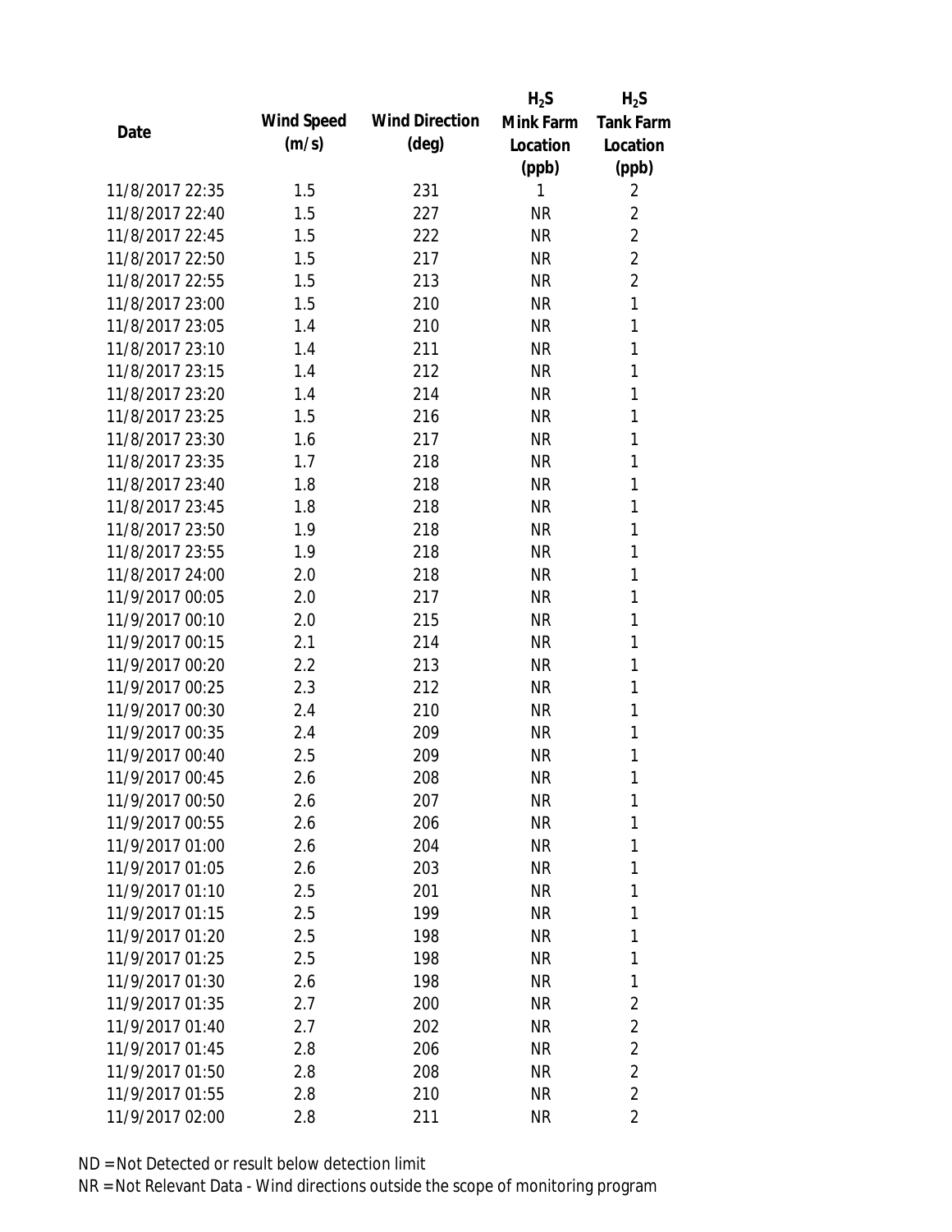| Date | Wind Speed (m/s) | Wind Direction (deg) | $H_2S$ Mink Farm Location (ppb) | $H_2S$ Tank Farm Location (ppb) |
|---|---|---|---|---|
| 11/8/2017 22:35 | 1.5 | 231 | 1 | 2 |
| 11/8/2017 22:40 | 1.5 | 227 | NR | 2 |
| 11/8/2017 22:45 | 1.5 | 222 | NR | 2 |
| 11/8/2017 22:50 | 1.5 | 217 | NR | 2 |
| 11/8/2017 22:55 | 1.5 | 213 | NR | 2 |
| 11/8/2017 23:00 | 1.5 | 210 | NR | 1 |
| 11/8/2017 23:05 | 1.4 | 210 | NR | 1 |
| 11/8/2017 23:10 | 1.4 | 211 | NR | 1 |
| 11/8/2017 23:15 | 1.4 | 212 | NR | 1 |
| 11/8/2017 23:20 | 1.4 | 214 | NR | 1 |
| 11/8/2017 23:25 | 1.5 | 216 | NR | 1 |
| 11/8/2017 23:30 | 1.6 | 217 | NR | 1 |
| 11/8/2017 23:35 | 1.7 | 218 | NR | 1 |
| 11/8/2017 23:40 | 1.8 | 218 | NR | 1 |
| 11/8/2017 23:45 | 1.8 | 218 | NR | 1 |
| 11/8/2017 23:50 | 1.9 | 218 | NR | 1 |
| 11/8/2017 23:55 | 1.9 | 218 | NR | 1 |
| 11/8/2017 24:00 | 2.0 | 218 | NR | 1 |
| 11/9/2017 00:05 | 2.0 | 217 | NR | 1 |
| 11/9/2017 00:10 | 2.0 | 215 | NR | 1 |
| 11/9/2017 00:15 | 2.1 | 214 | NR | 1 |
| 11/9/2017 00:20 | 2.2 | 213 | NR | 1 |
| 11/9/2017 00:25 | 2.3 | 212 | NR | 1 |
| 11/9/2017 00:30 | 2.4 | 210 | NR | 1 |
| 11/9/2017 00:35 | 2.4 | 209 | NR | 1 |
| 11/9/2017 00:40 | 2.5 | 209 | NR | 1 |
| 11/9/2017 00:45 | 2.6 | 208 | NR | 1 |
| 11/9/2017 00:50 | 2.6 | 207 | NR | 1 |
| 11/9/2017 00:55 | 2.6 | 206 | NR | 1 |
| 11/9/2017 01:00 | 2.6 | 204 | NR | 1 |
| 11/9/2017 01:05 | 2.6 | 203 | NR | 1 |
| 11/9/2017 01:10 | 2.5 | 201 | NR | 1 |
| 11/9/2017 01:15 | 2.5 | 199 | NR | 1 |
| 11/9/2017 01:20 | 2.5 | 198 | NR | 1 |
| 11/9/2017 01:25 | 2.5 | 198 | NR | 1 |
| 11/9/2017 01:30 | 2.6 | 198 | NR | 1 |
| 11/9/2017 01:35 | 2.7 | 200 | NR | 2 |
| 11/9/2017 01:40 | 2.7 | 202 | NR | 2 |
| 11/9/2017 01:45 | 2.8 | 206 | NR | 2 |
| 11/9/2017 01:50 | 2.8 | 208 | NR | 2 |
| 11/9/2017 01:55 | 2.8 | 210 | NR | 2 |
| 11/9/2017 02:00 | 2.8 | 211 | NR | 2 |

ND = Not Detected or result below detection limit

NR = Not Relevant Data - Wind directions outside the scope of monitoring program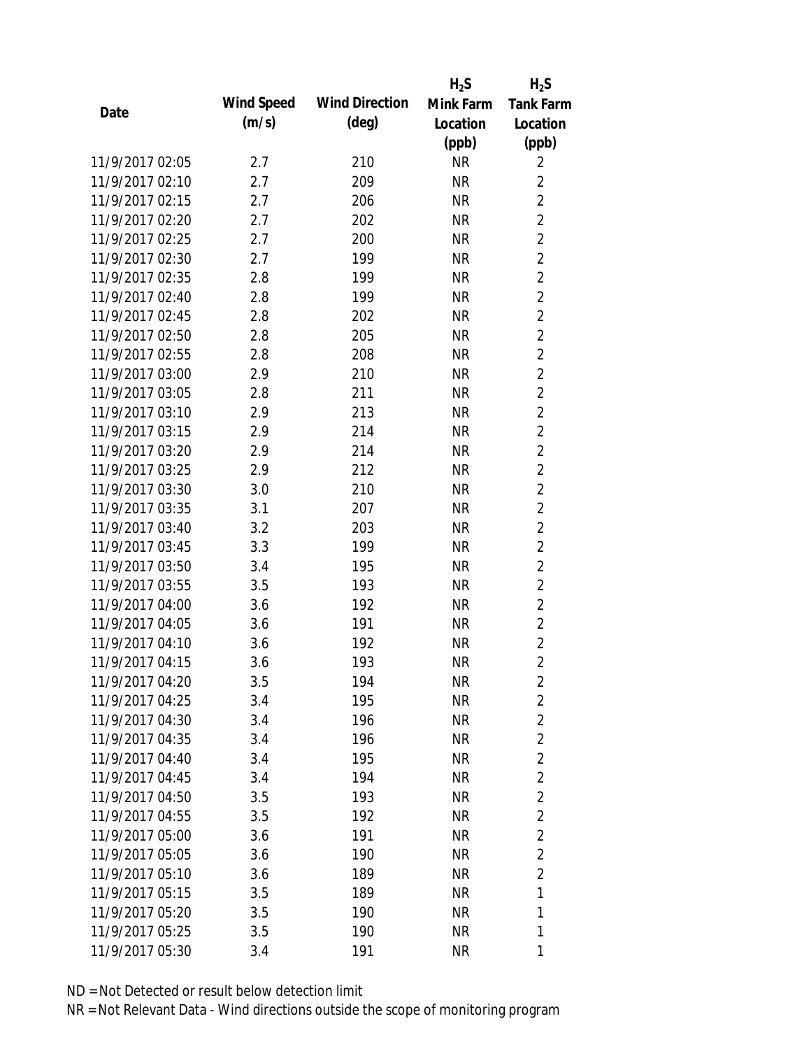| Date | Wind Speed (m/s) | Wind Direction (deg) | $H_2S$ Mink Farm Location (ppb) | $H_2S$ Tank Farm Location (ppb) |
|---|---|---|---|---|
| 11/9/2017 02:05 | 2.7 | 210 | NR | 2 |
| 11/9/2017 02:10 | 2.7 | 209 | NR | 2 |
| 11/9/2017 02:15 | 2.7 | 206 | NR | 2 |
| 11/9/2017 02:20 | 2.7 | 202 | NR | 2 |
| 11/9/2017 02:25 | 2.7 | 200 | NR | 2 |
| 11/9/2017 02:30 | 2.7 | 199 | NR | 2 |
| 11/9/2017 02:35 | 2.8 | 199 | NR | 2 |
| 11/9/2017 02:40 | 2.8 | 199 | NR | 2 |
| 11/9/2017 02:45 | 2.8 | 202 | NR | 2 |
| 11/9/2017 02:50 | 2.8 | 205 | NR | 2 |
| 11/9/2017 02:55 | 2.8 | 208 | NR | 2 |
| 11/9/2017 03:00 | 2.9 | 210 | NR | 2 |
| 11/9/2017 03:05 | 2.8 | 211 | NR | 2 |
| 11/9/2017 03:10 | 2.9 | 213 | NR | 2 |
| 11/9/2017 03:15 | 2.9 | 214 | NR | 2 |
| 11/9/2017 03:20 | 2.9 | 214 | NR | 2 |
| 11/9/2017 03:25 | 2.9 | 212 | NR | 2 |
| 11/9/2017 03:30 | 3.0 | 210 | NR | 2 |
| 11/9/2017 03:35 | 3.1 | 207 | NR | 2 |
| 11/9/2017 03:40 | 3.2 | 203 | NR | 2 |
| 11/9/2017 03:45 | 3.3 | 199 | NR | 2 |
| 11/9/2017 03:50 | 3.4 | 195 | NR | 2 |
| 11/9/2017 03:55 | 3.5 | 193 | NR | 2 |
| 11/9/2017 04:00 | 3.6 | 192 | NR | 2 |
| 11/9/2017 04:05 | 3.6 | 191 | NR | 2 |
| 11/9/2017 04:10 | 3.6 | 192 | NR | 2 |
| 11/9/2017 04:15 | 3.6 | 193 | NR | 2 |
| 11/9/2017 04:20 | 3.5 | 194 | NR | 2 |
| 11/9/2017 04:25 | 3.4 | 195 | NR | 2 |
| 11/9/2017 04:30 | 3.4 | 196 | NR | 2 |
| 11/9/2017 04:35 | 3.4 | 196 | NR | 2 |
| 11/9/2017 04:40 | 3.4 | 195 | NR | 2 |
| 11/9/2017 04:45 | 3.4 | 194 | NR | 2 |
| 11/9/2017 04:50 | 3.5 | 193 | NR | 2 |
| 11/9/2017 04:55 | 3.5 | 192 | NR | 2 |
| 11/9/2017 05:00 | 3.6 | 191 | NR | 2 |
| 11/9/2017 05:05 | 3.6 | 190 | NR | 2 |
| 11/9/2017 05:10 | 3.6 | 189 | NR | 2 |
| 11/9/2017 05:15 | 3.5 | 189 | NR | 1 |
| 11/9/2017 05:20 | 3.5 | 190 | NR | 1 |
| 11/9/2017 05:25 | 3.5 | 190 | NR | 1 |
| 11/9/2017 05:30 | 3.4 | 191 | NR | 1 |

ND = Not Detected or result below detection limit

NR = Not Relevant Data - Wind directions outside the scope of monitoring program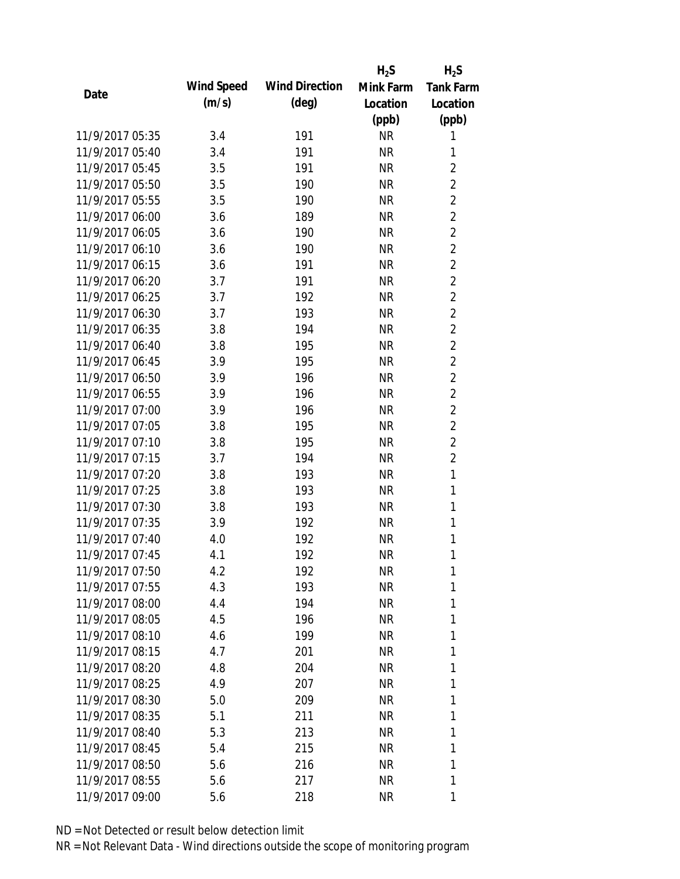| Date | Wind Speed (m/s) | Wind Direction (deg) | $H_2S$ Mink Farm Location (ppb) | $H_2S$ Tank Farm Location (ppb) |
|---|---|---|---|---|
| 11/9/2017 05:35 | 3.4 | 191 | NR | 1 |
| 11/9/2017 05:40 | 3.4 | 191 | NR | 1 |
| 11/9/2017 05:45 | 3.5 | 191 | NR | 2 |
| 11/9/2017 05:50 | 3.5 | 190 | NR | 2 |
| 11/9/2017 05:55 | 3.5 | 190 | NR | 2 |
| 11/9/2017 06:00 | 3.6 | 189 | NR | 2 |
| 11/9/2017 06:05 | 3.6 | 190 | NR | 2 |
| 11/9/2017 06:10 | 3.6 | 190 | NR | 2 |
| 11/9/2017 06:15 | 3.6 | 191 | NR | 2 |
| 11/9/2017 06:20 | 3.7 | 191 | NR | 2 |
| 11/9/2017 06:25 | 3.7 | 192 | NR | 2 |
| 11/9/2017 06:30 | 3.7 | 193 | NR | 2 |
| 11/9/2017 06:35 | 3.8 | 194 | NR | 2 |
| 11/9/2017 06:40 | 3.8 | 195 | NR | 2 |
| 11/9/2017 06:45 | 3.9 | 195 | NR | 2 |
| 11/9/2017 06:50 | 3.9 | 196 | NR | 2 |
| 11/9/2017 06:55 | 3.9 | 196 | NR | 2 |
| 11/9/2017 07:00 | 3.9 | 196 | NR | 2 |
| 11/9/2017 07:05 | 3.8 | 195 | NR | 2 |
| 11/9/2017 07:10 | 3.8 | 195 | NR | 2 |
| 11/9/2017 07:15 | 3.7 | 194 | NR | 2 |
| 11/9/2017 07:20 | 3.8 | 193 | NR | 1 |
| 11/9/2017 07:25 | 3.8 | 193 | NR | 1 |
| 11/9/2017 07:30 | 3.8 | 193 | NR | 1 |
| 11/9/2017 07:35 | 3.9 | 192 | NR | 1 |
| 11/9/2017 07:40 | 4.0 | 192 | NR | 1 |
| 11/9/2017 07:45 | 4.1 | 192 | NR | 1 |
| 11/9/2017 07:50 | 4.2 | 192 | NR | 1 |
| 11/9/2017 07:55 | 4.3 | 193 | NR | 1 |
| 11/9/2017 08:00 | 4.4 | 194 | NR | 1 |
| 11/9/2017 08:05 | 4.5 | 196 | NR | 1 |
| 11/9/2017 08:10 | 4.6 | 199 | NR | 1 |
| 11/9/2017 08:15 | 4.7 | 201 | NR | 1 |
| 11/9/2017 08:20 | 4.8 | 204 | NR | 1 |
| 11/9/2017 08:25 | 4.9 | 207 | NR | 1 |
| 11/9/2017 08:30 | 5.0 | 209 | NR | 1 |
| 11/9/2017 08:35 | 5.1 | 211 | NR | 1 |
| 11/9/2017 08:40 | 5.3 | 213 | NR | 1 |
| 11/9/2017 08:45 | 5.4 | 215 | NR | 1 |
| 11/9/2017 08:50 | 5.6 | 216 | NR | 1 |
| 11/9/2017 08:55 | 5.6 | 217 | NR | 1 |
| 11/9/2017 09:00 | 5.6 | 218 | NR | 1 |

ND = Not Detected or result below detection limit

NR = Not Relevant Data - Wind directions outside the scope of monitoring program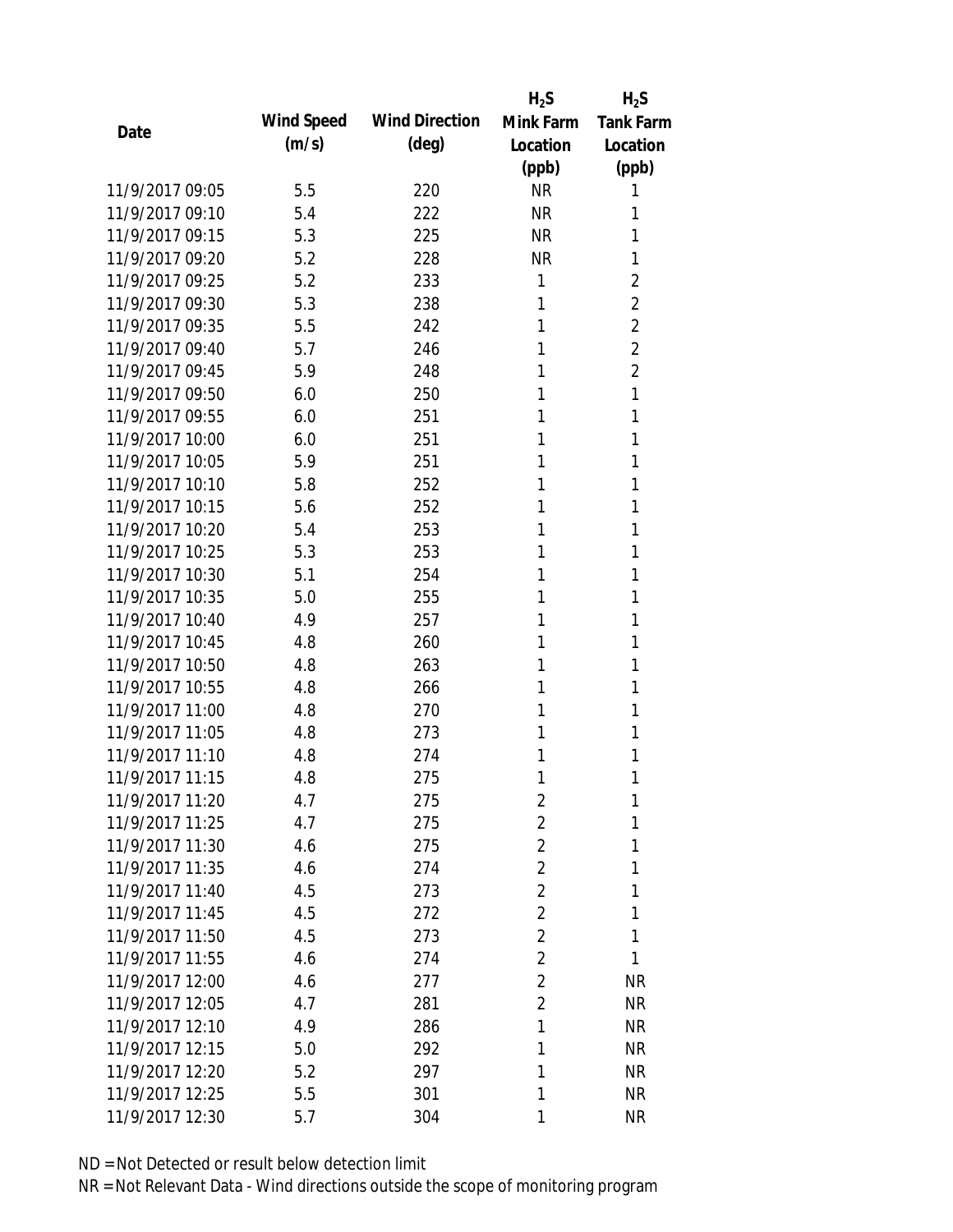| Date | Wind Speed (m/s) | Wind Direction (deg) | $H_2S$ Mink Farm Location (ppb) | $H_2S$ Tank Farm Location (ppb) |
|---|---|---|---|---|
| 11/9/2017 09:05 | 5.5 | 220 | NR | 1 |
| 11/9/2017 09:10 | 5.4 | 222 | NR | 1 |
| 11/9/2017 09:15 | 5.3 | 225 | NR | 1 |
| 11/9/2017 09:20 | 5.2 | 228 | NR | 1 |
| 11/9/2017 09:25 | 5.2 | 233 | 1 | 2 |
| 11/9/2017 09:30 | 5.3 | 238 | 1 | 2 |
| 11/9/2017 09:35 | 5.5 | 242 | 1 | 2 |
| 11/9/2017 09:40 | 5.7 | 246 | 1 | 2 |
| 11/9/2017 09:45 | 5.9 | 248 | 1 | 2 |
| 11/9/2017 09:50 | 6.0 | 250 | 1 | 1 |
| 11/9/2017 09:55 | 6.0 | 251 | 1 | 1 |
| 11/9/2017 10:00 | 6.0 | 251 | 1 | 1 |
| 11/9/2017 10:05 | 5.9 | 251 | 1 | 1 |
| 11/9/2017 10:10 | 5.8 | 252 | 1 | 1 |
| 11/9/2017 10:15 | 5.6 | 252 | 1 | 1 |
| 11/9/2017 10:20 | 5.4 | 253 | 1 | 1 |
| 11/9/2017 10:25 | 5.3 | 253 | 1 | 1 |
| 11/9/2017 10:30 | 5.1 | 254 | 1 | 1 |
| 11/9/2017 10:35 | 5.0 | 255 | 1 | 1 |
| 11/9/2017 10:40 | 4.9 | 257 | 1 | 1 |
| 11/9/2017 10:45 | 4.8 | 260 | 1 | 1 |
| 11/9/2017 10:50 | 4.8 | 263 | 1 | 1 |
| 11/9/2017 10:55 | 4.8 | 266 | 1 | 1 |
| 11/9/2017 11:00 | 4.8 | 270 | 1 | 1 |
| 11/9/2017 11:05 | 4.8 | 273 | 1 | 1 |
| 11/9/2017 11:10 | 4.8 | 274 | 1 | 1 |
| 11/9/2017 11:15 | 4.8 | 275 | 1 | 1 |
| 11/9/2017 11:20 | 4.7 | 275 | 2 | 1 |
| 11/9/2017 11:25 | 4.7 | 275 | 2 | 1 |
| 11/9/2017 11:30 | 4.6 | 275 | 2 | 1 |
| 11/9/2017 11:35 | 4.6 | 274 | 2 | 1 |
| 11/9/2017 11:40 | 4.5 | 273 | 2 | 1 |
| 11/9/2017 11:45 | 4.5 | 272 | 2 | 1 |
| 11/9/2017 11:50 | 4.5 | 273 | 2 | 1 |
| 11/9/2017 11:55 | 4.6 | 274 | 2 | 1 |
| 11/9/2017 12:00 | 4.6 | 277 | 2 | NR |
| 11/9/2017 12:05 | 4.7 | 281 | 2 | NR |
| 11/9/2017 12:10 | 4.9 | 286 | 1 | NR |
| 11/9/2017 12:15 | 5.0 | 292 | 1 | NR |
| 11/9/2017 12:20 | 5.2 | 297 | 1 | NR |
| 11/9/2017 12:25 | 5.5 | 301 | 1 | NR |
| 11/9/2017 12:30 | 5.7 | 304 | 1 | NR |

ND = Not Detected or result below detection limit

NR = Not Relevant Data - Wind directions outside the scope of monitoring program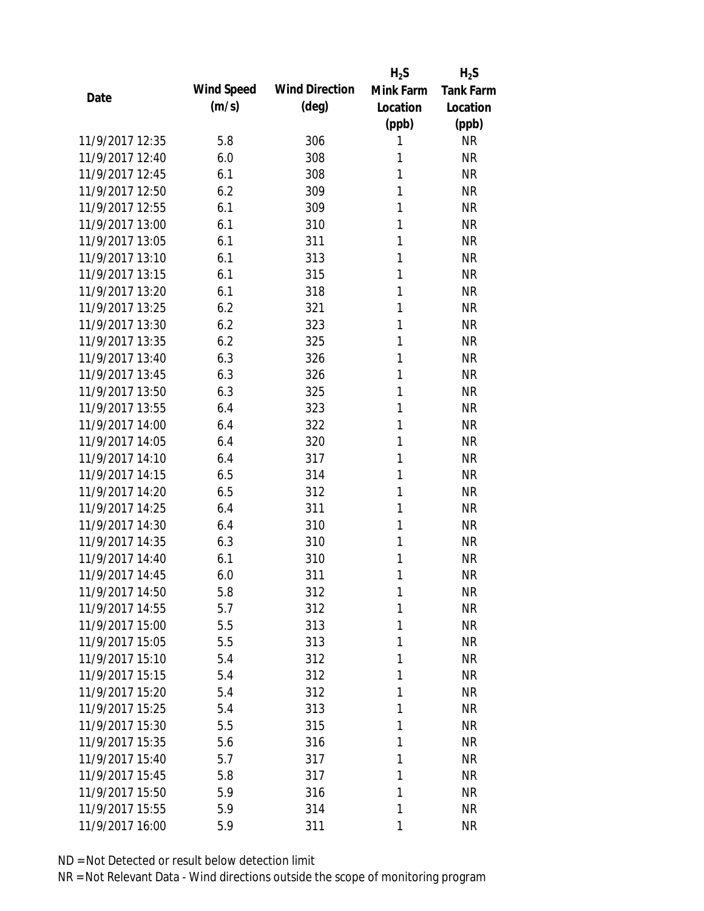| Date | Wind Speed (m/s) | Wind Direction (deg) | $H_2S$ Mink Farm Location (ppb) | $H_2S$ Tank Farm Location (ppb) |
|---|---|---|---|---|
| 11/9/2017 12:35 | 5.8 | 306 | 1 | NR |
| 11/9/2017 12:40 | 6.0 | 308 | 1 | NR |
| 11/9/2017 12:45 | 6.1 | 308 | 1 | NR |
| 11/9/2017 12:50 | 6.2 | 309 | 1 | NR |
| 11/9/2017 12:55 | 6.1 | 309 | 1 | NR |
| 11/9/2017 13:00 | 6.1 | 310 | 1 | NR |
| 11/9/2017 13:05 | 6.1 | 311 | 1 | NR |
| 11/9/2017 13:10 | 6.1 | 313 | 1 | NR |
| 11/9/2017 13:15 | 6.1 | 315 | 1 | NR |
| 11/9/2017 13:20 | 6.1 | 318 | 1 | NR |
| 11/9/2017 13:25 | 6.2 | 321 | 1 | NR |
| 11/9/2017 13:30 | 6.2 | 323 | 1 | NR |
| 11/9/2017 13:35 | 6.2 | 325 | 1 | NR |
| 11/9/2017 13:40 | 6.3 | 326 | 1 | NR |
| 11/9/2017 13:45 | 6.3 | 326 | 1 | NR |
| 11/9/2017 13:50 | 6.3 | 325 | 1 | NR |
| 11/9/2017 13:55 | 6.4 | 323 | 1 | NR |
| 11/9/2017 14:00 | 6.4 | 322 | 1 | NR |
| 11/9/2017 14:05 | 6.4 | 320 | 1 | NR |
| 11/9/2017 14:10 | 6.4 | 317 | 1 | NR |
| 11/9/2017 14:15 | 6.5 | 314 | 1 | NR |
| 11/9/2017 14:20 | 6.5 | 312 | 1 | NR |
| 11/9/2017 14:25 | 6.4 | 311 | 1 | NR |
| 11/9/2017 14:30 | 6.4 | 310 | 1 | NR |
| 11/9/2017 14:35 | 6.3 | 310 | 1 | NR |
| 11/9/2017 14:40 | 6.1 | 310 | 1 | NR |
| 11/9/2017 14:45 | 6.0 | 311 | 1 | NR |
| 11/9/2017 14:50 | 5.8 | 312 | 1 | NR |
| 11/9/2017 14:55 | 5.7 | 312 | 1 | NR |
| 11/9/2017 15:00 | 5.5 | 313 | 1 | NR |
| 11/9/2017 15:05 | 5.5 | 313 | 1 | NR |
| 11/9/2017 15:10 | 5.4 | 312 | 1 | NR |
| 11/9/2017 15:15 | 5.4 | 312 | 1 | NR |
| 11/9/2017 15:20 | 5.4 | 312 | 1 | NR |
| 11/9/2017 15:25 | 5.4 | 313 | 1 | NR |
| 11/9/2017 15:30 | 5.5 | 315 | 1 | NR |
| 11/9/2017 15:35 | 5.6 | 316 | 1 | NR |
| 11/9/2017 15:40 | 5.7 | 317 | 1 | NR |
| 11/9/2017 15:45 | 5.8 | 317 | 1 | NR |
| 11/9/2017 15:50 | 5.9 | 316 | 1 | NR |
| 11/9/2017 15:55 | 5.9 | 314 | 1 | NR |
| 11/9/2017 16:00 | 5.9 | 311 | 1 | NR |

ND = Not Detected or result below detection limit

NR = Not Relevant Data - Wind directions outside the scope of monitoring program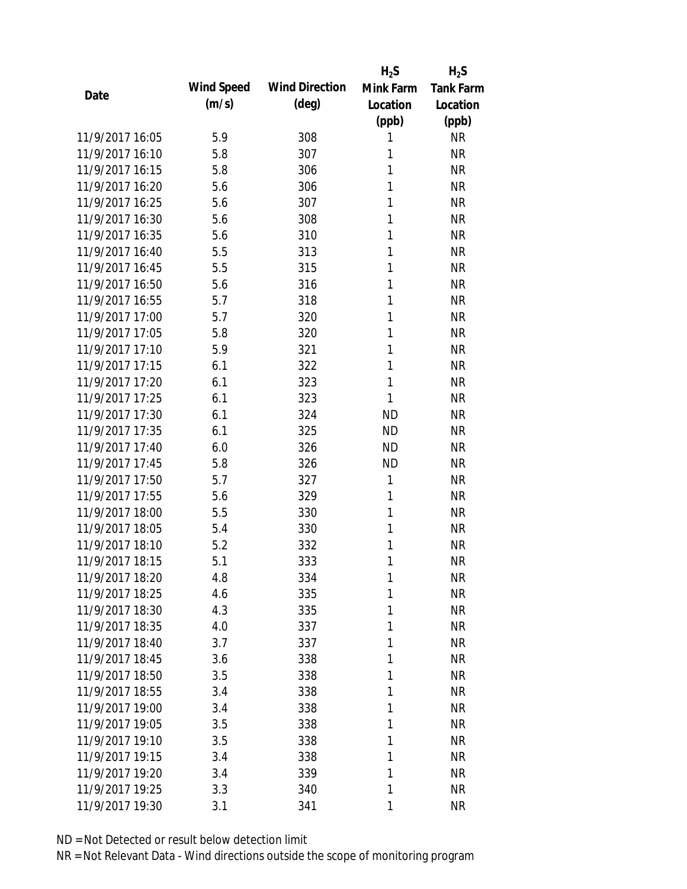| Date | Wind Speed (m/s) | Wind Direction (deg) | $H_2S$ Mink Farm Location (ppb) | $H_2S$ Tank Farm Location (ppb) |
|---|---|---|---|---|
| 11/9/2017 16:05 | 5.9 | 308 | 1 | NR |
| 11/9/2017 16:10 | 5.8 | 307 | 1 | NR |
| 11/9/2017 16:15 | 5.8 | 306 | 1 | NR |
| 11/9/2017 16:20 | 5.6 | 306 | 1 | NR |
| 11/9/2017 16:25 | 5.6 | 307 | 1 | NR |
| 11/9/2017 16:30 | 5.6 | 308 | 1 | NR |
| 11/9/2017 16:35 | 5.6 | 310 | 1 | NR |
| 11/9/2017 16:40 | 5.5 | 313 | 1 | NR |
| 11/9/2017 16:45 | 5.5 | 315 | 1 | NR |
| 11/9/2017 16:50 | 5.6 | 316 | 1 | NR |
| 11/9/2017 16:55 | 5.7 | 318 | 1 | NR |
| 11/9/2017 17:00 | 5.7 | 320 | 1 | NR |
| 11/9/2017 17:05 | 5.8 | 320 | 1 | NR |
| 11/9/2017 17:10 | 5.9 | 321 | 1 | NR |
| 11/9/2017 17:15 | 6.1 | 322 | 1 | NR |
| 11/9/2017 17:20 | 6.1 | 323 | 1 | NR |
| 11/9/2017 17:25 | 6.1 | 323 | 1 | NR |
| 11/9/2017 17:30 | 6.1 | 324 | ND | NR |
| 11/9/2017 17:35 | 6.1 | 325 | ND | NR |
| 11/9/2017 17:40 | 6.0 | 326 | ND | NR |
| 11/9/2017 17:45 | 5.8 | 326 | ND | NR |
| 11/9/2017 17:50 | 5.7 | 327 | 1 | NR |
| 11/9/2017 17:55 | 5.6 | 329 | 1 | NR |
| 11/9/2017 18:00 | 5.5 | 330 | 1 | NR |
| 11/9/2017 18:05 | 5.4 | 330 | 1 | NR |
| 11/9/2017 18:10 | 5.2 | 332 | 1 | NR |
| 11/9/2017 18:15 | 5.1 | 333 | 1 | NR |
| 11/9/2017 18:20 | 4.8 | 334 | 1 | NR |
| 11/9/2017 18:25 | 4.6 | 335 | 1 | NR |
| 11/9/2017 18:30 | 4.3 | 335 | 1 | NR |
| 11/9/2017 18:35 | 4.0 | 337 | 1 | NR |
| 11/9/2017 18:40 | 3.7 | 337 | 1 | NR |
| 11/9/2017 18:45 | 3.6 | 338 | 1 | NR |
| 11/9/2017 18:50 | 3.5 | 338 | 1 | NR |
| 11/9/2017 18:55 | 3.4 | 338 | 1 | NR |
| 11/9/2017 19:00 | 3.4 | 338 | 1 | NR |
| 11/9/2017 19:05 | 3.5 | 338 | 1 | NR |
| 11/9/2017 19:10 | 3.5 | 338 | 1 | NR |
| 11/9/2017 19:15 | 3.4 | 338 | 1 | NR |
| 11/9/2017 19:20 | 3.4 | 339 | 1 | NR |
| 11/9/2017 19:25 | 3.3 | 340 | 1 | NR |
| 11/9/2017 19:30 | 3.1 | 341 | 1 | NR |

ND = Not Detected or result below detection limit

NR = Not Relevant Data - Wind directions outside the scope of monitoring program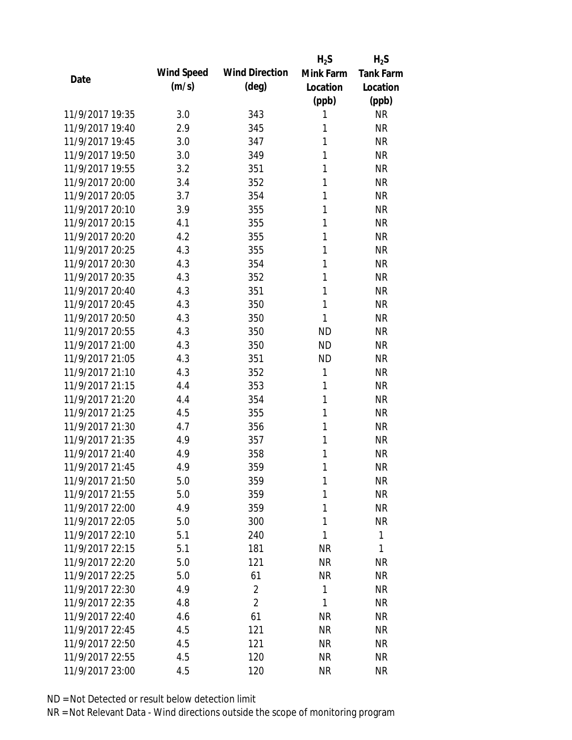| Date | Wind Speed (m/s) | Wind Direction (deg) | $H_2S$ Mink Farm Location (ppb) | $H_2S$ Tank Farm Location (ppb) |
|---|---|---|---|---|
| 11/9/2017 19:35 | 3.0 | 343 | 1 | NR |
| 11/9/2017 19:40 | 2.9 | 345 | 1 | NR |
| 11/9/2017 19:45 | 3.0 | 347 | 1 | NR |
| 11/9/2017 19:50 | 3.0 | 349 | 1 | NR |
| 11/9/2017 19:55 | 3.2 | 351 | 1 | NR |
| 11/9/2017 20:00 | 3.4 | 352 | 1 | NR |
| 11/9/2017 20:05 | 3.7 | 354 | 1 | NR |
| 11/9/2017 20:10 | 3.9 | 355 | 1 | NR |
| 11/9/2017 20:15 | 4.1 | 355 | 1 | NR |
| 11/9/2017 20:20 | 4.2 | 355 | 1 | NR |
| 11/9/2017 20:25 | 4.3 | 355 | 1 | NR |
| 11/9/2017 20:30 | 4.3 | 354 | 1 | NR |
| 11/9/2017 20:35 | 4.3 | 352 | 1 | NR |
| 11/9/2017 20:40 | 4.3 | 351 | 1 | NR |
| 11/9/2017 20:45 | 4.3 | 350 | 1 | NR |
| 11/9/2017 20:50 | 4.3 | 350 | 1 | NR |
| 11/9/2017 20:55 | 4.3 | 350 | ND | NR |
| 11/9/2017 21:00 | 4.3 | 350 | ND | NR |
| 11/9/2017 21:05 | 4.3 | 351 | ND | NR |
| 11/9/2017 21:10 | 4.3 | 352 | 1 | NR |
| 11/9/2017 21:15 | 4.4 | 353 | 1 | NR |
| 11/9/2017 21:20 | 4.4 | 354 | 1 | NR |
| 11/9/2017 21:25 | 4.5 | 355 | 1 | NR |
| 11/9/2017 21:30 | 4.7 | 356 | 1 | NR |
| 11/9/2017 21:35 | 4.9 | 357 | 1 | NR |
| 11/9/2017 21:40 | 4.9 | 358 | 1 | NR |
| 11/9/2017 21:45 | 4.9 | 359 | 1 | NR |
| 11/9/2017 21:50 | 5.0 | 359 | 1 | NR |
| 11/9/2017 21:55 | 5.0 | 359 | 1 | NR |
| 11/9/2017 22:00 | 4.9 | 359 | 1 | NR |
| 11/9/2017 22:05 | 5.0 | 300 | 1 | NR |
| 11/9/2017 22:10 | 5.1 | 240 | 1 | 1 |
| 11/9/2017 22:15 | 5.1 | 181 | NR | 1 |
| 11/9/2017 22:20 | 5.0 | 121 | NR | NR |
| 11/9/2017 22:25 | 5.0 | 61 | NR | NR |
| 11/9/2017 22:30 | 4.9 | 2 | 1 | NR |
| 11/9/2017 22:35 | 4.8 | 2 | 1 | NR |
| 11/9/2017 22:40 | 4.6 | 61 | NR | NR |
| 11/9/2017 22:45 | 4.5 | 121 | NR | NR |
| 11/9/2017 22:50 | 4.5 | 121 | NR | NR |
| 11/9/2017 22:55 | 4.5 | 120 | NR | NR |
| 11/9/2017 23:00 | 4.5 | 120 | NR | NR |

ND = Not Detected or result below detection limit

NR = Not Relevant Data - Wind directions outside the scope of monitoring program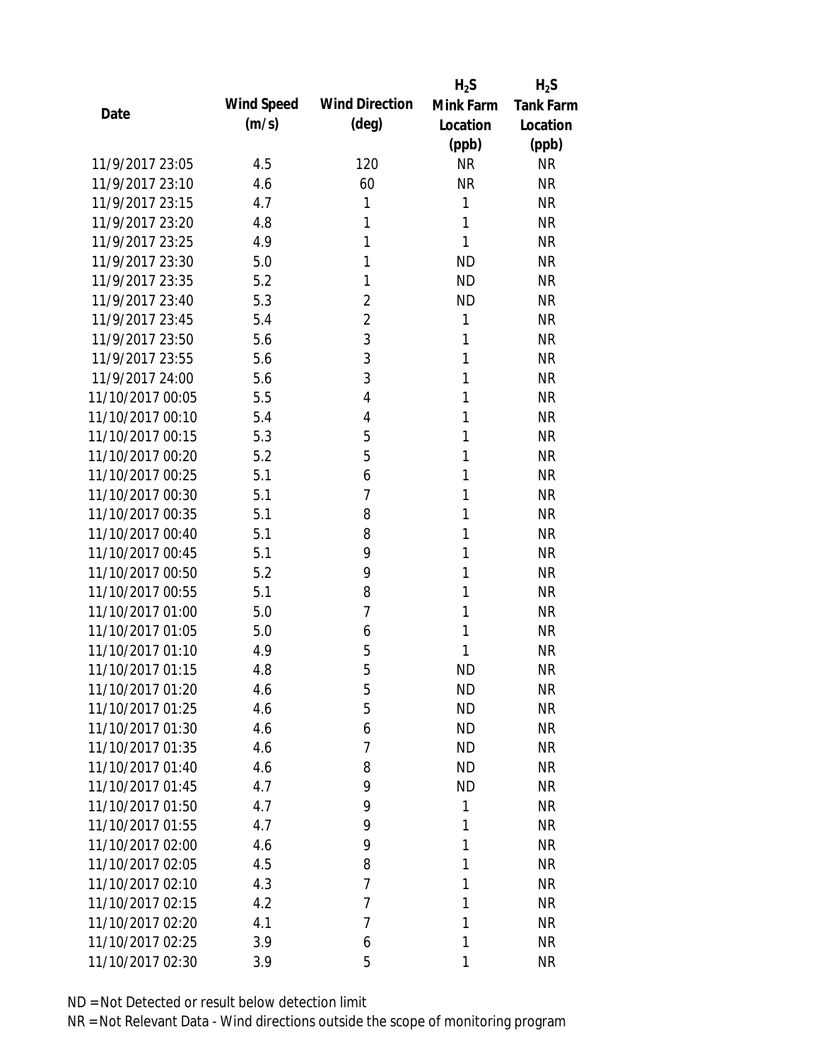| Date | Wind Speed (m/s) | Wind Direction (deg) | $H_2S$ Mink Farm Location (ppb) | $H_2S$ Tank Farm Location (ppb) |
|---|---|---|---|---|
| 11/9/2017 23:05 | 4.5 | 120 | NR | NR |
| 11/9/2017 23:10 | 4.6 | 60 | NR | NR |
| 11/9/2017 23:15 | 4.7 | 1 | 1 | NR |
| 11/9/2017 23:20 | 4.8 | 1 | 1 | NR |
| 11/9/2017 23:25 | 4.9 | 1 | 1 | NR |
| 11/9/2017 23:30 | 5.0 | 1 | ND | NR |
| 11/9/2017 23:35 | 5.2 | 1 | ND | NR |
| 11/9/2017 23:40 | 5.3 | 2 | ND | NR |
| 11/9/2017 23:45 | 5.4 | 2 | 1 | NR |
| 11/9/2017 23:50 | 5.6 | 3 | 1 | NR |
| 11/9/2017 23:55 | 5.6 | 3 | 1 | NR |
| 11/9/2017 24:00 | 5.6 | 3 | 1 | NR |
| 11/10/2017 00:05 | 5.5 | 4 | 1 | NR |
| 11/10/2017 00:10 | 5.4 | 4 | 1 | NR |
| 11/10/2017 00:15 | 5.3 | 5 | 1 | NR |
| 11/10/2017 00:20 | 5.2 | 5 | 1 | NR |
| 11/10/2017 00:25 | 5.1 | 6 | 1 | NR |
| 11/10/2017 00:30 | 5.1 | 7 | 1 | NR |
| 11/10/2017 00:35 | 5.1 | 8 | 1 | NR |
| 11/10/2017 00:40 | 5.1 | 8 | 1 | NR |
| 11/10/2017 00:45 | 5.1 | 9 | 1 | NR |
| 11/10/2017 00:50 | 5.2 | 9 | 1 | NR |
| 11/10/2017 00:55 | 5.1 | 8 | 1 | NR |
| 11/10/2017 01:00 | 5.0 | 7 | 1 | NR |
| 11/10/2017 01:05 | 5.0 | 6 | 1 | NR |
| 11/10/2017 01:10 | 4.9 | 5 | 1 | NR |
| 11/10/2017 01:15 | 4.8 | 5 | ND | NR |
| 11/10/2017 01:20 | 4.6 | 5 | ND | NR |
| 11/10/2017 01:25 | 4.6 | 5 | ND | NR |
| 11/10/2017 01:30 | 4.6 | 6 | ND | NR |
| 11/10/2017 01:35 | 4.6 | 7 | ND | NR |
| 11/10/2017 01:40 | 4.6 | 8 | ND | NR |
| 11/10/2017 01:45 | 4.7 | 9 | ND | NR |
| 11/10/2017 01:50 | 4.7 | 9 | 1 | NR |
| 11/10/2017 01:55 | 4.7 | 9 | 1 | NR |
| 11/10/2017 02:00 | 4.6 | 9 | 1 | NR |
| 11/10/2017 02:05 | 4.5 | 8 | 1 | NR |
| 11/10/2017 02:10 | 4.3 | 7 | 1 | NR |
| 11/10/2017 02:15 | 4.2 | 7 | 1 | NR |
| 11/10/2017 02:20 | 4.1 | 7 | 1 | NR |
| 11/10/2017 02:25 | 3.9 | 6 | 1 | NR |
| 11/10/2017 02:30 | 3.9 | 5 | 1 | NR |

ND = Not Detected or result below detection limit

NR = Not Relevant Data - Wind directions outside the scope of monitoring program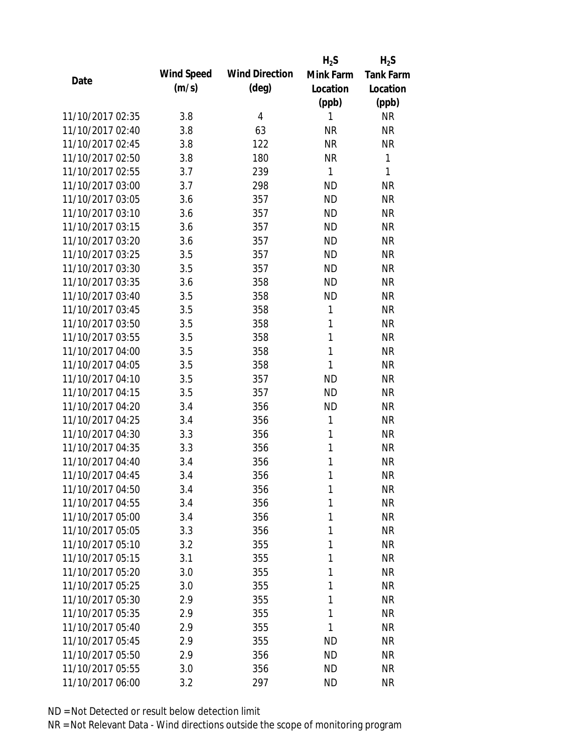| Date | Wind Speed (m/s) | Wind Direction (deg) | $H_2S$ Mink Farm Location (ppb) | $H_2S$ Tank Farm Location (ppb) |
|---|---|---|---|---|
| 11/10/2017 02:35 | 3.8 | 4 | 1 | NR |
| 11/10/2017 02:40 | 3.8 | 63 | NR | NR |
| 11/10/2017 02:45 | 3.8 | 122 | NR | NR |
| 11/10/2017 02:50 | 3.8 | 180 | NR | 1 |
| 11/10/2017 02:55 | 3.7 | 239 | 1 | 1 |
| 11/10/2017 03:00 | 3.7 | 298 | ND | NR |
| 11/10/2017 03:05 | 3.6 | 357 | ND | NR |
| 11/10/2017 03:10 | 3.6 | 357 | ND | NR |
| 11/10/2017 03:15 | 3.6 | 357 | ND | NR |
| 11/10/2017 03:20 | 3.6 | 357 | ND | NR |
| 11/10/2017 03:25 | 3.5 | 357 | ND | NR |
| 11/10/2017 03:30 | 3.5 | 357 | ND | NR |
| 11/10/2017 03:35 | 3.6 | 358 | ND | NR |
| 11/10/2017 03:40 | 3.5 | 358 | ND | NR |
| 11/10/2017 03:45 | 3.5 | 358 | 1 | NR |
| 11/10/2017 03:50 | 3.5 | 358 | 1 | NR |
| 11/10/2017 03:55 | 3.5 | 358 | 1 | NR |
| 11/10/2017 04:00 | 3.5 | 358 | 1 | NR |
| 11/10/2017 04:05 | 3.5 | 358 | 1 | NR |
| 11/10/2017 04:10 | 3.5 | 357 | ND | NR |
| 11/10/2017 04:15 | 3.5 | 357 | ND | NR |
| 11/10/2017 04:20 | 3.4 | 356 | ND | NR |
| 11/10/2017 04:25 | 3.4 | 356 | 1 | NR |
| 11/10/2017 04:30 | 3.3 | 356 | 1 | NR |
| 11/10/2017 04:35 | 3.3 | 356 | 1 | NR |
| 11/10/2017 04:40 | 3.4 | 356 | 1 | NR |
| 11/10/2017 04:45 | 3.4 | 356 | 1 | NR |
| 11/10/2017 04:50 | 3.4 | 356 | 1 | NR |
| 11/10/2017 04:55 | 3.4 | 356 | 1 | NR |
| 11/10/2017 05:00 | 3.4 | 356 | 1 | NR |
| 11/10/2017 05:05 | 3.3 | 356 | 1 | NR |
| 11/10/2017 05:10 | 3.2 | 355 | 1 | NR |
| 11/10/2017 05:15 | 3.1 | 355 | 1 | NR |
| 11/10/2017 05:20 | 3.0 | 355 | 1 | NR |
| 11/10/2017 05:25 | 3.0 | 355 | 1 | NR |
| 11/10/2017 05:30 | 2.9 | 355 | 1 | NR |
| 11/10/2017 05:35 | 2.9 | 355 | 1 | NR |
| 11/10/2017 05:40 | 2.9 | 355 | 1 | NR |
| 11/10/2017 05:45 | 2.9 | 355 | ND | NR |
| 11/10/2017 05:50 | 2.9 | 356 | ND | NR |
| 11/10/2017 05:55 | 3.0 | 356 | ND | NR |
| 11/10/2017 06:00 | 3.2 | 297 | ND | NR |

ND = Not Detected or result below detection limit

NR = Not Relevant Data - Wind directions outside the scope of monitoring program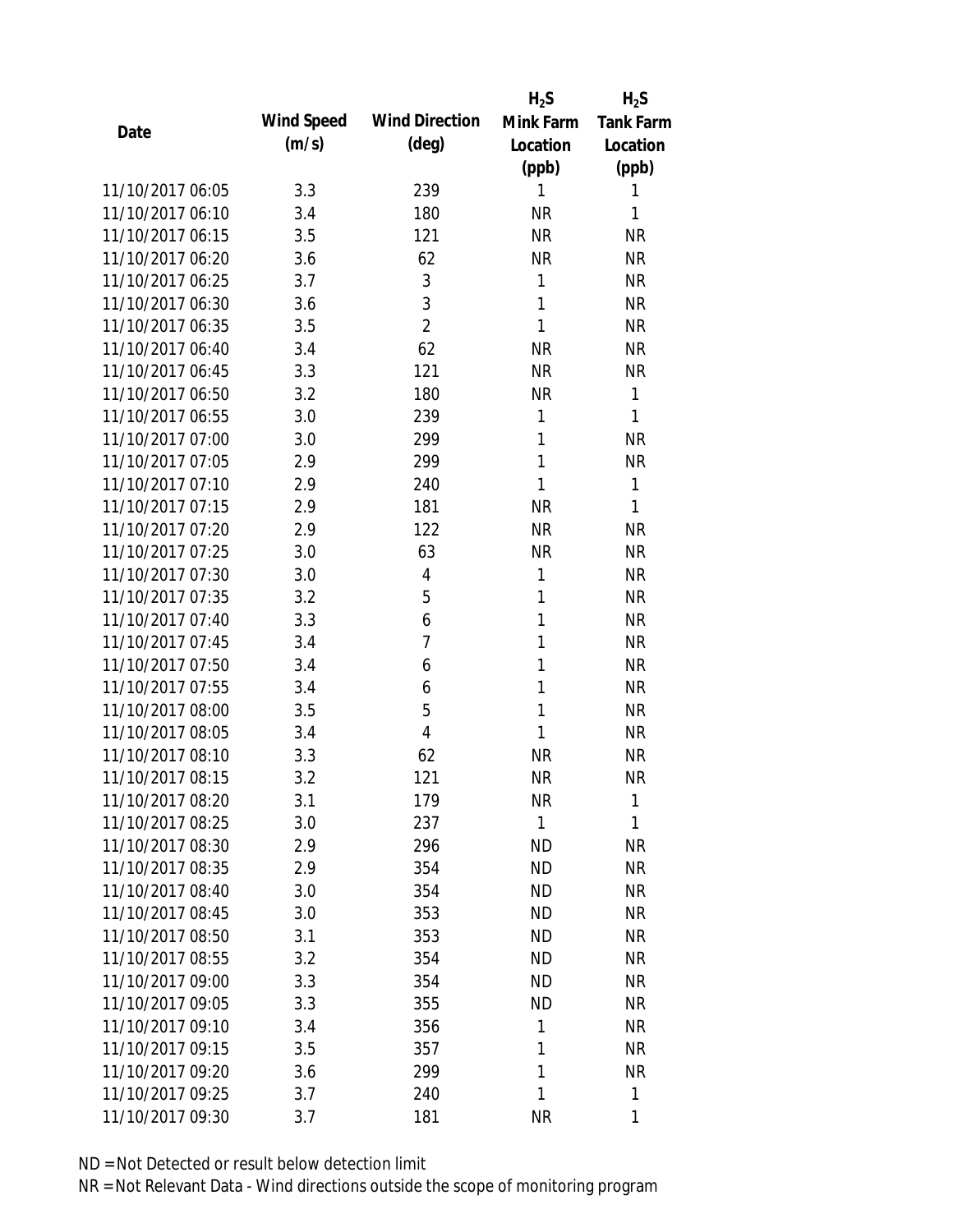| Date | Wind Speed (m/s) | Wind Direction (deg) | $H_2S$ Mink Farm Location (ppb) | $H_2S$ Tank Farm Location (ppb) |
|---|---|---|---|---|
| 11/10/2017 06:05 | 3.3 | 239 | 1 | 1 |
| 11/10/2017 06:10 | 3.4 | 180 | NR | 1 |
| 11/10/2017 06:15 | 3.5 | 121 | NR | NR |
| 11/10/2017 06:20 | 3.6 | 62 | NR | NR |
| 11/10/2017 06:25 | 3.7 | 3 | 1 | NR |
| 11/10/2017 06:30 | 3.6 | 3 | 1 | NR |
| 11/10/2017 06:35 | 3.5 | 2 | 1 | NR |
| 11/10/2017 06:40 | 3.4 | 62 | NR | NR |
| 11/10/2017 06:45 | 3.3 | 121 | NR | NR |
| 11/10/2017 06:50 | 3.2 | 180 | NR | 1 |
| 11/10/2017 06:55 | 3.0 | 239 | 1 | 1 |
| 11/10/2017 07:00 | 3.0 | 299 | 1 | NR |
| 11/10/2017 07:05 | 2.9 | 299 | 1 | NR |
| 11/10/2017 07:10 | 2.9 | 240 | 1 | 1 |
| 11/10/2017 07:15 | 2.9 | 181 | NR | 1 |
| 11/10/2017 07:20 | 2.9 | 122 | NR | NR |
| 11/10/2017 07:25 | 3.0 | 63 | NR | NR |
| 11/10/2017 07:30 | 3.0 | 4 | 1 | NR |
| 11/10/2017 07:35 | 3.2 | 5 | 1 | NR |
| 11/10/2017 07:40 | 3.3 | 6 | 1 | NR |
| 11/10/2017 07:45 | 3.4 | 7 | 1 | NR |
| 11/10/2017 07:50 | 3.4 | 6 | 1 | NR |
| 11/10/2017 07:55 | 3.4 | 6 | 1 | NR |
| 11/10/2017 08:00 | 3.5 | 5 | 1 | NR |
| 11/10/2017 08:05 | 3.4 | 4 | 1 | NR |
| 11/10/2017 08:10 | 3.3 | 62 | NR | NR |
| 11/10/2017 08:15 | 3.2 | 121 | NR | NR |
| 11/10/2017 08:20 | 3.1 | 179 | NR | 1 |
| 11/10/2017 08:25 | 3.0 | 237 | 1 | 1 |
| 11/10/2017 08:30 | 2.9 | 296 | ND | NR |
| 11/10/2017 08:35 | 2.9 | 354 | ND | NR |
| 11/10/2017 08:40 | 3.0 | 354 | ND | NR |
| 11/10/2017 08:45 | 3.0 | 353 | ND | NR |
| 11/10/2017 08:50 | 3.1 | 353 | ND | NR |
| 11/10/2017 08:55 | 3.2 | 354 | ND | NR |
| 11/10/2017 09:00 | 3.3 | 354 | ND | NR |
| 11/10/2017 09:05 | 3.3 | 355 | ND | NR |
| 11/10/2017 09:10 | 3.4 | 356 | 1 | NR |
| 11/10/2017 09:15 | 3.5 | 357 | 1 | NR |
| 11/10/2017 09:20 | 3.6 | 299 | 1 | NR |
| 11/10/2017 09:25 | 3.7 | 240 | 1 | 1 |
| 11/10/2017 09:30 | 3.7 | 181 | NR | 1 |

ND = Not Detected or result below detection limit

NR = Not Relevant Data - Wind directions outside the scope of monitoring program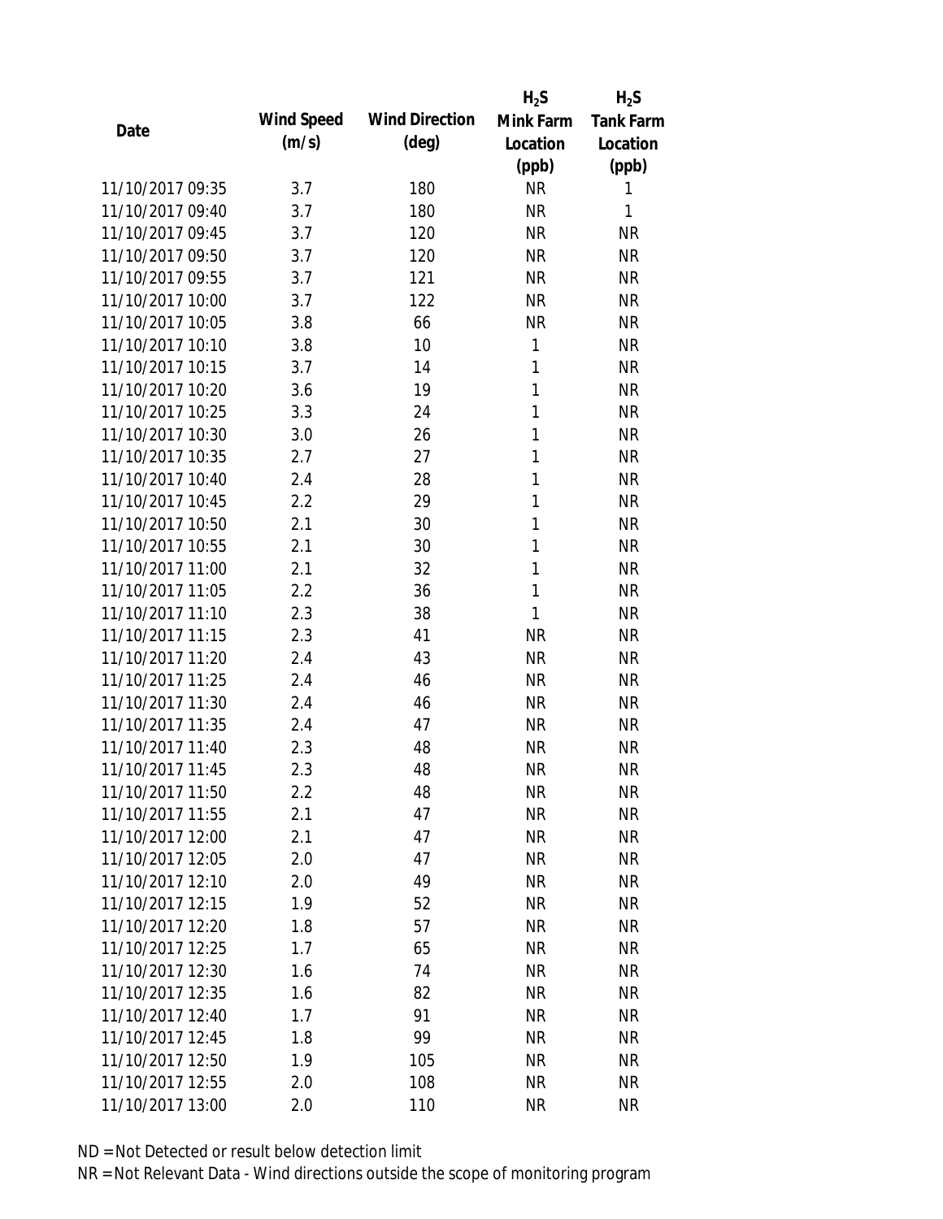| Date | Wind Speed (m/s) | Wind Direction (deg) | $H_2S$ Mink Farm Location (ppb) | $H_2S$ Tank Farm Location (ppb) |
|---|---|---|---|---|
| 11/10/2017 09:35 | 3.7 | 180 | NR | 1 |
| 11/10/2017 09:40 | 3.7 | 180 | NR | 1 |
| 11/10/2017 09:45 | 3.7 | 120 | NR | NR |
| 11/10/2017 09:50 | 3.7 | 120 | NR | NR |
| 11/10/2017 09:55 | 3.7 | 121 | NR | NR |
| 11/10/2017 10:00 | 3.7 | 122 | NR | NR |
| 11/10/2017 10:05 | 3.8 | 66 | NR | NR |
| 11/10/2017 10:10 | 3.8 | 10 | 1 | NR |
| 11/10/2017 10:15 | 3.7 | 14 | 1 | NR |
| 11/10/2017 10:20 | 3.6 | 19 | 1 | NR |
| 11/10/2017 10:25 | 3.3 | 24 | 1 | NR |
| 11/10/2017 10:30 | 3.0 | 26 | 1 | NR |
| 11/10/2017 10:35 | 2.7 | 27 | 1 | NR |
| 11/10/2017 10:40 | 2.4 | 28 | 1 | NR |
| 11/10/2017 10:45 | 2.2 | 29 | 1 | NR |
| 11/10/2017 10:50 | 2.1 | 30 | 1 | NR |
| 11/10/2017 10:55 | 2.1 | 30 | 1 | NR |
| 11/10/2017 11:00 | 2.1 | 32 | 1 | NR |
| 11/10/2017 11:05 | 2.2 | 36 | 1 | NR |
| 11/10/2017 11:10 | 2.3 | 38 | 1 | NR |
| 11/10/2017 11:15 | 2.3 | 41 | NR | NR |
| 11/10/2017 11:20 | 2.4 | 43 | NR | NR |
| 11/10/2017 11:25 | 2.4 | 46 | NR | NR |
| 11/10/2017 11:30 | 2.4 | 46 | NR | NR |
| 11/10/2017 11:35 | 2.4 | 47 | NR | NR |
| 11/10/2017 11:40 | 2.3 | 48 | NR | NR |
| 11/10/2017 11:45 | 2.3 | 48 | NR | NR |
| 11/10/2017 11:50 | 2.2 | 48 | NR | NR |
| 11/10/2017 11:55 | 2.1 | 47 | NR | NR |
| 11/10/2017 12:00 | 2.1 | 47 | NR | NR |
| 11/10/2017 12:05 | 2.0 | 47 | NR | NR |
| 11/10/2017 12:10 | 2.0 | 49 | NR | NR |
| 11/10/2017 12:15 | 1.9 | 52 | NR | NR |
| 11/10/2017 12:20 | 1.8 | 57 | NR | NR |
| 11/10/2017 12:25 | 1.7 | 65 | NR | NR |
| 11/10/2017 12:30 | 1.6 | 74 | NR | NR |
| 11/10/2017 12:35 | 1.6 | 82 | NR | NR |
| 11/10/2017 12:40 | 1.7 | 91 | NR | NR |
| 11/10/2017 12:45 | 1.8 | 99 | NR | NR |
| 11/10/2017 12:50 | 1.9 | 105 | NR | NR |
| 11/10/2017 12:55 | 2.0 | 108 | NR | NR |
| 11/10/2017 13:00 | 2.0 | 110 | NR | NR |

ND = Not Detected or result below detection limit

NR = Not Relevant Data - Wind directions outside the scope of monitoring program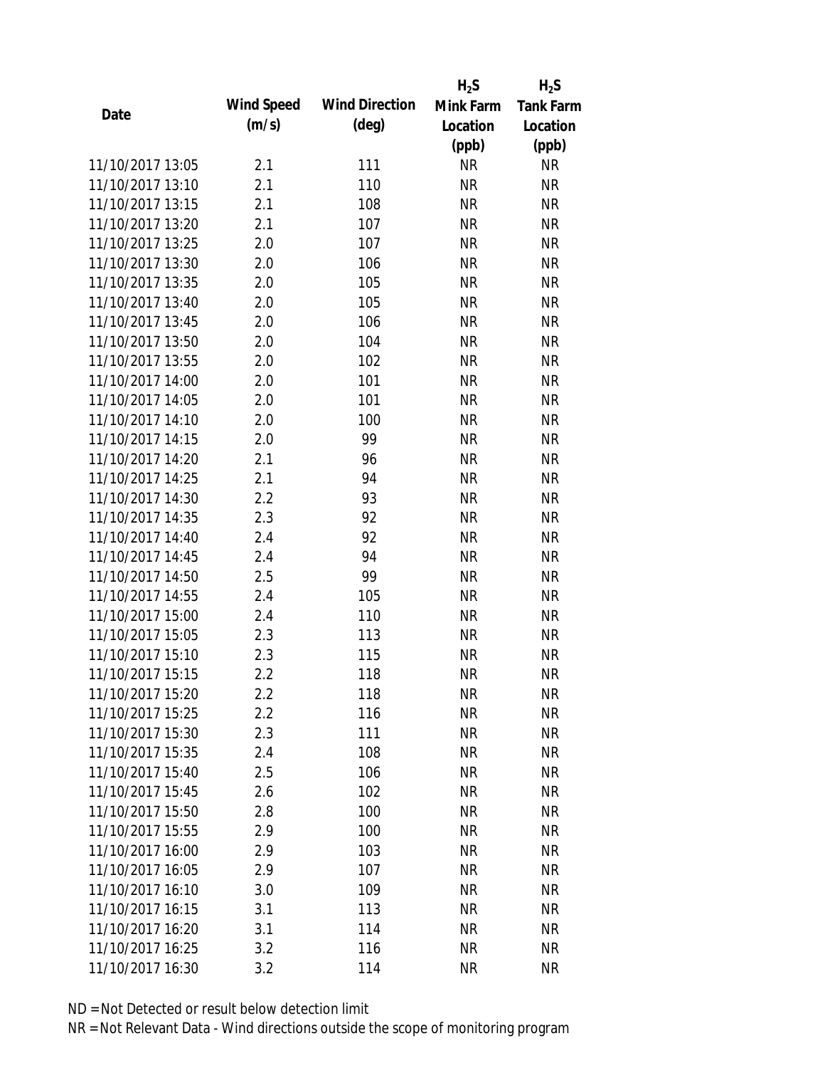| Date | Wind Speed (m/s) | Wind Direction (deg) | $H_2S$ Mink Farm Location (ppb) | $H_2S$ Tank Farm Location (ppb) |
|---|---|---|---|---|
| 11/10/2017 13:05 | 2.1 | 111 | NR | NR |
| 11/10/2017 13:10 | 2.1 | 110 | NR | NR |
| 11/10/2017 13:15 | 2.1 | 108 | NR | NR |
| 11/10/2017 13:20 | 2.1 | 107 | NR | NR |
| 11/10/2017 13:25 | 2.0 | 107 | NR | NR |
| 11/10/2017 13:30 | 2.0 | 106 | NR | NR |
| 11/10/2017 13:35 | 2.0 | 105 | NR | NR |
| 11/10/2017 13:40 | 2.0 | 105 | NR | NR |
| 11/10/2017 13:45 | 2.0 | 106 | NR | NR |
| 11/10/2017 13:50 | 2.0 | 104 | NR | NR |
| 11/10/2017 13:55 | 2.0 | 102 | NR | NR |
| 11/10/2017 14:00 | 2.0 | 101 | NR | NR |
| 11/10/2017 14:05 | 2.0 | 101 | NR | NR |
| 11/10/2017 14:10 | 2.0 | 100 | NR | NR |
| 11/10/2017 14:15 | 2.0 | 99 | NR | NR |
| 11/10/2017 14:20 | 2.1 | 96 | NR | NR |
| 11/10/2017 14:25 | 2.1 | 94 | NR | NR |
| 11/10/2017 14:30 | 2.2 | 93 | NR | NR |
| 11/10/2017 14:35 | 2.3 | 92 | NR | NR |
| 11/10/2017 14:40 | 2.4 | 92 | NR | NR |
| 11/10/2017 14:45 | 2.4 | 94 | NR | NR |
| 11/10/2017 14:50 | 2.5 | 99 | NR | NR |
| 11/10/2017 14:55 | 2.4 | 105 | NR | NR |
| 11/10/2017 15:00 | 2.4 | 110 | NR | NR |
| 11/10/2017 15:05 | 2.3 | 113 | NR | NR |
| 11/10/2017 15:10 | 2.3 | 115 | NR | NR |
| 11/10/2017 15:15 | 2.2 | 118 | NR | NR |
| 11/10/2017 15:20 | 2.2 | 118 | NR | NR |
| 11/10/2017 15:25 | 2.2 | 116 | NR | NR |
| 11/10/2017 15:30 | 2.3 | 111 | NR | NR |
| 11/10/2017 15:35 | 2.4 | 108 | NR | NR |
| 11/10/2017 15:40 | 2.5 | 106 | NR | NR |
| 11/10/2017 15:45 | 2.6 | 102 | NR | NR |
| 11/10/2017 15:50 | 2.8 | 100 | NR | NR |
| 11/10/2017 15:55 | 2.9 | 100 | NR | NR |
| 11/10/2017 16:00 | 2.9 | 103 | NR | NR |
| 11/10/2017 16:05 | 2.9 | 107 | NR | NR |
| 11/10/2017 16:10 | 3.0 | 109 | NR | NR |
| 11/10/2017 16:15 | 3.1 | 113 | NR | NR |
| 11/10/2017 16:20 | 3.1 | 114 | NR | NR |
| 11/10/2017 16:25 | 3.2 | 116 | NR | NR |
| 11/10/2017 16:30 | 3.2 | 114 | NR | NR |

ND = Not Detected or result below detection limit

NR = Not Relevant Data - Wind directions outside the scope of monitoring program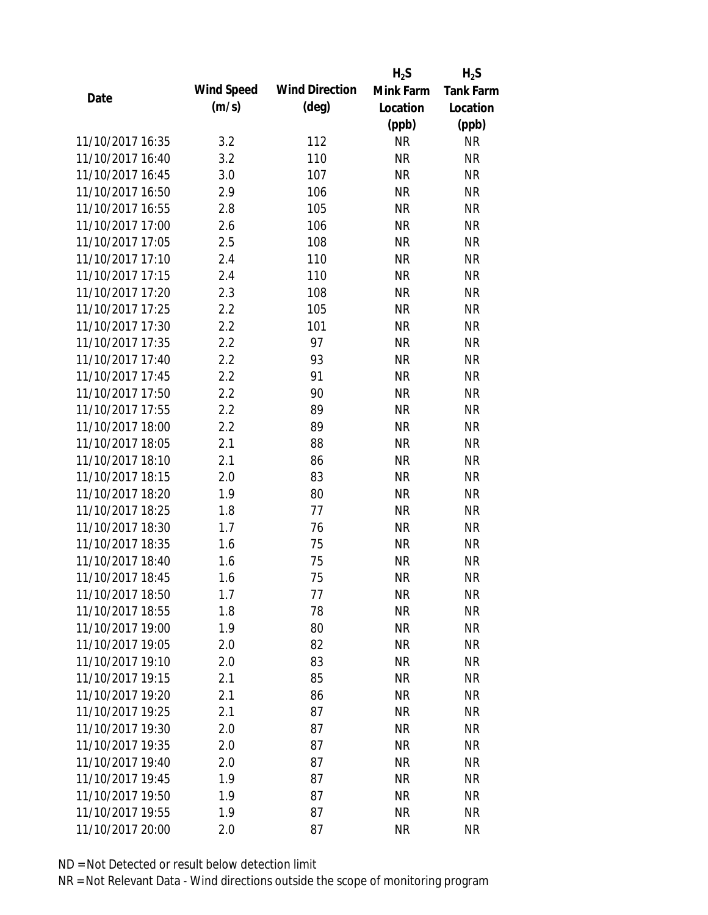| Date | Wind Speed (m/s) | Wind Direction (deg) | $H_2S$ Mink Farm Location (ppb) | $H_2S$ Tank Farm Location (ppb) |
|---|---|---|---|---|
| 11/10/2017 16:35 | 3.2 | 112 | NR | NR |
| 11/10/2017 16:40 | 3.2 | 110 | NR | NR |
| 11/10/2017 16:45 | 3.0 | 107 | NR | NR |
| 11/10/2017 16:50 | 2.9 | 106 | NR | NR |
| 11/10/2017 16:55 | 2.8 | 105 | NR | NR |
| 11/10/2017 17:00 | 2.6 | 106 | NR | NR |
| 11/10/2017 17:05 | 2.5 | 108 | NR | NR |
| 11/10/2017 17:10 | 2.4 | 110 | NR | NR |
| 11/10/2017 17:15 | 2.4 | 110 | NR | NR |
| 11/10/2017 17:20 | 2.3 | 108 | NR | NR |
| 11/10/2017 17:25 | 2.2 | 105 | NR | NR |
| 11/10/2017 17:30 | 2.2 | 101 | NR | NR |
| 11/10/2017 17:35 | 2.2 | 97 | NR | NR |
| 11/10/2017 17:40 | 2.2 | 93 | NR | NR |
| 11/10/2017 17:45 | 2.2 | 91 | NR | NR |
| 11/10/2017 17:50 | 2.2 | 90 | NR | NR |
| 11/10/2017 17:55 | 2.2 | 89 | NR | NR |
| 11/10/2017 18:00 | 2.2 | 89 | NR | NR |
| 11/10/2017 18:05 | 2.1 | 88 | NR | NR |
| 11/10/2017 18:10 | 2.1 | 86 | NR | NR |
| 11/10/2017 18:15 | 2.0 | 83 | NR | NR |
| 11/10/2017 18:20 | 1.9 | 80 | NR | NR |
| 11/10/2017 18:25 | 1.8 | 77 | NR | NR |
| 11/10/2017 18:30 | 1.7 | 76 | NR | NR |
| 11/10/2017 18:35 | 1.6 | 75 | NR | NR |
| 11/10/2017 18:40 | 1.6 | 75 | NR | NR |
| 11/10/2017 18:45 | 1.6 | 75 | NR | NR |
| 11/10/2017 18:50 | 1.7 | 77 | NR | NR |
| 11/10/2017 18:55 | 1.8 | 78 | NR | NR |
| 11/10/2017 19:00 | 1.9 | 80 | NR | NR |
| 11/10/2017 19:05 | 2.0 | 82 | NR | NR |
| 11/10/2017 19:10 | 2.0 | 83 | NR | NR |
| 11/10/2017 19:15 | 2.1 | 85 | NR | NR |
| 11/10/2017 19:20 | 2.1 | 86 | NR | NR |
| 11/10/2017 19:25 | 2.1 | 87 | NR | NR |
| 11/10/2017 19:30 | 2.0 | 87 | NR | NR |
| 11/10/2017 19:35 | 2.0 | 87 | NR | NR |
| 11/10/2017 19:40 | 2.0 | 87 | NR | NR |
| 11/10/2017 19:45 | 1.9 | 87 | NR | NR |
| 11/10/2017 19:50 | 1.9 | 87 | NR | NR |
| 11/10/2017 19:55 | 1.9 | 87 | NR | NR |
| 11/10/2017 20:00 | 2.0 | 87 | NR | NR |

ND = Not Detected or result below detection limit

NR = Not Relevant Data - Wind directions outside the scope of monitoring program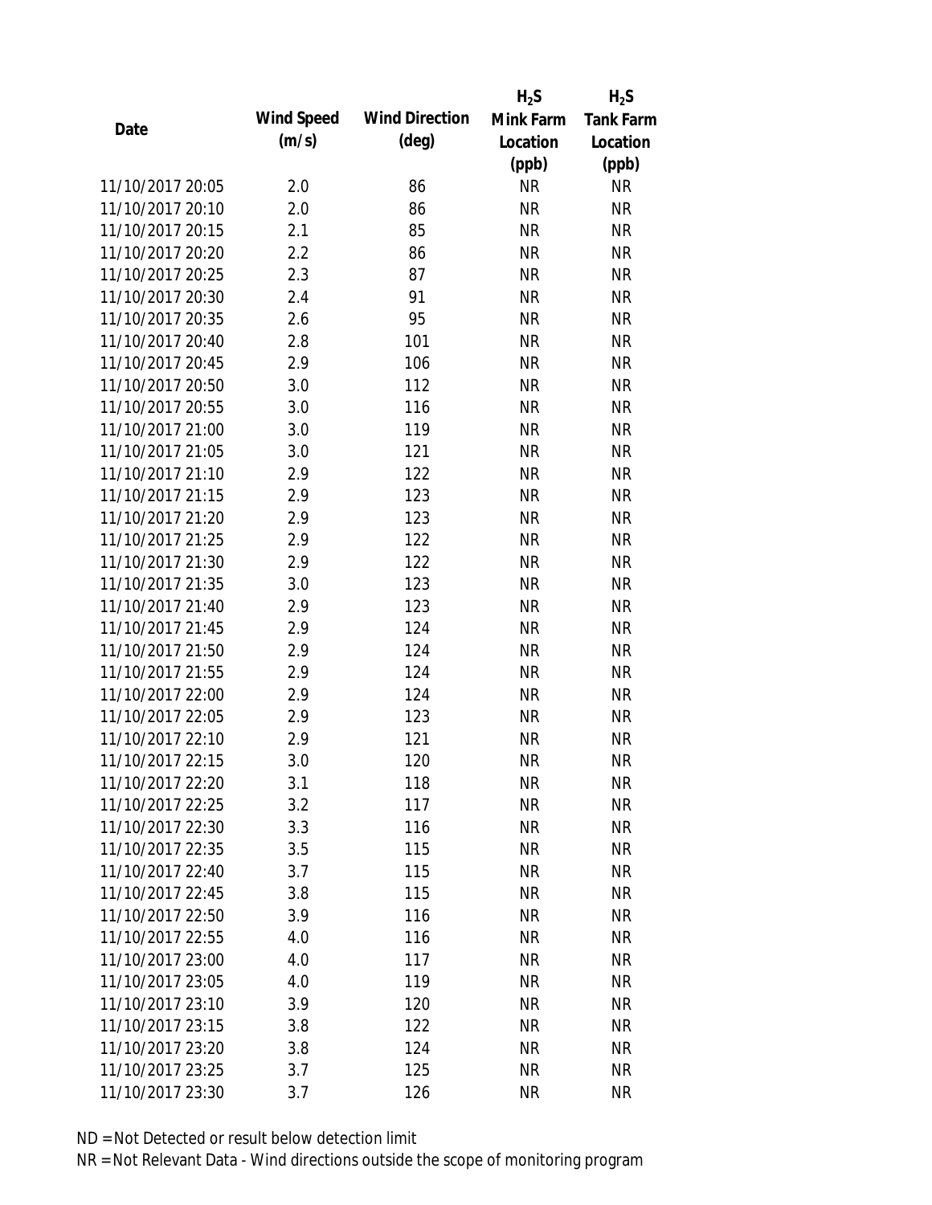| Date | Wind Speed (m/s) | Wind Direction (deg) | $H_2S$ Mink Farm Location (ppb) | $H_2S$ Tank Farm Location (ppb) |
|---|---|---|---|---|
| 11/10/2017 20:05 | 2.0 | 86 | NR | NR |
| 11/10/2017 20:10 | 2.0 | 86 | NR | NR |
| 11/10/2017 20:15 | 2.1 | 85 | NR | NR |
| 11/10/2017 20:20 | 2.2 | 86 | NR | NR |
| 11/10/2017 20:25 | 2.3 | 87 | NR | NR |
| 11/10/2017 20:30 | 2.4 | 91 | NR | NR |
| 11/10/2017 20:35 | 2.6 | 95 | NR | NR |
| 11/10/2017 20:40 | 2.8 | 101 | NR | NR |
| 11/10/2017 20:45 | 2.9 | 106 | NR | NR |
| 11/10/2017 20:50 | 3.0 | 112 | NR | NR |
| 11/10/2017 20:55 | 3.0 | 116 | NR | NR |
| 11/10/2017 21:00 | 3.0 | 119 | NR | NR |
| 11/10/2017 21:05 | 3.0 | 121 | NR | NR |
| 11/10/2017 21:10 | 2.9 | 122 | NR | NR |
| 11/10/2017 21:15 | 2.9 | 123 | NR | NR |
| 11/10/2017 21:20 | 2.9 | 123 | NR | NR |
| 11/10/2017 21:25 | 2.9 | 122 | NR | NR |
| 11/10/2017 21:30 | 2.9 | 122 | NR | NR |
| 11/10/2017 21:35 | 3.0 | 123 | NR | NR |
| 11/10/2017 21:40 | 2.9 | 123 | NR | NR |
| 11/10/2017 21:45 | 2.9 | 124 | NR | NR |
| 11/10/2017 21:50 | 2.9 | 124 | NR | NR |
| 11/10/2017 21:55 | 2.9 | 124 | NR | NR |
| 11/10/2017 22:00 | 2.9 | 124 | NR | NR |
| 11/10/2017 22:05 | 2.9 | 123 | NR | NR |
| 11/10/2017 22:10 | 2.9 | 121 | NR | NR |
| 11/10/2017 22:15 | 3.0 | 120 | NR | NR |
| 11/10/2017 22:20 | 3.1 | 118 | NR | NR |
| 11/10/2017 22:25 | 3.2 | 117 | NR | NR |
| 11/10/2017 22:30 | 3.3 | 116 | NR | NR |
| 11/10/2017 22:35 | 3.5 | 115 | NR | NR |
| 11/10/2017 22:40 | 3.7 | 115 | NR | NR |
| 11/10/2017 22:45 | 3.8 | 115 | NR | NR |
| 11/10/2017 22:50 | 3.9 | 116 | NR | NR |
| 11/10/2017 22:55 | 4.0 | 116 | NR | NR |
| 11/10/2017 23:00 | 4.0 | 117 | NR | NR |
| 11/10/2017 23:05 | 4.0 | 119 | NR | NR |
| 11/10/2017 23:10 | 3.9 | 120 | NR | NR |
| 11/10/2017 23:15 | 3.8 | 122 | NR | NR |
| 11/10/2017 23:20 | 3.8 | 124 | NR | NR |
| 11/10/2017 23:25 | 3.7 | 125 | NR | NR |
| 11/10/2017 23:30 | 3.7 | 126 | NR | NR |

ND = Not Detected or result below detection limit

NR = Not Relevant Data - Wind directions outside the scope of monitoring program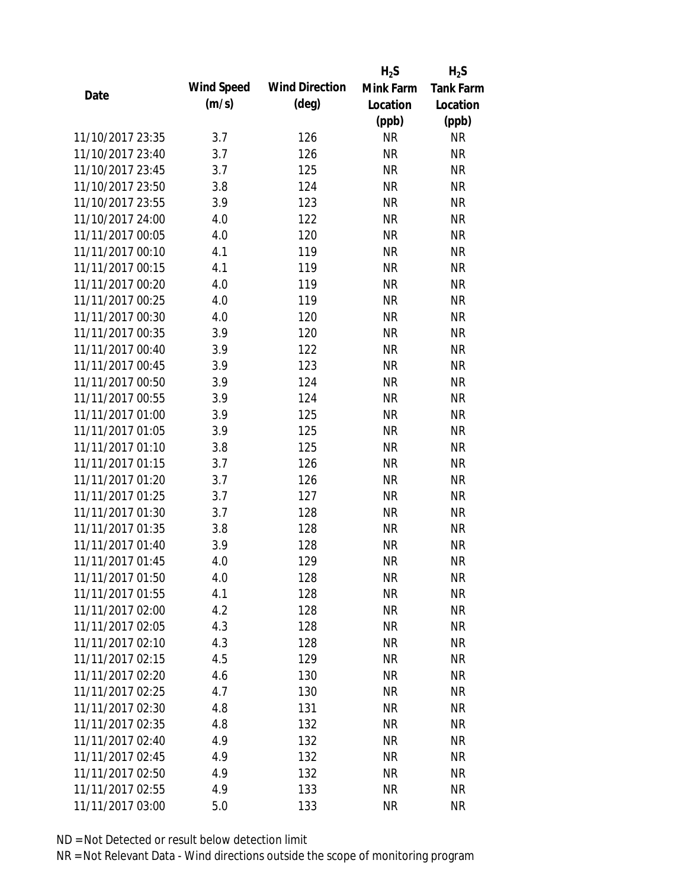| Date | Wind Speed (m/s) | Wind Direction (deg) | $H_2S$ Mink Farm Location (ppb) | $H_2S$ Tank Farm Location (ppb) |
|---|---|---|---|---|
| 11/10/2017 23:35 | 3.7 | 126 | NR | NR |
| 11/10/2017 23:40 | 3.7 | 126 | NR | NR |
| 11/10/2017 23:45 | 3.7 | 125 | NR | NR |
| 11/10/2017 23:50 | 3.8 | 124 | NR | NR |
| 11/10/2017 23:55 | 3.9 | 123 | NR | NR |
| 11/10/2017 24:00 | 4.0 | 122 | NR | NR |
| 11/11/2017 00:05 | 4.0 | 120 | NR | NR |
| 11/11/2017 00:10 | 4.1 | 119 | NR | NR |
| 11/11/2017 00:15 | 4.1 | 119 | NR | NR |
| 11/11/2017 00:20 | 4.0 | 119 | NR | NR |
| 11/11/2017 00:25 | 4.0 | 119 | NR | NR |
| 11/11/2017 00:30 | 4.0 | 120 | NR | NR |
| 11/11/2017 00:35 | 3.9 | 120 | NR | NR |
| 11/11/2017 00:40 | 3.9 | 122 | NR | NR |
| 11/11/2017 00:45 | 3.9 | 123 | NR | NR |
| 11/11/2017 00:50 | 3.9 | 124 | NR | NR |
| 11/11/2017 00:55 | 3.9 | 124 | NR | NR |
| 11/11/2017 01:00 | 3.9 | 125 | NR | NR |
| 11/11/2017 01:05 | 3.9 | 125 | NR | NR |
| 11/11/2017 01:10 | 3.8 | 125 | NR | NR |
| 11/11/2017 01:15 | 3.7 | 126 | NR | NR |
| 11/11/2017 01:20 | 3.7 | 126 | NR | NR |
| 11/11/2017 01:25 | 3.7 | 127 | NR | NR |
| 11/11/2017 01:30 | 3.7 | 128 | NR | NR |
| 11/11/2017 01:35 | 3.8 | 128 | NR | NR |
| 11/11/2017 01:40 | 3.9 | 128 | NR | NR |
| 11/11/2017 01:45 | 4.0 | 129 | NR | NR |
| 11/11/2017 01:50 | 4.0 | 128 | NR | NR |
| 11/11/2017 01:55 | 4.1 | 128 | NR | NR |
| 11/11/2017 02:00 | 4.2 | 128 | NR | NR |
| 11/11/2017 02:05 | 4.3 | 128 | NR | NR |
| 11/11/2017 02:10 | 4.3 | 128 | NR | NR |
| 11/11/2017 02:15 | 4.5 | 129 | NR | NR |
| 11/11/2017 02:20 | 4.6 | 130 | NR | NR |
| 11/11/2017 02:25 | 4.7 | 130 | NR | NR |
| 11/11/2017 02:30 | 4.8 | 131 | NR | NR |
| 11/11/2017 02:35 | 4.8 | 132 | NR | NR |
| 11/11/2017 02:40 | 4.9 | 132 | NR | NR |
| 11/11/2017 02:45 | 4.9 | 132 | NR | NR |
| 11/11/2017 02:50 | 4.9 | 132 | NR | NR |
| 11/11/2017 02:55 | 4.9 | 133 | NR | NR |
| 11/11/2017 03:00 | 5.0 | 133 | NR | NR |

ND = Not Detected or result below detection limit

NR = Not Relevant Data - Wind directions outside the scope of monitoring program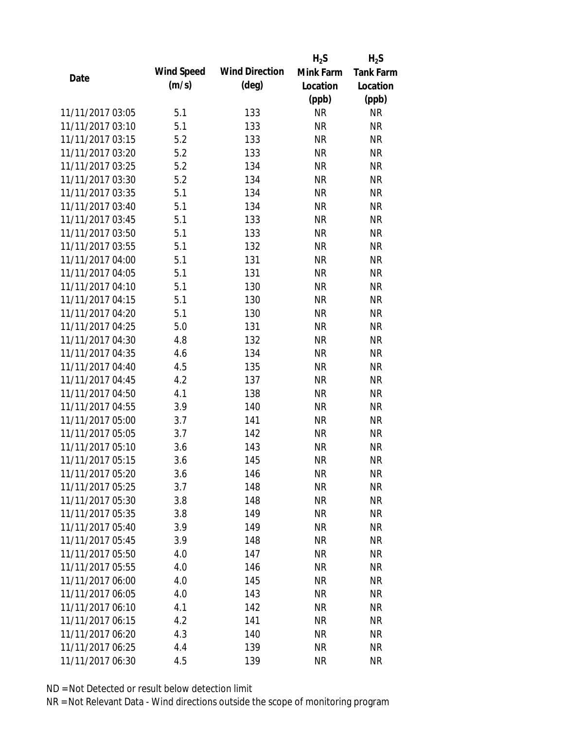| Date | Wind Speed (m/s) | Wind Direction (deg) | $H_2S$ Mink Farm Location (ppb) | $H_2S$ Tank Farm Location (ppb) |
|---|---|---|---|---|
| 11/11/2017 03:05 | 5.1 | 133 | NR | NR |
| 11/11/2017 03:10 | 5.1 | 133 | NR | NR |
| 11/11/2017 03:15 | 5.2 | 133 | NR | NR |
| 11/11/2017 03:20 | 5.2 | 133 | NR | NR |
| 11/11/2017 03:25 | 5.2 | 134 | NR | NR |
| 11/11/2017 03:30 | 5.2 | 134 | NR | NR |
| 11/11/2017 03:35 | 5.1 | 134 | NR | NR |
| 11/11/2017 03:40 | 5.1 | 134 | NR | NR |
| 11/11/2017 03:45 | 5.1 | 133 | NR | NR |
| 11/11/2017 03:50 | 5.1 | 133 | NR | NR |
| 11/11/2017 03:55 | 5.1 | 132 | NR | NR |
| 11/11/2017 04:00 | 5.1 | 131 | NR | NR |
| 11/11/2017 04:05 | 5.1 | 131 | NR | NR |
| 11/11/2017 04:10 | 5.1 | 130 | NR | NR |
| 11/11/2017 04:15 | 5.1 | 130 | NR | NR |
| 11/11/2017 04:20 | 5.1 | 130 | NR | NR |
| 11/11/2017 04:25 | 5.0 | 131 | NR | NR |
| 11/11/2017 04:30 | 4.8 | 132 | NR | NR |
| 11/11/2017 04:35 | 4.6 | 134 | NR | NR |
| 11/11/2017 04:40 | 4.5 | 135 | NR | NR |
| 11/11/2017 04:45 | 4.2 | 137 | NR | NR |
| 11/11/2017 04:50 | 4.1 | 138 | NR | NR |
| 11/11/2017 04:55 | 3.9 | 140 | NR | NR |
| 11/11/2017 05:00 | 3.7 | 141 | NR | NR |
| 11/11/2017 05:05 | 3.7 | 142 | NR | NR |
| 11/11/2017 05:10 | 3.6 | 143 | NR | NR |
| 11/11/2017 05:15 | 3.6 | 145 | NR | NR |
| 11/11/2017 05:20 | 3.6 | 146 | NR | NR |
| 11/11/2017 05:25 | 3.7 | 148 | NR | NR |
| 11/11/2017 05:30 | 3.8 | 148 | NR | NR |
| 11/11/2017 05:35 | 3.8 | 149 | NR | NR |
| 11/11/2017 05:40 | 3.9 | 149 | NR | NR |
| 11/11/2017 05:45 | 3.9 | 148 | NR | NR |
| 11/11/2017 05:50 | 4.0 | 147 | NR | NR |
| 11/11/2017 05:55 | 4.0 | 146 | NR | NR |
| 11/11/2017 06:00 | 4.0 | 145 | NR | NR |
| 11/11/2017 06:05 | 4.0 | 143 | NR | NR |
| 11/11/2017 06:10 | 4.1 | 142 | NR | NR |
| 11/11/2017 06:15 | 4.2 | 141 | NR | NR |
| 11/11/2017 06:20 | 4.3 | 140 | NR | NR |
| 11/11/2017 06:25 | 4.4 | 139 | NR | NR |
| 11/11/2017 06:30 | 4.5 | 139 | NR | NR |

ND = Not Detected or result below detection limit

NR = Not Relevant Data - Wind directions outside the scope of monitoring program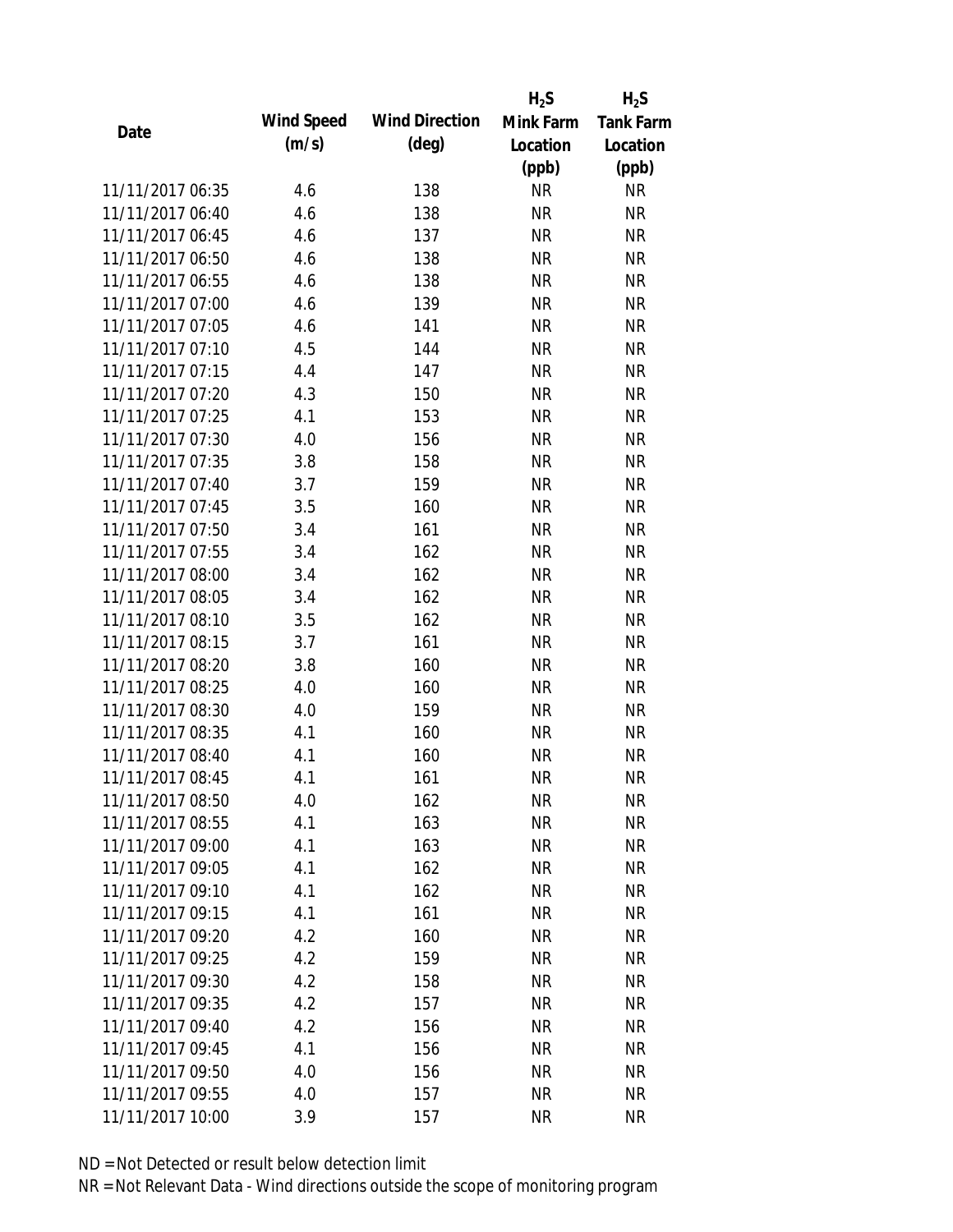| Date | Wind Speed (m/s) | Wind Direction (deg) | $H_2S$ Mink Farm Location (ppb) | $H_2S$ Tank Farm Location (ppb) |
|---|---|---|---|---|
| 11/11/2017 06:35 | 4.6 | 138 | NR | NR |
| 11/11/2017 06:40 | 4.6 | 138 | NR | NR |
| 11/11/2017 06:45 | 4.6 | 137 | NR | NR |
| 11/11/2017 06:50 | 4.6 | 138 | NR | NR |
| 11/11/2017 06:55 | 4.6 | 138 | NR | NR |
| 11/11/2017 07:00 | 4.6 | 139 | NR | NR |
| 11/11/2017 07:05 | 4.6 | 141 | NR | NR |
| 11/11/2017 07:10 | 4.5 | 144 | NR | NR |
| 11/11/2017 07:15 | 4.4 | 147 | NR | NR |
| 11/11/2017 07:20 | 4.3 | 150 | NR | NR |
| 11/11/2017 07:25 | 4.1 | 153 | NR | NR |
| 11/11/2017 07:30 | 4.0 | 156 | NR | NR |
| 11/11/2017 07:35 | 3.8 | 158 | NR | NR |
| 11/11/2017 07:40 | 3.7 | 159 | NR | NR |
| 11/11/2017 07:45 | 3.5 | 160 | NR | NR |
| 11/11/2017 07:50 | 3.4 | 161 | NR | NR |
| 11/11/2017 07:55 | 3.4 | 162 | NR | NR |
| 11/11/2017 08:00 | 3.4 | 162 | NR | NR |
| 11/11/2017 08:05 | 3.4 | 162 | NR | NR |
| 11/11/2017 08:10 | 3.5 | 162 | NR | NR |
| 11/11/2017 08:15 | 3.7 | 161 | NR | NR |
| 11/11/2017 08:20 | 3.8 | 160 | NR | NR |
| 11/11/2017 08:25 | 4.0 | 160 | NR | NR |
| 11/11/2017 08:30 | 4.0 | 159 | NR | NR |
| 11/11/2017 08:35 | 4.1 | 160 | NR | NR |
| 11/11/2017 08:40 | 4.1 | 160 | NR | NR |
| 11/11/2017 08:45 | 4.1 | 161 | NR | NR |
| 11/11/2017 08:50 | 4.0 | 162 | NR | NR |
| 11/11/2017 08:55 | 4.1 | 163 | NR | NR |
| 11/11/2017 09:00 | 4.1 | 163 | NR | NR |
| 11/11/2017 09:05 | 4.1 | 162 | NR | NR |
| 11/11/2017 09:10 | 4.1 | 162 | NR | NR |
| 11/11/2017 09:15 | 4.1 | 161 | NR | NR |
| 11/11/2017 09:20 | 4.2 | 160 | NR | NR |
| 11/11/2017 09:25 | 4.2 | 159 | NR | NR |
| 11/11/2017 09:30 | 4.2 | 158 | NR | NR |
| 11/11/2017 09:35 | 4.2 | 157 | NR | NR |
| 11/11/2017 09:40 | 4.2 | 156 | NR | NR |
| 11/11/2017 09:45 | 4.1 | 156 | NR | NR |
| 11/11/2017 09:50 | 4.0 | 156 | NR | NR |
| 11/11/2017 09:55 | 4.0 | 157 | NR | NR |
| 11/11/2017 10:00 | 3.9 | 157 | NR | NR |

ND = Not Detected or result below detection limit

NR = Not Relevant Data - Wind directions outside the scope of monitoring program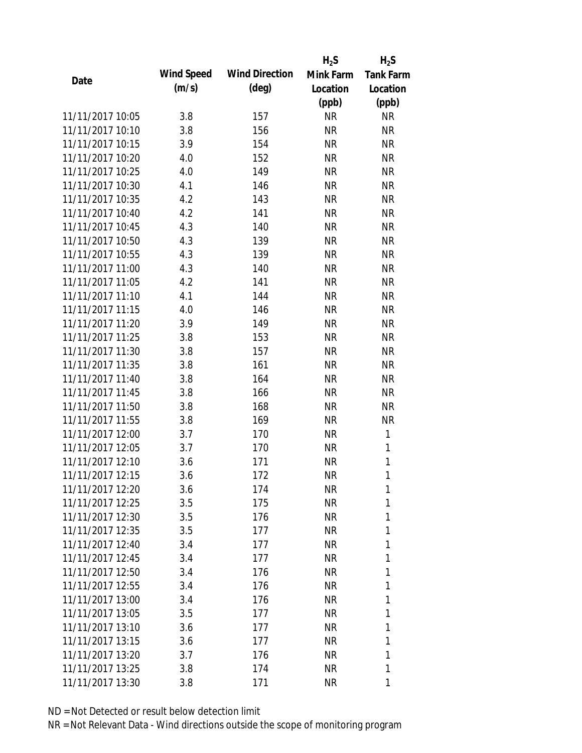| Date | Wind Speed (m/s) | Wind Direction (deg) | $H_2S$ Mink Farm Location (ppb) | $H_2S$ Tank Farm Location (ppb) |
|---|---|---|---|---|
| 11/11/2017 10:05 | 3.8 | 157 | NR | NR |
| 11/11/2017 10:10 | 3.8 | 156 | NR | NR |
| 11/11/2017 10:15 | 3.9 | 154 | NR | NR |
| 11/11/2017 10:20 | 4.0 | 152 | NR | NR |
| 11/11/2017 10:25 | 4.0 | 149 | NR | NR |
| 11/11/2017 10:30 | 4.1 | 146 | NR | NR |
| 11/11/2017 10:35 | 4.2 | 143 | NR | NR |
| 11/11/2017 10:40 | 4.2 | 141 | NR | NR |
| 11/11/2017 10:45 | 4.3 | 140 | NR | NR |
| 11/11/2017 10:50 | 4.3 | 139 | NR | NR |
| 11/11/2017 10:55 | 4.3 | 139 | NR | NR |
| 11/11/2017 11:00 | 4.3 | 140 | NR | NR |
| 11/11/2017 11:05 | 4.2 | 141 | NR | NR |
| 11/11/2017 11:10 | 4.1 | 144 | NR | NR |
| 11/11/2017 11:15 | 4.0 | 146 | NR | NR |
| 11/11/2017 11:20 | 3.9 | 149 | NR | NR |
| 11/11/2017 11:25 | 3.8 | 153 | NR | NR |
| 11/11/2017 11:30 | 3.8 | 157 | NR | NR |
| 11/11/2017 11:35 | 3.8 | 161 | NR | NR |
| 11/11/2017 11:40 | 3.8 | 164 | NR | NR |
| 11/11/2017 11:45 | 3.8 | 166 | NR | NR |
| 11/11/2017 11:50 | 3.8 | 168 | NR | NR |
| 11/11/2017 11:55 | 3.8 | 169 | NR | NR |
| 11/11/2017 12:00 | 3.7 | 170 | NR | 1 |
| 11/11/2017 12:05 | 3.7 | 170 | NR | 1 |
| 11/11/2017 12:10 | 3.6 | 171 | NR | 1 |
| 11/11/2017 12:15 | 3.6 | 172 | NR | 1 |
| 11/11/2017 12:20 | 3.6 | 174 | NR | 1 |
| 11/11/2017 12:25 | 3.5 | 175 | NR | 1 |
| 11/11/2017 12:30 | 3.5 | 176 | NR | 1 |
| 11/11/2017 12:35 | 3.5 | 177 | NR | 1 |
| 11/11/2017 12:40 | 3.4 | 177 | NR | 1 |
| 11/11/2017 12:45 | 3.4 | 177 | NR | 1 |
| 11/11/2017 12:50 | 3.4 | 176 | NR | 1 |
| 11/11/2017 12:55 | 3.4 | 176 | NR | 1 |
| 11/11/2017 13:00 | 3.4 | 176 | NR | 1 |
| 11/11/2017 13:05 | 3.5 | 177 | NR | 1 |
| 11/11/2017 13:10 | 3.6 | 177 | NR | 1 |
| 11/11/2017 13:15 | 3.6 | 177 | NR | 1 |
| 11/11/2017 13:20 | 3.7 | 176 | NR | 1 |
| 11/11/2017 13:25 | 3.8 | 174 | NR | 1 |
| 11/11/2017 13:30 | 3.8 | 171 | NR | 1 |

ND = Not Detected or result below detection limit

NR = Not Relevant Data - Wind directions outside the scope of monitoring program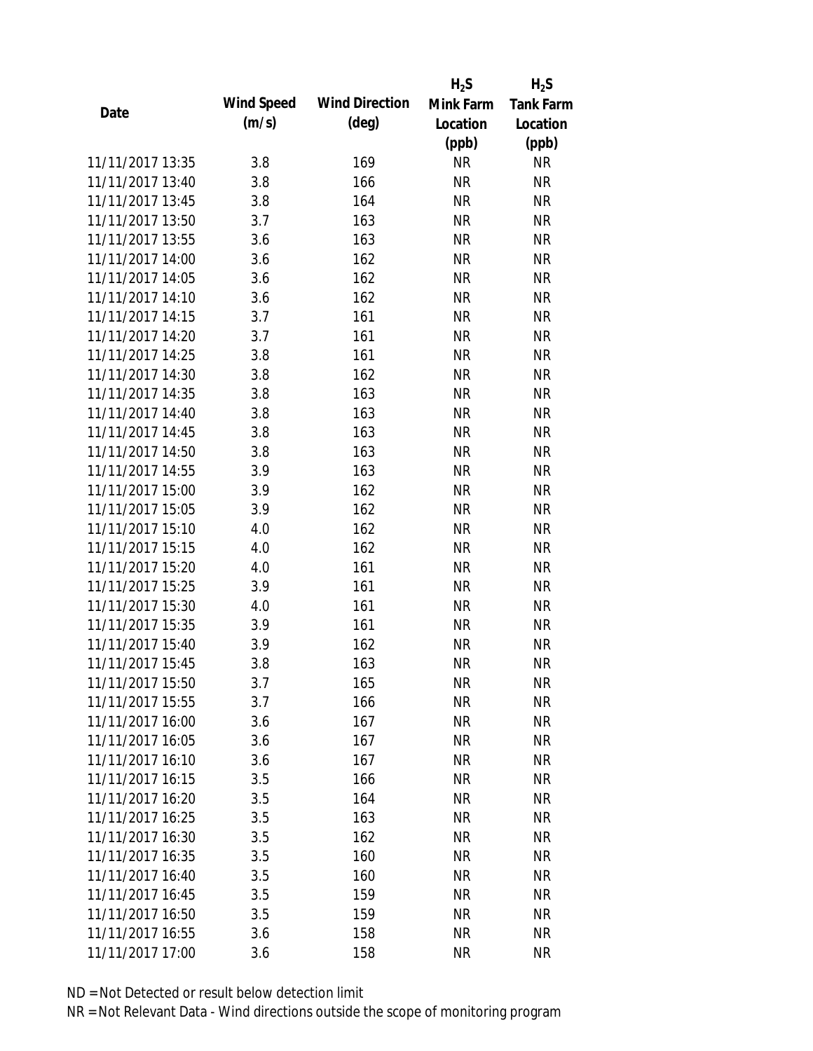| Date | Wind Speed (m/s) | Wind Direction (deg) | $H_2S$ Mink Farm Location (ppb) | $H_2S$ Tank Farm Location (ppb) |
|---|---|---|---|---|
| 11/11/2017 13:35 | 3.8 | 169 | NR | NR |
| 11/11/2017 13:40 | 3.8 | 166 | NR | NR |
| 11/11/2017 13:45 | 3.8 | 164 | NR | NR |
| 11/11/2017 13:50 | 3.7 | 163 | NR | NR |
| 11/11/2017 13:55 | 3.6 | 163 | NR | NR |
| 11/11/2017 14:00 | 3.6 | 162 | NR | NR |
| 11/11/2017 14:05 | 3.6 | 162 | NR | NR |
| 11/11/2017 14:10 | 3.6 | 162 | NR | NR |
| 11/11/2017 14:15 | 3.7 | 161 | NR | NR |
| 11/11/2017 14:20 | 3.7 | 161 | NR | NR |
| 11/11/2017 14:25 | 3.8 | 161 | NR | NR |
| 11/11/2017 14:30 | 3.8 | 162 | NR | NR |
| 11/11/2017 14:35 | 3.8 | 163 | NR | NR |
| 11/11/2017 14:40 | 3.8 | 163 | NR | NR |
| 11/11/2017 14:45 | 3.8 | 163 | NR | NR |
| 11/11/2017 14:50 | 3.8 | 163 | NR | NR |
| 11/11/2017 14:55 | 3.9 | 163 | NR | NR |
| 11/11/2017 15:00 | 3.9 | 162 | NR | NR |
| 11/11/2017 15:05 | 3.9 | 162 | NR | NR |
| 11/11/2017 15:10 | 4.0 | 162 | NR | NR |
| 11/11/2017 15:15 | 4.0 | 162 | NR | NR |
| 11/11/2017 15:20 | 4.0 | 161 | NR | NR |
| 11/11/2017 15:25 | 3.9 | 161 | NR | NR |
| 11/11/2017 15:30 | 4.0 | 161 | NR | NR |
| 11/11/2017 15:35 | 3.9 | 161 | NR | NR |
| 11/11/2017 15:40 | 3.9 | 162 | NR | NR |
| 11/11/2017 15:45 | 3.8 | 163 | NR | NR |
| 11/11/2017 15:50 | 3.7 | 165 | NR | NR |
| 11/11/2017 15:55 | 3.7 | 166 | NR | NR |
| 11/11/2017 16:00 | 3.6 | 167 | NR | NR |
| 11/11/2017 16:05 | 3.6 | 167 | NR | NR |
| 11/11/2017 16:10 | 3.6 | 167 | NR | NR |
| 11/11/2017 16:15 | 3.5 | 166 | NR | NR |
| 11/11/2017 16:20 | 3.5 | 164 | NR | NR |
| 11/11/2017 16:25 | 3.5 | 163 | NR | NR |
| 11/11/2017 16:30 | 3.5 | 162 | NR | NR |
| 11/11/2017 16:35 | 3.5 | 160 | NR | NR |
| 11/11/2017 16:40 | 3.5 | 160 | NR | NR |
| 11/11/2017 16:45 | 3.5 | 159 | NR | NR |
| 11/11/2017 16:50 | 3.5 | 159 | NR | NR |
| 11/11/2017 16:55 | 3.6 | 158 | NR | NR |
| 11/11/2017 17:00 | 3.6 | 158 | NR | NR |

ND = Not Detected or result below detection limit

NR = Not Relevant Data - Wind directions outside the scope of monitoring program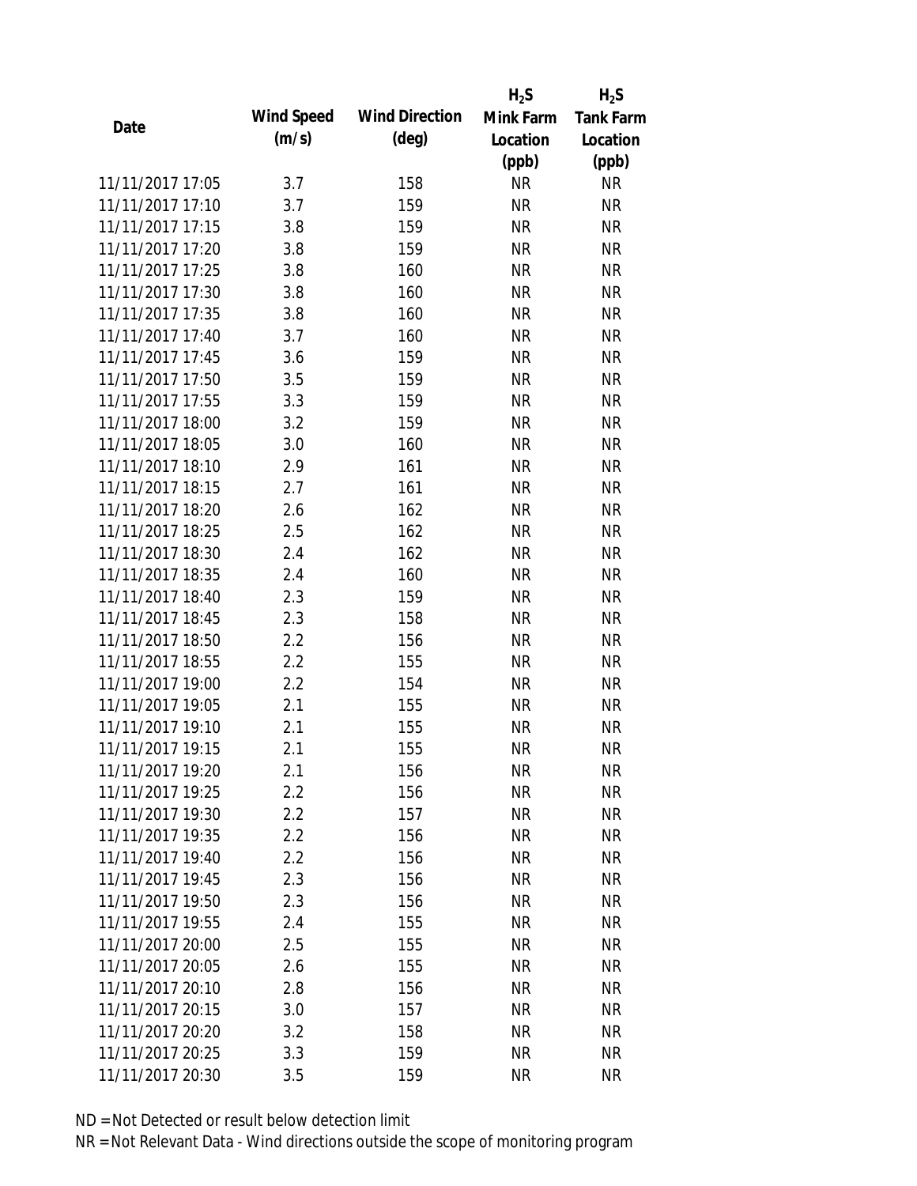| Date | Wind Speed (m/s) | Wind Direction (deg) | $H_2S$ Mink Farm Location (ppb) | $H_2S$ Tank Farm Location (ppb) |
|---|---|---|---|---|
| 11/11/2017 17:05 | 3.7 | 158 | NR | NR |
| 11/11/2017 17:10 | 3.7 | 159 | NR | NR |
| 11/11/2017 17:15 | 3.8 | 159 | NR | NR |
| 11/11/2017 17:20 | 3.8 | 159 | NR | NR |
| 11/11/2017 17:25 | 3.8 | 160 | NR | NR |
| 11/11/2017 17:30 | 3.8 | 160 | NR | NR |
| 11/11/2017 17:35 | 3.8 | 160 | NR | NR |
| 11/11/2017 17:40 | 3.7 | 160 | NR | NR |
| 11/11/2017 17:45 | 3.6 | 159 | NR | NR |
| 11/11/2017 17:50 | 3.5 | 159 | NR | NR |
| 11/11/2017 17:55 | 3.3 | 159 | NR | NR |
| 11/11/2017 18:00 | 3.2 | 159 | NR | NR |
| 11/11/2017 18:05 | 3.0 | 160 | NR | NR |
| 11/11/2017 18:10 | 2.9 | 161 | NR | NR |
| 11/11/2017 18:15 | 2.7 | 161 | NR | NR |
| 11/11/2017 18:20 | 2.6 | 162 | NR | NR |
| 11/11/2017 18:25 | 2.5 | 162 | NR | NR |
| 11/11/2017 18:30 | 2.4 | 162 | NR | NR |
| 11/11/2017 18:35 | 2.4 | 160 | NR | NR |
| 11/11/2017 18:40 | 2.3 | 159 | NR | NR |
| 11/11/2017 18:45 | 2.3 | 158 | NR | NR |
| 11/11/2017 18:50 | 2.2 | 156 | NR | NR |
| 11/11/2017 18:55 | 2.2 | 155 | NR | NR |
| 11/11/2017 19:00 | 2.2 | 154 | NR | NR |
| 11/11/2017 19:05 | 2.1 | 155 | NR | NR |
| 11/11/2017 19:10 | 2.1 | 155 | NR | NR |
| 11/11/2017 19:15 | 2.1 | 155 | NR | NR |
| 11/11/2017 19:20 | 2.1 | 156 | NR | NR |
| 11/11/2017 19:25 | 2.2 | 156 | NR | NR |
| 11/11/2017 19:30 | 2.2 | 157 | NR | NR |
| 11/11/2017 19:35 | 2.2 | 156 | NR | NR |
| 11/11/2017 19:40 | 2.2 | 156 | NR | NR |
| 11/11/2017 19:45 | 2.3 | 156 | NR | NR |
| 11/11/2017 19:50 | 2.3 | 156 | NR | NR |
| 11/11/2017 19:55 | 2.4 | 155 | NR | NR |
| 11/11/2017 20:00 | 2.5 | 155 | NR | NR |
| 11/11/2017 20:05 | 2.6 | 155 | NR | NR |
| 11/11/2017 20:10 | 2.8 | 156 | NR | NR |
| 11/11/2017 20:15 | 3.0 | 157 | NR | NR |
| 11/11/2017 20:20 | 3.2 | 158 | NR | NR |
| 11/11/2017 20:25 | 3.3 | 159 | NR | NR |
| 11/11/2017 20:30 | 3.5 | 159 | NR | NR |

ND = Not Detected or result below detection limit

NR = Not Relevant Data - Wind directions outside the scope of monitoring program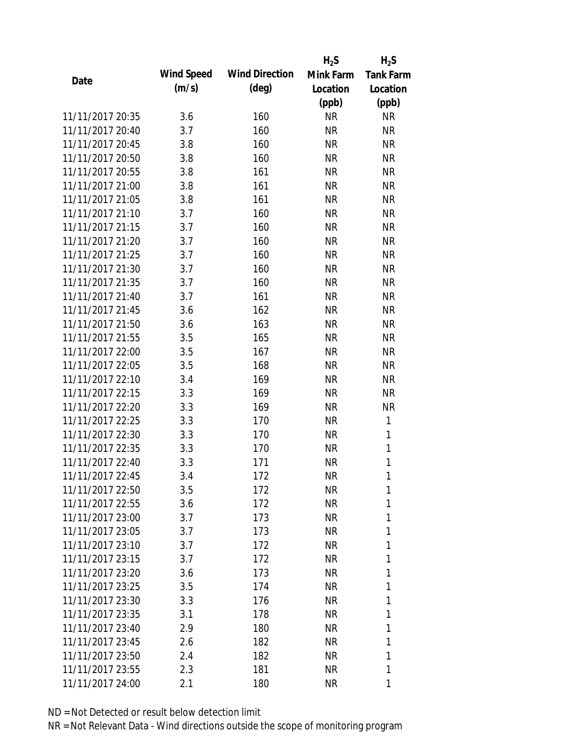| Date | Wind Speed (m/s) | Wind Direction (deg) | $H_2S$ Mink Farm Location (ppb) | $H_2S$ Tank Farm Location (ppb) |
|---|---|---|---|---|
| 11/11/2017 20:35 | 3.6 | 160 | NR | NR |
| 11/11/2017 20:40 | 3.7 | 160 | NR | NR |
| 11/11/2017 20:45 | 3.8 | 160 | NR | NR |
| 11/11/2017 20:50 | 3.8 | 160 | NR | NR |
| 11/11/2017 20:55 | 3.8 | 161 | NR | NR |
| 11/11/2017 21:00 | 3.8 | 161 | NR | NR |
| 11/11/2017 21:05 | 3.8 | 161 | NR | NR |
| 11/11/2017 21:10 | 3.7 | 160 | NR | NR |
| 11/11/2017 21:15 | 3.7 | 160 | NR | NR |
| 11/11/2017 21:20 | 3.7 | 160 | NR | NR |
| 11/11/2017 21:25 | 3.7 | 160 | NR | NR |
| 11/11/2017 21:30 | 3.7 | 160 | NR | NR |
| 11/11/2017 21:35 | 3.7 | 160 | NR | NR |
| 11/11/2017 21:40 | 3.7 | 161 | NR | NR |
| 11/11/2017 21:45 | 3.6 | 162 | NR | NR |
| 11/11/2017 21:50 | 3.6 | 163 | NR | NR |
| 11/11/2017 21:55 | 3.5 | 165 | NR | NR |
| 11/11/2017 22:00 | 3.5 | 167 | NR | NR |
| 11/11/2017 22:05 | 3.5 | 168 | NR | NR |
| 11/11/2017 22:10 | 3.4 | 169 | NR | NR |
| 11/11/2017 22:15 | 3.3 | 169 | NR | NR |
| 11/11/2017 22:20 | 3.3 | 169 | NR | NR |
| 11/11/2017 22:25 | 3.3 | 170 | NR | 1 |
| 11/11/2017 22:30 | 3.3 | 170 | NR | 1 |
| 11/11/2017 22:35 | 3.3 | 170 | NR | 1 |
| 11/11/2017 22:40 | 3.3 | 171 | NR | 1 |
| 11/11/2017 22:45 | 3.4 | 172 | NR | 1 |
| 11/11/2017 22:50 | 3.5 | 172 | NR | 1 |
| 11/11/2017 22:55 | 3.6 | 172 | NR | 1 |
| 11/11/2017 23:00 | 3.7 | 173 | NR | 1 |
| 11/11/2017 23:05 | 3.7 | 173 | NR | 1 |
| 11/11/2017 23:10 | 3.7 | 172 | NR | 1 |
| 11/11/2017 23:15 | 3.7 | 172 | NR | 1 |
| 11/11/2017 23:20 | 3.6 | 173 | NR | 1 |
| 11/11/2017 23:25 | 3.5 | 174 | NR | 1 |
| 11/11/2017 23:30 | 3.3 | 176 | NR | 1 |
| 11/11/2017 23:35 | 3.1 | 178 | NR | 1 |
| 11/11/2017 23:40 | 2.9 | 180 | NR | 1 |
| 11/11/2017 23:45 | 2.6 | 182 | NR | 1 |
| 11/11/2017 23:50 | 2.4 | 182 | NR | 1 |
| 11/11/2017 23:55 | 2.3 | 181 | NR | 1 |
| 11/11/2017 24:00 | 2.1 | 180 | NR | 1 |

ND = Not Detected or result below detection limit

NR = Not Relevant Data - Wind directions outside the scope of monitoring program